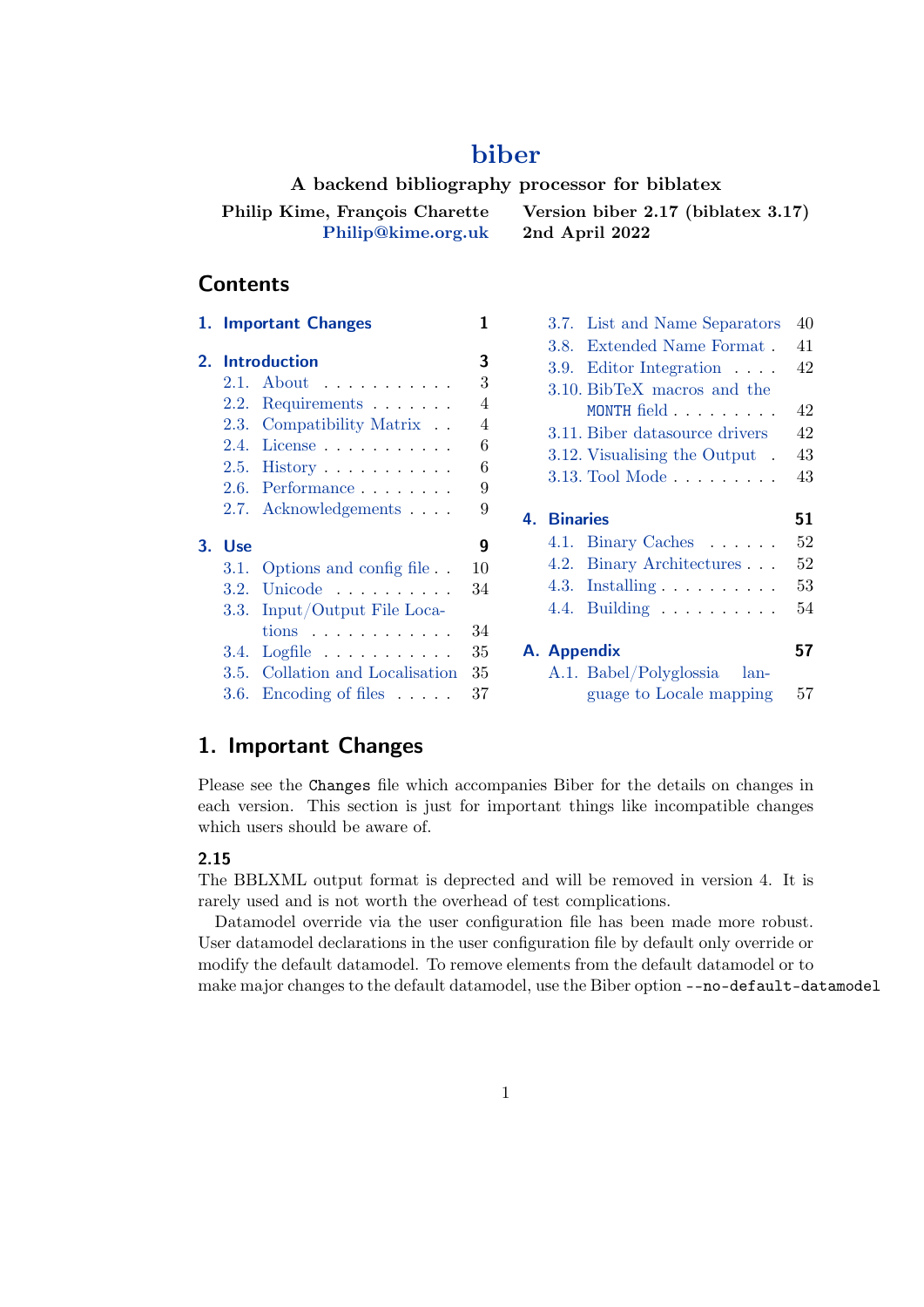# biber

**A backend bibliography processor for biblatex**

**Philip Kime, François Charette**
**Philip@kime.org.uk**

**Version biber 2.17 (biblatex 3.17)**
**2nd April 2022**

## Contents

- **1. Important Changes** — 1
- **2. Introduction** — 3
  - 2.1. About — 3
  - 2.2. Requirements — 4
  - 2.3. Compatibility Matrix — 4
  - 2.4. License — 6
  - 2.5. History — 6
  - 2.6. Performance — 9
  - 2.7. Acknowledgements — 9
- **3. Use** — 9
  - 3.1. Options and config file — 10
  - 3.2. Unicode — 34
  - 3.3. Input/Output File Locations — 34
  - 3.4. Logfile — 35
  - 3.5. Collation and Localisation — 35
  - 3.6. Encoding of files — 37
  - 3.7. List and Name Separators — 40
  - 3.8. Extended Name Format — 41
  - 3.9. Editor Integration — 42
  - 3.10. BibTeX macros and the `MONTH` field — 42
  - 3.11. Biber datasource drivers — 42
  - 3.12. Visualising the Output — 43
  - 3.13. Tool Mode — 43
- **4. Binaries** — 51
  - 4.1. Binary Caches — 52
  - 4.2. Binary Architectures — 52
  - 4.3. Installing — 53
  - 4.4. Building — 54
- **A. Appendix** — 57
  - A.1. Babel/Polyglossia language to Locale mapping — 57

## 1. Important Changes

Please see the `Changes` file which accompanies Biber for the details on changes in each version. This section is just for important things like incompatible changes which users should be aware of.

### 2.15

The BBLXML output format is deprected and will be removed in version 4. It is rarely used and is not worth the overhead of test complications.

Datamodel override via the user configuration file has been made more robust. User datamodel declarations in the user configuration file by default only override or modify the default datamodel. To remove elements from the default datamodel or to make major changes to the default datamodel, use the Biber option `--no-default-datamodel`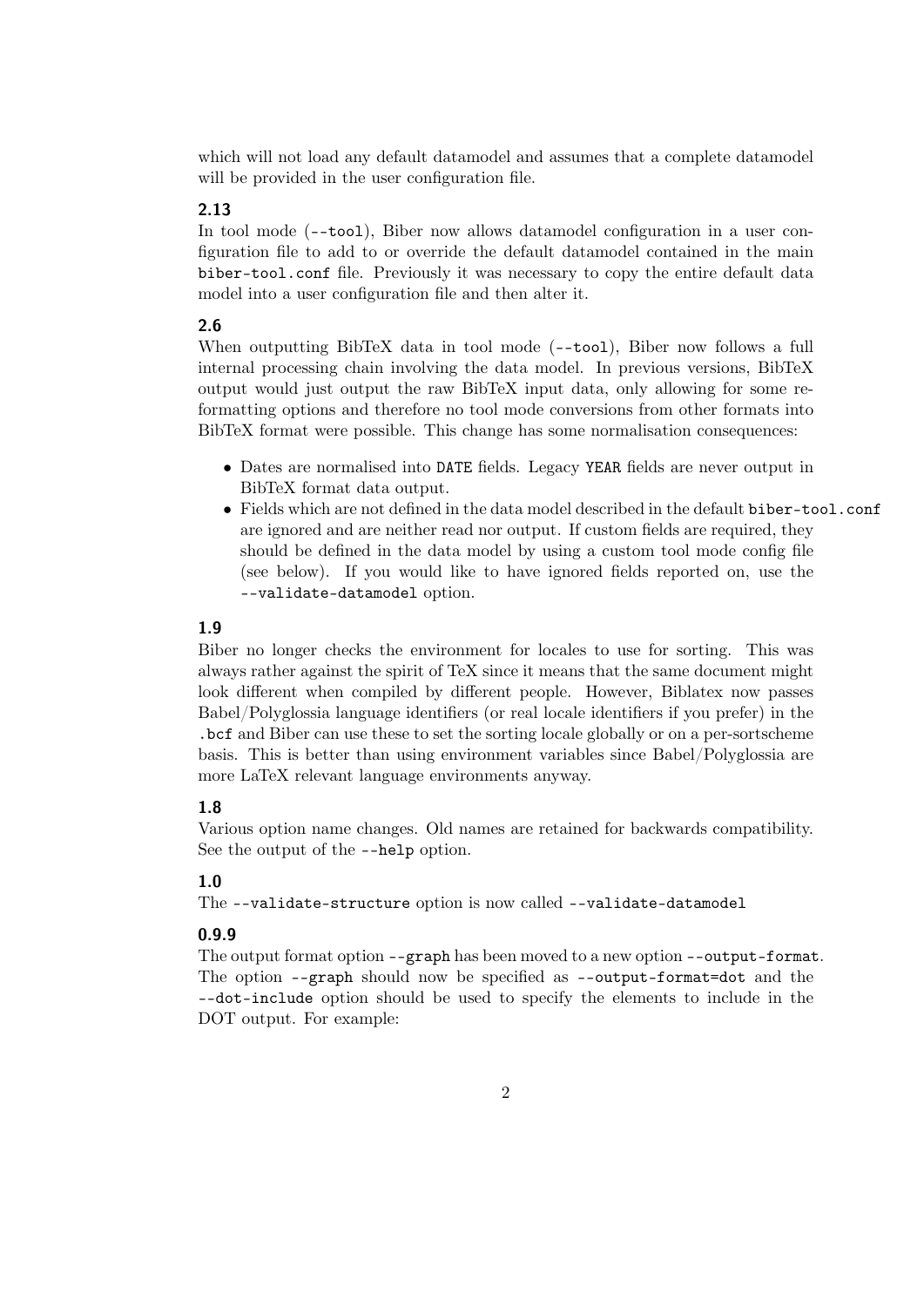which will not load any default datamodel and assumes that a complete datamodel will be provided in the user configuration file.

### 2.13

In tool mode (`--tool`), Biber now allows datamodel configuration in a user configuration file to add to or override the default datamodel contained in the main `biber-tool.conf` file. Previously it was necessary to copy the entire default data model into a user configuration file and then alter it.

### 2.6

When outputting BibTeX data in tool mode (`--tool`), Biber now follows a full internal processing chain involving the data model. In previous versions, BibTeX output would just output the raw BibTeX input data, only allowing for some reformatting options and therefore no tool mode conversions from other formats into BibTeX format were possible. This change has some normalisation consequences:

- Dates are normalised into `DATE` fields. Legacy `YEAR` fields are never output in BibTeX format data output.
- Fields which are not defined in the data model described in the default `biber-tool.conf` are ignored and are neither read nor output. If custom fields are required, they should be defined in the data model by using a custom tool mode config file (see below). If you would like to have ignored fields reported on, use the `--validate-datamodel` option.

### 1.9

Biber no longer checks the environment for locales to use for sorting. This was always rather against the spirit of TeX since it means that the same document might look different when compiled by different people. However, Biblatex now passes Babel/Polyglossia language identifiers (or real locale identifiers if you prefer) in the `.bcf` and Biber can use these to set the sorting locale globally or on a per-sortscheme basis. This is better than using environment variables since Babel/Polyglossia are more LaTeX relevant language environments anyway.

### 1.8

Various option name changes. Old names are retained for backwards compatibility. See the output of the `--help` option.

### 1.0

The `--validate-structure` option is now called `--validate-datamodel`

### 0.9.9

The output format option `--graph` has been moved to a new option `--output-format`. The option `--graph` should now be specified as `--output-format=dot` and the `--dot-include` option should be used to specify the elements to include in the DOT output. For example: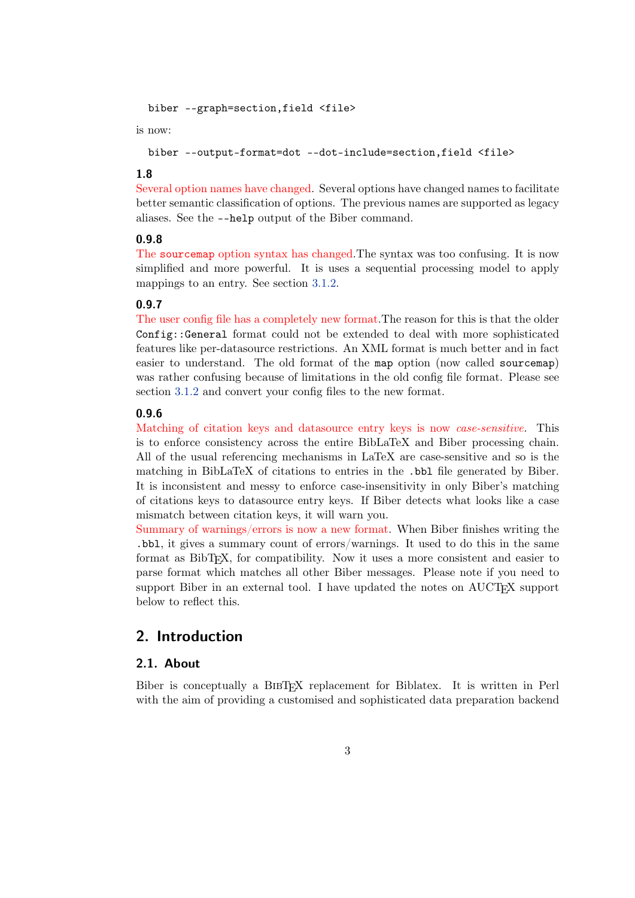```
biber --graph=section,field <file>
```

is now:

```
biber --output-format=dot --dot-include=section,field <file>
```

### 1.8

Several option names have changed. Several options have changed names to facilitate better semantic classification of options. The previous names are supported as legacy aliases. See the `--help` output of the Biber command.

### 0.9.8

The `sourcemap` option syntax has changed.The syntax was too confusing. It is now simplified and more powerful. It is uses a sequential processing model to apply mappings to an entry. See section 3.1.2.

### 0.9.7

The user config file has a completely new format.The reason for this is that the older `Config::General` format could not be extended to deal with more sophisticated features like per-datasource restrictions. An XML format is much better and in fact easier to understand. The old format of the `map` option (now called `sourcemap`) was rather confusing because of limitations in the old config file format. Please see section 3.1.2 and convert your config files to the new format.

### 0.9.6

Matching of citation keys and datasource entry keys is now *case-sensitive*. This is to enforce consistency across the entire BibLaTeX and Biber processing chain. All of the usual referencing mechanisms in LaTeX are case-sensitive and so is the matching in BibLaTeX of citations to entries in the `.bbl` file generated by Biber. It is inconsistent and messy to enforce case-insensitivity in only Biber's matching of citations keys to datasource entry keys. If Biber detects what looks like a case mismatch between citation keys, it will warn you.

Summary of warnings/errors is now a new format. When Biber finishes writing the `.bbl`, it gives a summary count of errors/warnings. It used to do this in the same format as BibTEX, for compatibility. Now it uses a more consistent and easier to parse format which matches all other Biber messages. Please note if you need to support Biber in an external tool. I have updated the notes on AUCTEX support below to reflect this.

# 2. Introduction

## 2.1. About

Biber is conceptually a BIBTEX replacement for Biblatex. It is written in Perl with the aim of providing a customised and sophisticated data preparation backend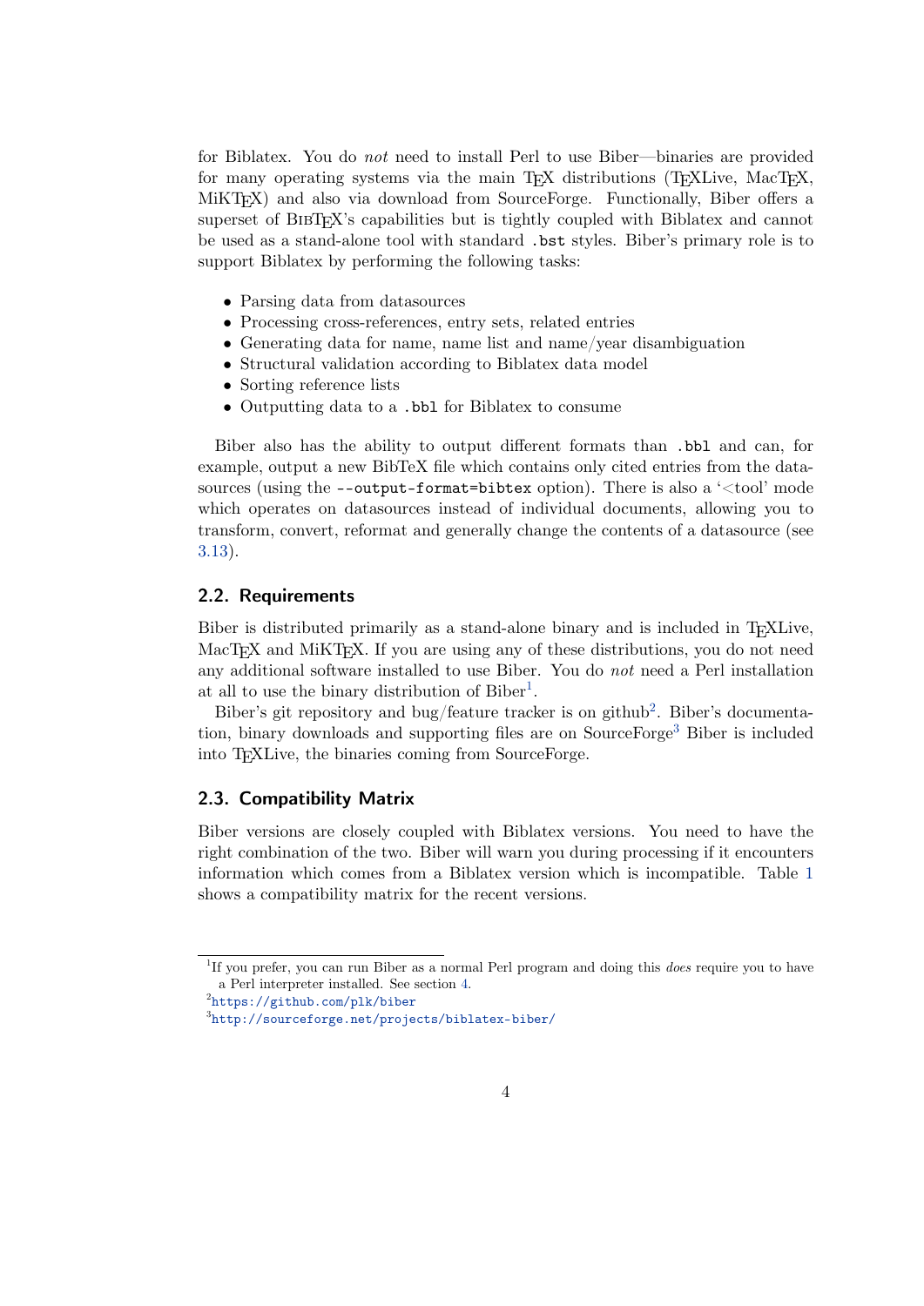for Biblatex. You do *not* need to install Perl to use Biber—binaries are provided for many operating systems via the main TEX distributions (TEXLive, MacTEX, MiKTEX) and also via download from SourceForge. Functionally, Biber offers a superset of BIBTEX's capabilities but is tightly coupled with Biblatex and cannot be used as a stand-alone tool with standard `.bst` styles. Biber's primary role is to support Biblatex by performing the following tasks:

- Parsing data from datasources
- Processing cross-references, entry sets, related entries
- Generating data for name, name list and name/year disambiguation
- Structural validation according to Biblatex data model
- Sorting reference lists
- Outputting data to a `.bbl` for Biblatex to consume

Biber also has the ability to output different formats than `.bbl` and can, for example, output a new BibTeX file which contains only cited entries from the datasources (using the `--output-format=bibtex` option). There is also a '<tool' mode which operates on datasources instead of individual documents, allowing you to transform, convert, reformat and generally change the contents of a datasource (see 3.13).

## 2.2. Requirements

Biber is distributed primarily as a stand-alone binary and is included in TEXLive, MacTEX and MiKTEX. If you are using any of these distributions, you do not need any additional software installed to use Biber. You do *not* need a Perl installation at all to use the binary distribution of Biber[1].

Biber's git repository and bug/feature tracker is on github[2]. Biber's documentation, binary downloads and supporting files are on SourceForge[3] Biber is included into TEXLive, the binaries coming from SourceForge.

## 2.3. Compatibility Matrix

Biber versions are closely coupled with Biblatex versions. You need to have the right combination of the two. Biber will warn you during processing if it encounters information which comes from a Biblatex version which is incompatible. Table 1 shows a compatibility matrix for the recent versions.

---

[1] If you prefer, you can run Biber as a normal Perl program and doing this *does* require you to have a Perl interpreter installed. See section 4.

[2] https://github.com/plk/biber

[3] http://sourceforge.net/projects/biblatex-biber/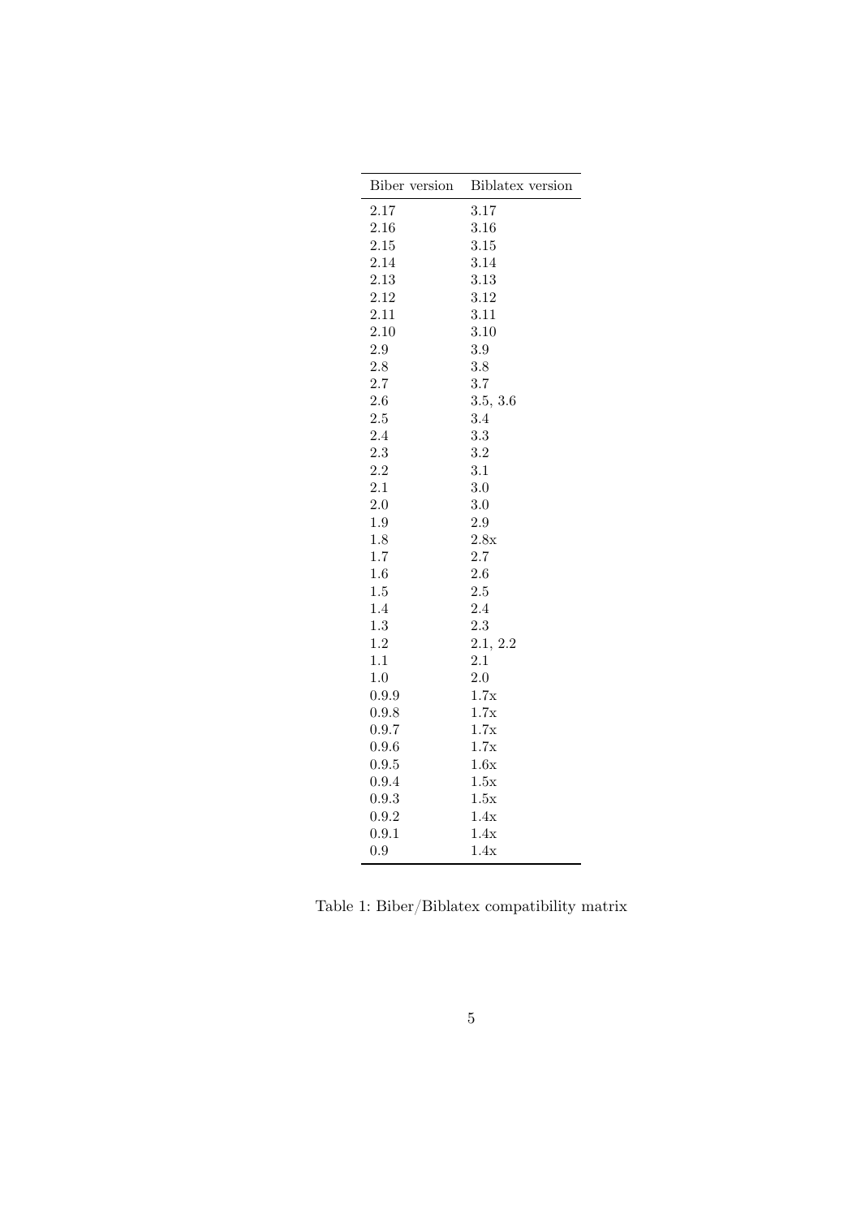| Biber version | Biblatex version |
|---|---|
| 2.17 | 3.17 |
| 2.16 | 3.16 |
| 2.15 | 3.15 |
| 2.14 | 3.14 |
| 2.13 | 3.13 |
| 2.12 | 3.12 |
| 2.11 | 3.11 |
| 2.10 | 3.10 |
| 2.9 | 3.9 |
| 2.8 | 3.8 |
| 2.7 | 3.7 |
| 2.6 | 3.5, 3.6 |
| 2.5 | 3.4 |
| 2.4 | 3.3 |
| 2.3 | 3.2 |
| 2.2 | 3.1 |
| 2.1 | 3.0 |
| 2.0 | 3.0 |
| 1.9 | 2.9 |
| 1.8 | 2.8x |
| 1.7 | 2.7 |
| 1.6 | 2.6 |
| 1.5 | 2.5 |
| 1.4 | 2.4 |
| 1.3 | 2.3 |
| 1.2 | 2.1, 2.2 |
| 1.1 | 2.1 |
| 1.0 | 2.0 |
| 0.9.9 | 1.7x |
| 0.9.8 | 1.7x |
| 0.9.7 | 1.7x |
| 0.9.6 | 1.7x |
| 0.9.5 | 1.6x |
| 0.9.4 | 1.5x |
| 0.9.3 | 1.5x |
| 0.9.2 | 1.4x |
| 0.9.1 | 1.4x |
| 0.9 | 1.4x |

Table 1: Biber/Biblatex compatibility matrix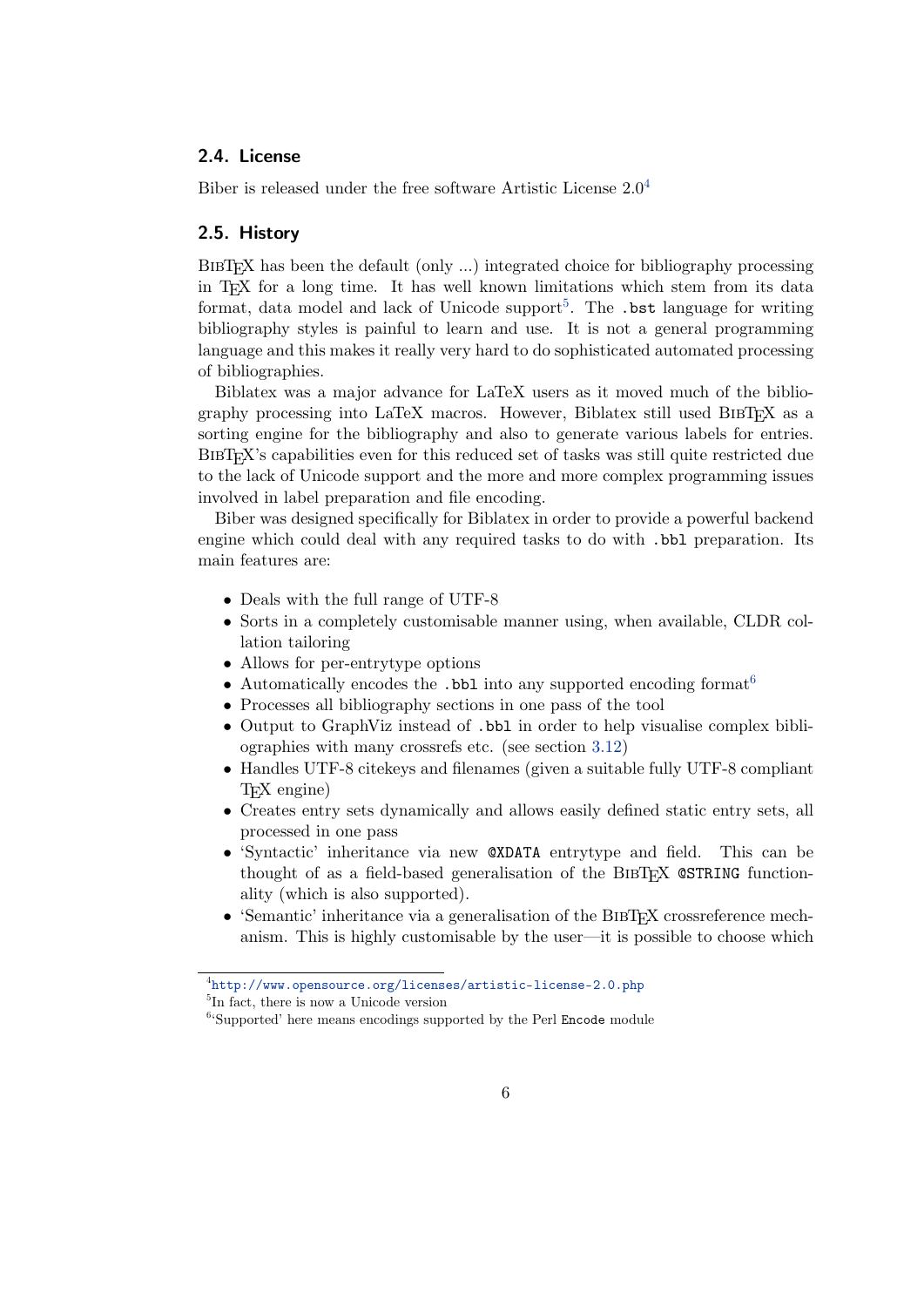## 2.4. License

Biber is released under the free software Artistic License 2.0[4]

## 2.5. History

BibTeX has been the default (only ...) integrated choice for bibliography processing in TeX for a long time. It has well known limitations which stem from its data format, data model and lack of Unicode support[5]. The `.bst` language for writing bibliography styles is painful to learn and use. It is not a general programming language and this makes it really very hard to do sophisticated automated processing of bibliographies.

Biblatex was a major advance for LaTeX users as it moved much of the bibliography processing into LaTeX macros. However, Biblatex still used BibTeX as a sorting engine for the bibliography and also to generate various labels for entries. BibTeX's capabilities even for this reduced set of tasks was still quite restricted due to the lack of Unicode support and the more and more complex programming issues involved in label preparation and file encoding.

Biber was designed specifically for Biblatex in order to provide a powerful backend engine which could deal with any required tasks to do with `.bbl` preparation. Its main features are:

- Deals with the full range of UTF-8
- Sorts in a completely customisable manner using, when available, CLDR collation tailoring
- Allows for per-entrytype options
- Automatically encodes the `.bbl` into any supported encoding format[6]
- Processes all bibliography sections in one pass of the tool
- Output to GraphViz instead of `.bbl` in order to help visualise complex bibliographies with many crossrefs etc. (see section 3.12)
- Handles UTF-8 citekeys and filenames (given a suitable fully UTF-8 compliant TeX engine)
- Creates entry sets dynamically and allows easily defined static entry sets, all processed in one pass
- 'Syntactic' inheritance via new `@XDATA` entrytype and field. This can be thought of as a field-based generalisation of the BibTeX `@STRING` functionality (which is also supported).
- 'Semantic' inheritance via a generalisation of the BibTeX crossreference mechanism. This is highly customisable by the user—it is possible to choose which

[4] http://www.opensource.org/licenses/artistic-license-2.0.php

[5] In fact, there is now a Unicode version

[6] 'Supported' here means encodings supported by the Perl `Encode` module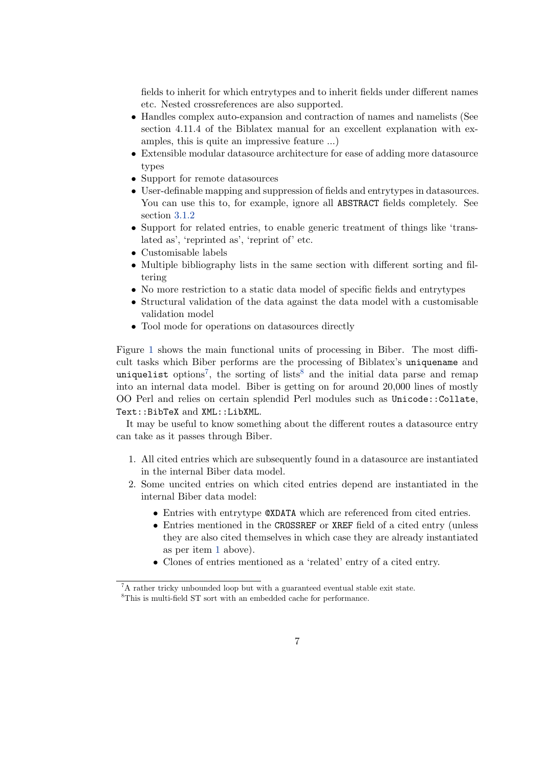fields to inherit for which entrytypes and to inherit fields under different names etc. Nested crossreferences are also supported.

- Handles complex auto-expansion and contraction of names and namelists (See section 4.11.4 of the Biblatex manual for an excellent explanation with examples, this is quite an impressive feature ...)
- Extensible modular datasource architecture for ease of adding more datasource types
- Support for remote datasources
- User-definable mapping and suppression of fields and entrytypes in datasources. You can use this to, for example, ignore all `ABSTRACT` fields completely. See section 3.1.2
- Support for related entries, to enable generic treatment of things like 'translated as', 'reprinted as', 'reprint of' etc.
- Customisable labels
- Multiple bibliography lists in the same section with different sorting and filtering
- No more restriction to a static data model of specific fields and entrytypes
- Structural validation of the data against the data model with a customisable validation model
- Tool mode for operations on datasources directly

Figure 1 shows the main functional units of processing in Biber. The most difficult tasks which Biber performs are the processing of Biblatex's `uniquename` and `uniquelist` options[7], the sorting of lists[8] and the initial data parse and remap into an internal data model. Biber is getting on for around 20,000 lines of mostly OO Perl and relies on certain splendid Perl modules such as `Unicode::Collate`, `Text::BibTeX` and `XML::LibXML`.

It may be useful to know something about the different routes a datasource entry can take as it passes through Biber.

1. All cited entries which are subsequently found in a datasource are instantiated in the internal Biber data model.
2. Some uncited entries on which cited entries depend are instantiated in the internal Biber data model:
   - Entries with entrytype `@XDATA` which are referenced from cited entries.
   - Entries mentioned in the `CROSSREF` or `XREF` field of a cited entry (unless they are also cited themselves in which case they are already instantiated as per item 1 above).
   - Clones of entries mentioned as a 'related' entry of a cited entry.

[7] A rather tricky unbounded loop but with a guaranteed eventual stable exit state.

[8] This is multi-field ST sort with an embedded cache for performance.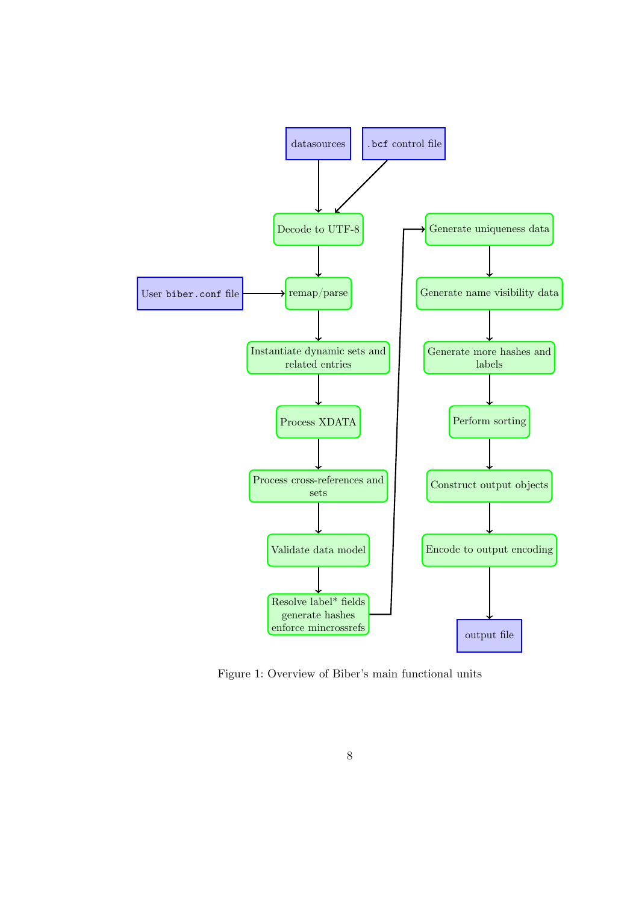datasources

.bcf control file

Decode to UTF-8

User biber.conf file

remap/parse

Instantiate dynamic sets and related entries

Process XDATA

Process cross-references and sets

Validate data model

Resolve label* fields
generate hashes
enforce mincrossrefs

Generate uniqueness data

Generate name visibility data

Generate more hashes and labels

Perform sorting

Construct output objects

Encode to output encoding

output file

Figure 1: Overview of Biber's main functional units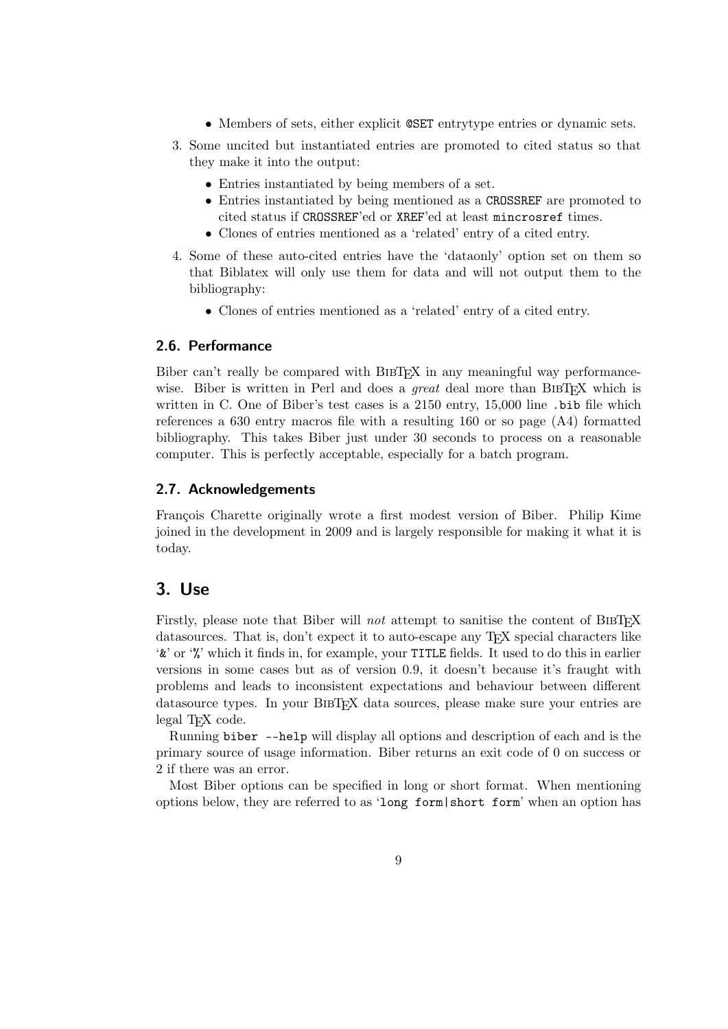- Members of sets, either explicit `@SET` entrytype entries or dynamic sets.

3. Some uncited but instantiated entries are promoted to cited status so that they make it into the output:
   - Entries instantiated by being members of a set.
   - Entries instantiated by being mentioned as a `CROSSREF` are promoted to cited status if `CROSSREF`'ed or `XREF`'ed at least `mincrossref` times.
   - Clones of entries mentioned as a 'related' entry of a cited entry.

4. Some of these auto-cited entries have the 'dataonly' option set on them so that Biblatex will only use them for data and will not output them to the bibliography:
   - Clones of entries mentioned as a 'related' entry of a cited entry.

### 2.6. Performance

Biber can't really be compared with BibTeX in any meaningful way performance-wise. Biber is written in Perl and does a *great* deal more than BibTeX which is written in C. One of Biber's test cases is a 2150 entry, 15,000 line `.bib` file which references a 630 entry macros file with a resulting 160 or so page (A4) formatted bibliography. This takes Biber just under 30 seconds to process on a reasonable computer. This is perfectly acceptable, especially for a batch program.

### 2.7. Acknowledgements

François Charette originally wrote a first modest version of Biber. Philip Kime joined in the development in 2009 and is largely responsible for making it what it is today.

## 3. Use

Firstly, please note that Biber will *not* attempt to sanitise the content of BibTeX datasources. That is, don't expect it to auto-escape any TeX special characters like '`&`' or '`%`' which it finds in, for example, your `TITLE` fields. It used to do this in earlier versions in some cases but as of version 0.9, it doesn't because it's fraught with problems and leads to inconsistent expectations and behaviour between different datasource types. In your BibTeX data sources, please make sure your entries are legal TeX code.

Running `biber --help` will display all options and description of each and is the primary source of usage information. Biber returns an exit code of 0 on success or 2 if there was an error.

Most Biber options can be specified in long or short format. When mentioning options below, they are referred to as '`long form|short form`' when an option has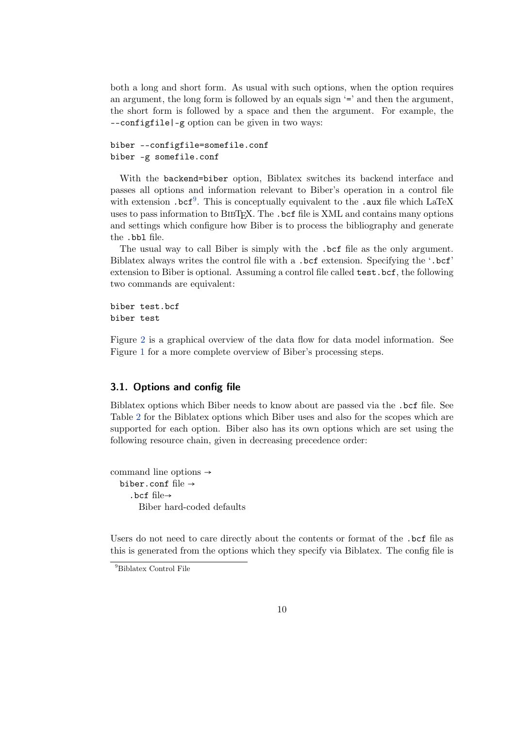both a long and short form. As usual with such options, when the option requires an argument, the long form is followed by an equals sign '=' and then the argument, the short form is followed by a space and then the argument. For example, the `--configfile|-g` option can be given in two ways:

```
biber --configfile=somefile.conf
biber -g somefile.conf
```

With the `backend=biber` option, Biblatex switches its backend interface and passes all options and information relevant to Biber's operation in a control file with extension `.bcf`[9]. This is conceptually equivalent to the `.aux` file which LaTeX uses to pass information to BibTeX. The `.bcf` file is XML and contains many options and settings which configure how Biber is to process the bibliography and generate the `.bbl` file.

The usual way to call Biber is simply with the `.bcf` file as the only argument. Biblatex always writes the control file with a `.bcf` extension. Specifying the '`.bcf`' extension to Biber is optional. Assuming a control file called `test.bcf`, the following two commands are equivalent:

```
biber test.bcf
biber test
```

Figure 2 is a graphical overview of the data flow for data model information. See Figure 1 for a more complete overview of Biber's processing steps.

## 3.1. Options and config file

Biblatex options which Biber needs to know about are passed via the `.bcf` file. See Table 2 for the Biblatex options which Biber uses and also for the scopes which are supported for each option. Biber also has its own options which are set using the following resource chain, given in decreasing precedence order:

command line options →
  `biber.conf` file →
    `.bcf` file→
      Biber hard-coded defaults

Users do not need to care directly about the contents or format of the `.bcf` file as this is generated from the options which they specify via Biblatex. The config file is

[9] Biblatex Control File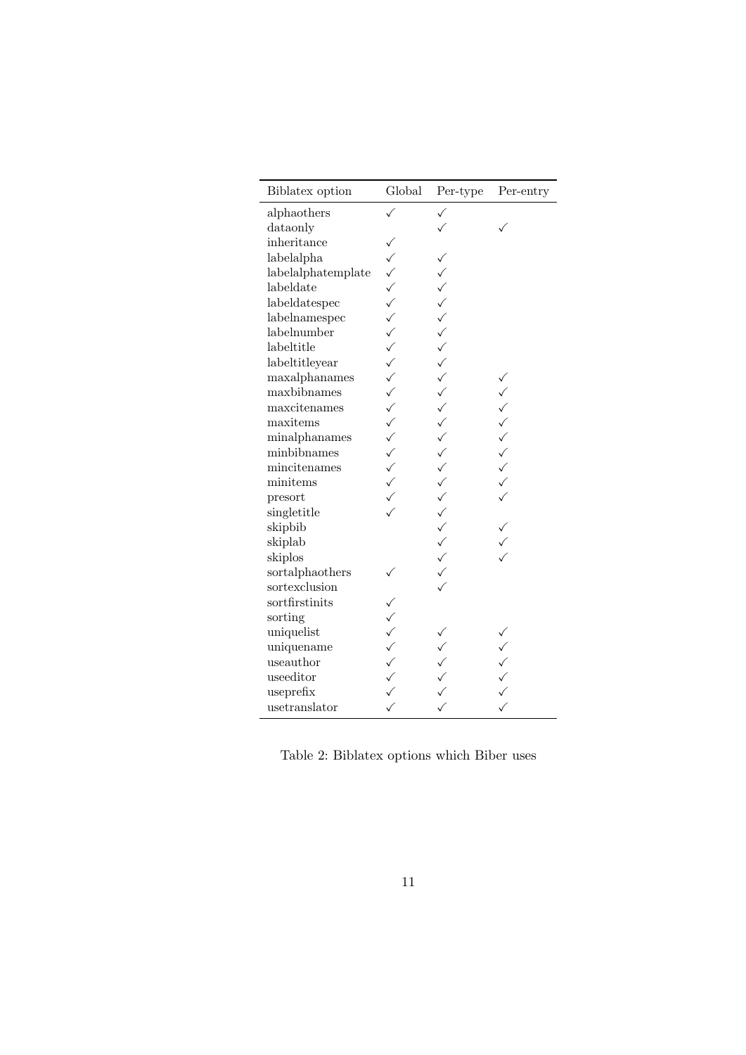| Biblatex option | Global | Per-type | Per-entry |
|---|---|---|---|
| alphaothers | ✓ | ✓ | |
| dataonly | | ✓ | ✓ |
| inheritance | ✓ | | |
| labelalpha | ✓ | ✓ | |
| labelalphatemplate | ✓ | ✓ | |
| labeldate | ✓ | ✓ | |
| labeldatespec | ✓ | ✓ | |
| labelnamespec | ✓ | ✓ | |
| labelnumber | ✓ | ✓ | |
| labeltitle | ✓ | ✓ | |
| labeltitleyear | ✓ | ✓ | |
| maxalphanames | ✓ | ✓ | ✓ |
| maxbibnames | ✓ | ✓ | ✓ |
| maxcitenames | ✓ | ✓ | ✓ |
| maxitems | ✓ | ✓ | ✓ |
| minalphanames | ✓ | ✓ | ✓ |
| minbibnames | ✓ | ✓ | ✓ |
| mincitenames | ✓ | ✓ | ✓ |
| minitems | ✓ | ✓ | ✓ |
| presort | ✓ | ✓ | ✓ |
| singletitle | ✓ | ✓ | |
| skipbib | | ✓ | ✓ |
| skiplab | | ✓ | ✓ |
| skiplos | | ✓ | ✓ |
| sortalphaothers | ✓ | ✓ | |
| sortexclusion | | ✓ | |
| sortfirstinits | ✓ | | |
| sorting | ✓ | | |
| uniquelist | ✓ | ✓ | ✓ |
| uniquename | ✓ | ✓ | ✓ |
| useauthor | ✓ | ✓ | ✓ |
| useeditor | ✓ | ✓ | ✓ |
| useprefix | ✓ | ✓ | ✓ |
| usetranslator | ✓ | ✓ | ✓ |

Table 2: Biblatex options which Biber uses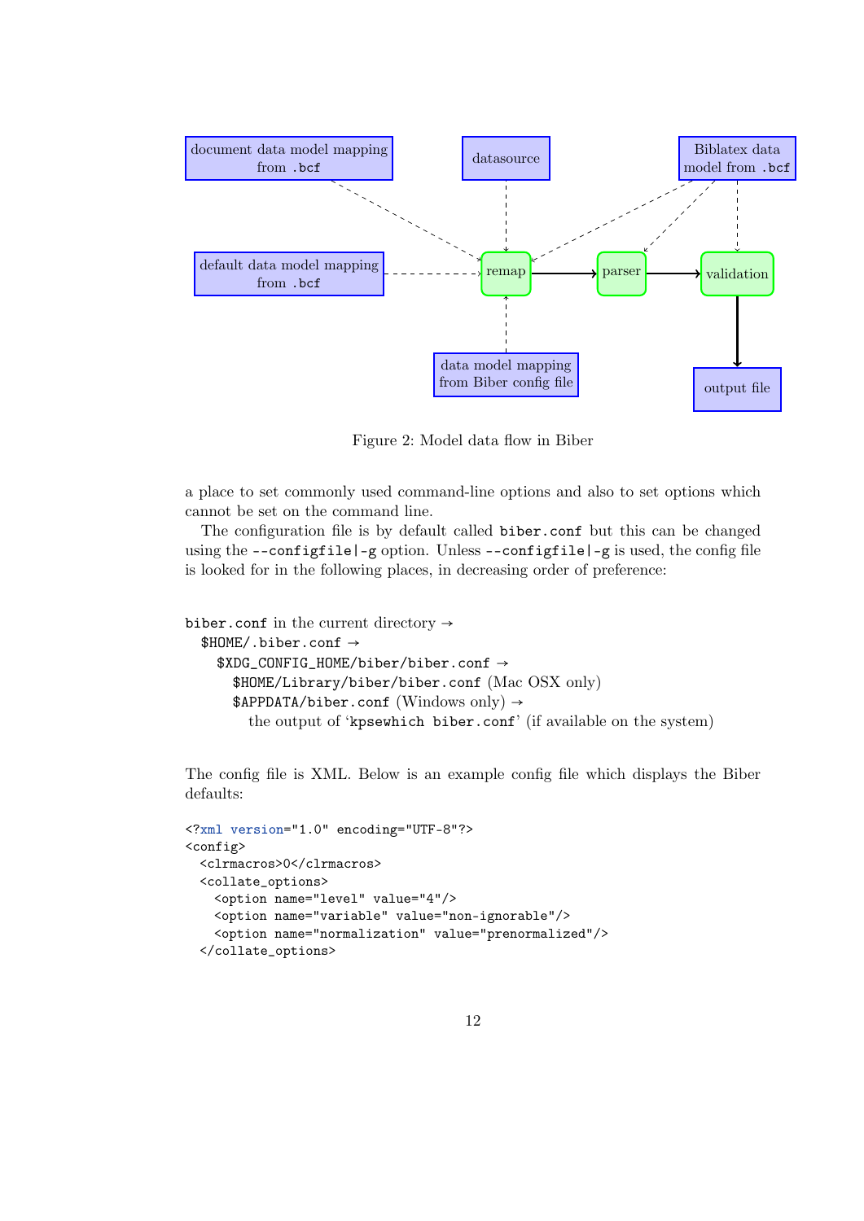Figure 2: Model data flow in Biber

a place to set commonly used command-line options and also to set options which cannot be set on the command line.

The configuration file is by default called `biber.conf` but this can be changed using the `--configfile|-g` option. Unless `--configfile|-g` is used, the config file is looked for in the following places, in decreasing order of preference:

`biber.conf` in the current directory →
  `$HOME/.biber.conf` →
    `$XDG_CONFIG_HOME/biber/biber.conf` →
      `$HOME/Library/biber/biber.conf` (Mac OSX only)
      `$APPDATA/biber.conf` (Windows only) →
        the output of '`kpsewhich biber.conf`' (if available on the system)

The config file is XML. Below is an example config file which displays the Biber defaults:

```
<?xml version="1.0" encoding="UTF-8"?>
<config>
  <clrmacros>0</clrmacros>
  <collate_options>
    <option name="level" value="4"/>
    <option name="variable" value="non-ignorable"/>
    <option name="normalization" value="prenormalized"/>
  </collate_options>
```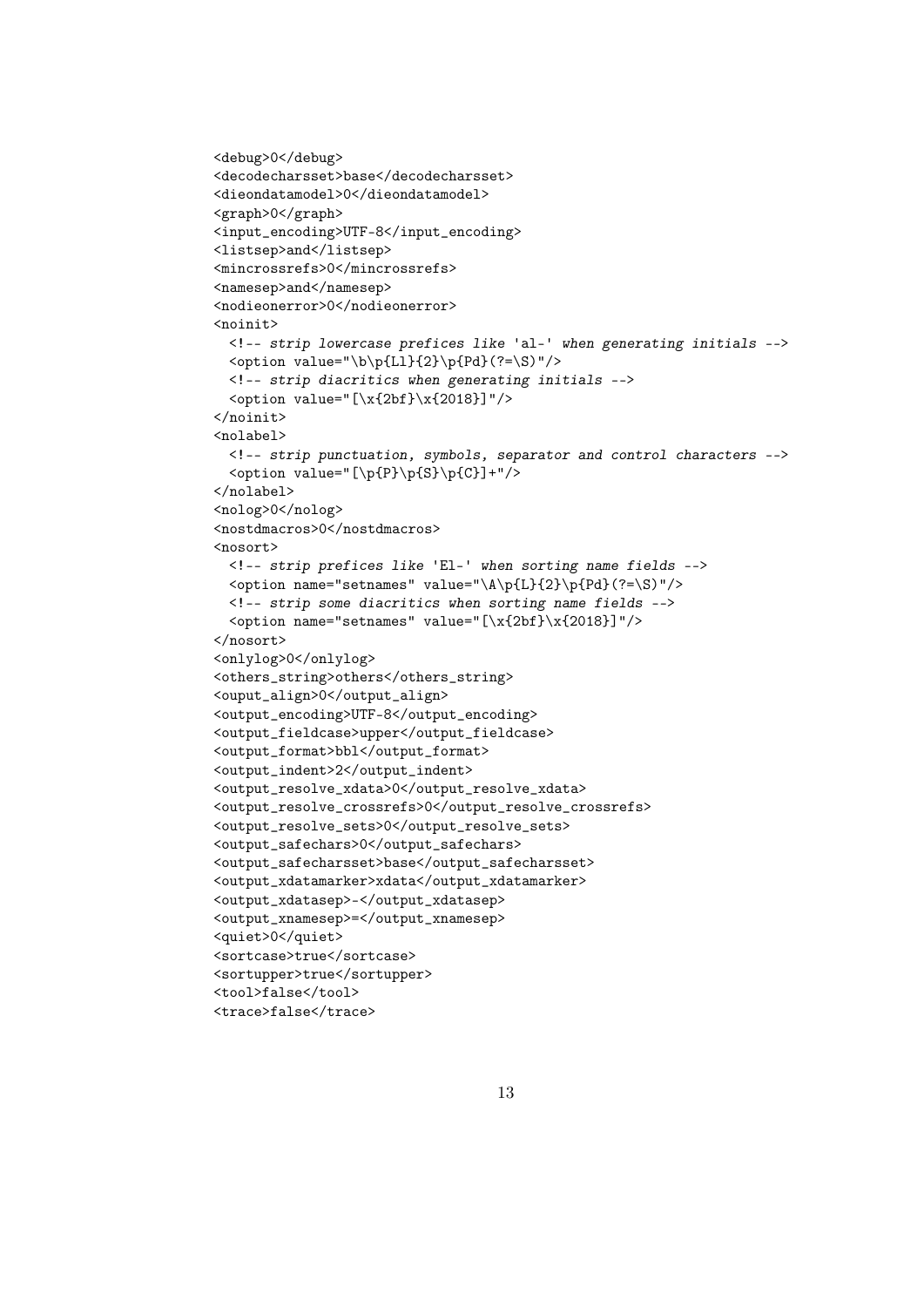```
<debug>0</debug>
<decodecharsset>base</decodecharsset>
<dieondatamodel>0</dieondatamodel>
<graph>0</graph>
<input_encoding>UTF-8</input_encoding>
<listsep>and</listsep>
<mincrossrefs>0</mincrossrefs>
<namesep>and</namesep>
<nodieonerror>0</nodieonerror>
<noinit>
  <!-- strip lowercase prefices like 'al-' when generating initials -->
  <option value="\b\p{Ll}{2}\p{Pd}(?=\S)"/>
  <!-- strip diacritics when generating initials -->
  <option value="[\x{2bf}\x{2018}]"/>
</noinit>
<nolabel>
  <!-- strip punctuation, symbols, separator and control characters -->
  <option value="[\p{P}\p{S}\p{C}]+"/>
</nolabel>
<nolog>0</nolog>
<nostdmacros>0</nostdmacros>
<nosort>
  <!-- strip prefices like 'El-' when sorting name fields -->
  <option name="setnames" value="\A\p{L}{2}\p{Pd}(?=\S)"/>
  <!-- strip some diacritics when sorting name fields -->
  <option name="setnames" value="[\x{2bf}\x{2018}]"/>
</nosort>
<onlylog>0</onlylog>
<others_string>others</others_string>
<ouput_align>0</output_align>
<output_encoding>UTF-8</output_encoding>
<output_fieldcase>upper</output_fieldcase>
<output_format>bbl</output_format>
<output_indent>2</output_indent>
<output_resolve_xdata>0</output_resolve_xdata>
<output_resolve_crossrefs>0</output_resolve_crossrefs>
<output_resolve_sets>0</output_resolve_sets>
<output_safechars>0</output_safechars>
<output_safecharsset>base</output_safecharsset>
<output_xdatamarker>xdata</output_xdatamarker>
<output_xdatasep>-</output_xdatasep>
<output_xnamesep>=</output_xnamesep>
<quiet>0</quiet>
<sortcase>true</sortcase>
<sortupper>true</sortupper>
<tool>false</tool>
<trace>false</trace>
```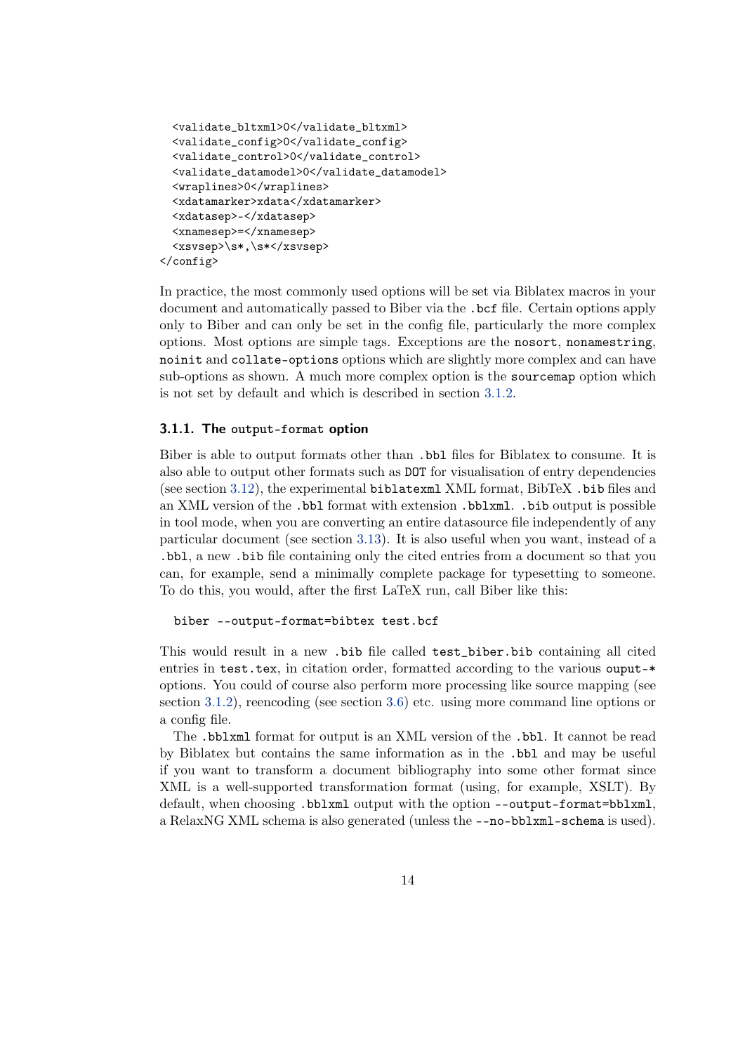```
  <validate_bltxml>0</validate_bltxml>
  <validate_config>0</validate_config>
  <validate_control>0</validate_control>
  <validate_datamodel>0</validate_datamodel>
  <wraplines>0</wraplines>
  <xdatamarker>xdata</xdatamarker>
  <xdatasep>-</xdatasep>
  <xnamesep>=</xnamesep>
  <xsvsep>\s*,\s*</xsvsep>
</config>
```

In practice, the most commonly used options will be set via Biblatex macros in your document and automatically passed to Biber via the `.bcf` file. Certain options apply only to Biber and can only be set in the config file, particularly the more complex options. Most options are simple tags. Exceptions are the `nosort`, `nonamestring`, `noinit` and `collate-options` options which are slightly more complex and can have sub-options as shown. A much more complex option is the `sourcemap` option which is not set by default and which is described in section 3.1.2.

### 3.1.1. The `output-format` option

Biber is able to output formats other than `.bbl` files for Biblatex to consume. It is also able to output other formats such as `DOT` for visualisation of entry dependencies (see section 3.12), the experimental `biblatexml` XML format, BibTeX `.bib` files and an XML version of the `.bbl` format with extension `.bblxml`. `.bib` output is possible in tool mode, when you are converting an entire datasource file independently of any particular document (see section 3.13). It is also useful when you want, instead of a `.bbl`, a new `.bib` file containing only the cited entries from a document so that you can, for example, send a minimally complete package for typesetting to someone. To do this, you would, after the first LaTeX run, call Biber like this:

```
biber --output-format=bibtex test.bcf
```

This would result in a new `.bib` file called `test_biber.bib` containing all cited entries in `test.tex`, in citation order, formatted according to the various `ouput-*` options. You could of course also perform more processing like source mapping (see section 3.1.2), reencoding (see section 3.6) etc. using more command line options or a config file.

The `.bblxml` format for output is an XML version of the `.bbl`. It cannot be read by Biblatex but contains the same information as in the `.bbl` and may be useful if you want to transform a document bibliography into some other format since XML is a well-supported transformation format (using, for example, XSLT). By default, when choosing `.bblxml` output with the option `--output-format=bblxml`, a RelaxNG XML schema is also generated (unless the `--no-bblxml-schema` is used).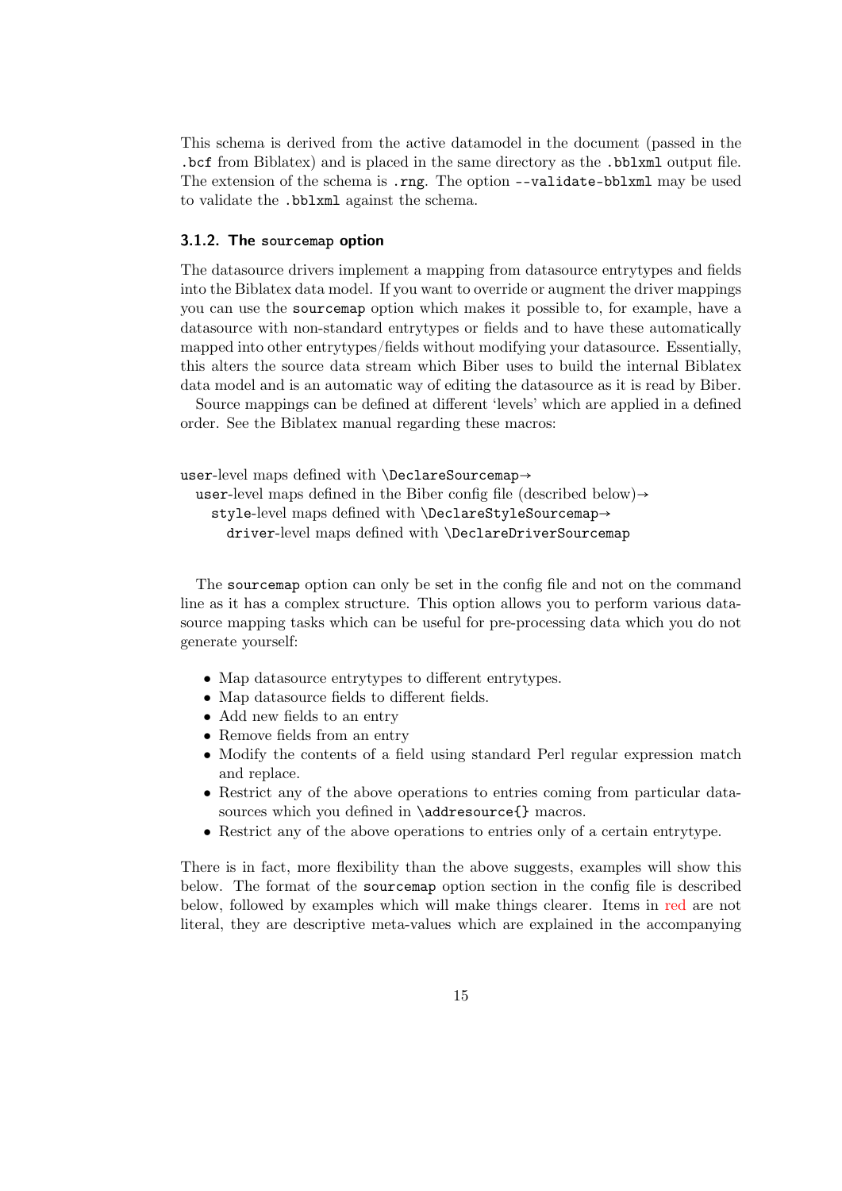This schema is derived from the active datamodel in the document (passed in the `.bcf` from Biblatex) and is placed in the same directory as the `.bblxml` output file. The extension of the schema is `.rng`. The option `--validate-bblxml` may be used to validate the `.bblxml` against the schema.

### 3.1.2. The `sourcemap` option

The datasource drivers implement a mapping from datasource entrytypes and fields into the Biblatex data model. If you want to override or augment the driver mappings you can use the `sourcemap` option which makes it possible to, for example, have a datasource with non-standard entrytypes or fields and to have these automatically mapped into other entrytypes/fields without modifying your datasource. Essentially, this alters the source data stream which Biber uses to build the internal Biblatex data model and is an automatic way of editing the datasource as it is read by Biber.

Source mappings can be defined at different 'levels' which are applied in a defined order. See the Biblatex manual regarding these macros:

`user`-level maps defined with `\DeclareSourcemap`→
  `user`-level maps defined in the Biber config file (described below)→
    `style`-level maps defined with `\DeclareStyleSourcemap`→
      `driver`-level maps defined with `\DeclareDriverSourcemap`

The `sourcemap` option can only be set in the config file and not on the command line as it has a complex structure. This option allows you to perform various datasource mapping tasks which can be useful for pre-processing data which you do not generate yourself:

- Map datasource entrytypes to different entrytypes.
- Map datasource fields to different fields.
- Add new fields to an entry
- Remove fields from an entry
- Modify the contents of a field using standard Perl regular expression match and replace.
- Restrict any of the above operations to entries coming from particular datasources which you defined in `\addresource{}` macros.
- Restrict any of the above operations to entries only of a certain entrytype.

There is in fact, more flexibility than the above suggests, examples will show this below. The format of the `sourcemap` option section in the config file is described below, followed by examples which will make things clearer. Items in red are not literal, they are descriptive meta-values which are explained in the accompanying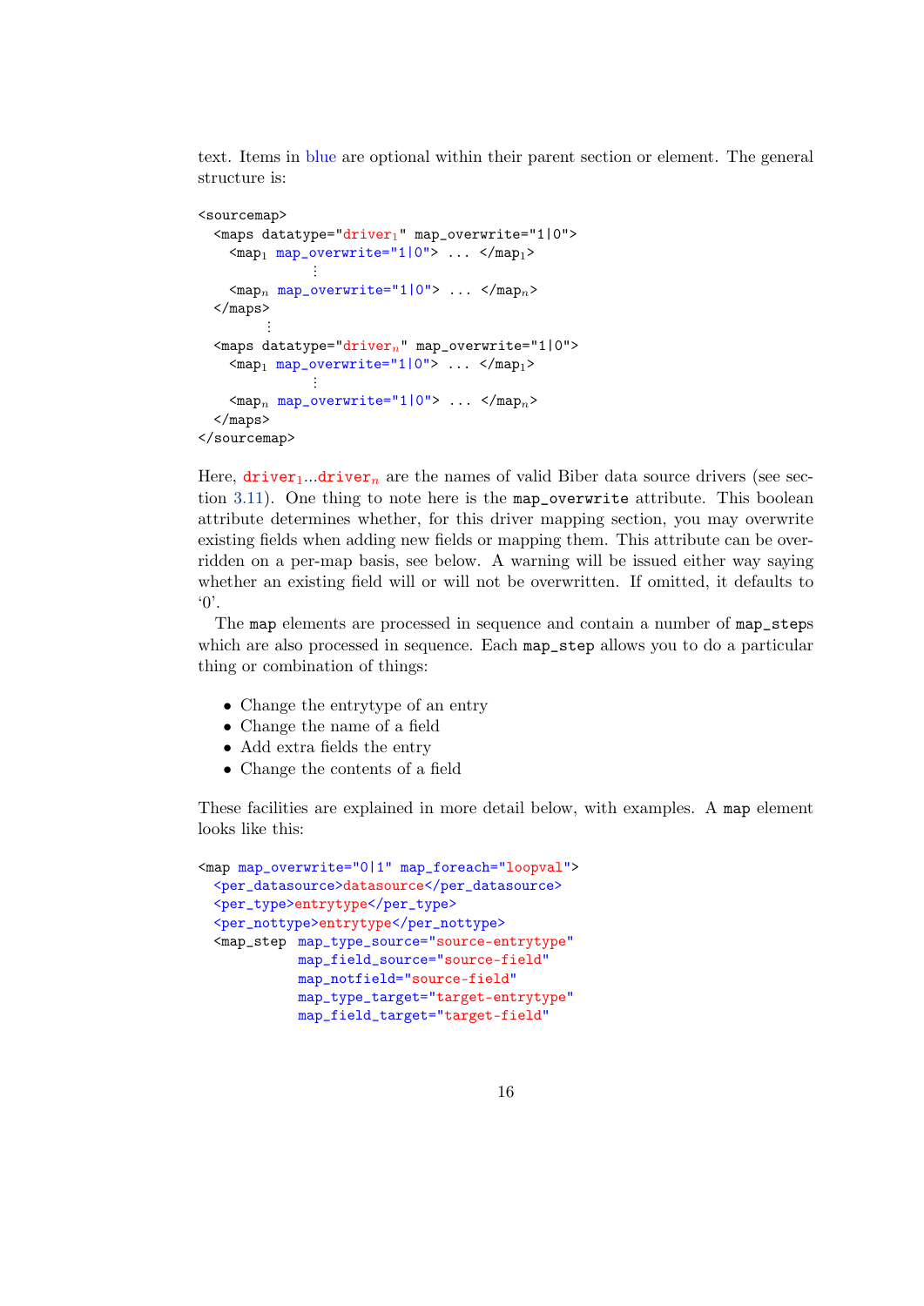text. Items in blue are optional within their parent section or element. The general structure is:

```
<sourcemap>
  <maps datatype="driver1" map_overwrite="1|0">
    <map1 map_overwrite="1|0"> ... </map1>
             ⋮
    <mapn map_overwrite="1|0"> ... </mapn>
  </maps>
        ⋮
  <maps datatype="drivern" map_overwrite="1|0">
    <map1 map_overwrite="1|0"> ... </map1>
             ⋮
    <mapn map_overwrite="1|0"> ... </mapn>
  </maps>
</sourcemap>
```

Here, `driver`$_1$...`driver`$_n$ are the names of valid Biber data source drivers (see section 3.11). One thing to note here is the `map_overwrite` attribute. This boolean attribute determines whether, for this driver mapping section, you may overwrite existing fields when adding new fields or mapping them. This attribute can be overridden on a per-map basis, see below. A warning will be issued either way saying whether an existing field will or will not be overwritten. If omitted, it defaults to '0'.

The `map` elements are processed in sequence and contain a number of `map_steps` which are also processed in sequence. Each `map_step` allows you to do a particular thing or combination of things:

- Change the entrytype of an entry
- Change the name of a field
- Add extra fields the entry
- Change the contents of a field

These facilities are explained in more detail below, with examples. A `map` element looks like this:

```
<map map_overwrite="0|1" map_foreach="loopval">
  <per_datasource>datasource</per_datasource>
  <per_type>entrytype</per_type>
  <per_nottype>entrytype</per_nottype>
  <map_step map_type_source="source-entrytype"
            map_field_source="source-field"
            map_notfield="source-field"
            map_type_target="target-entrytype"
            map_field_target="target-field"
```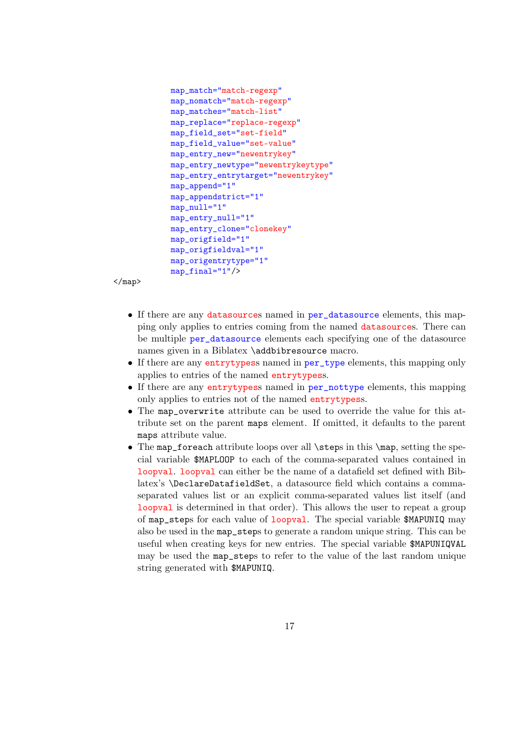```
            map_match="match-regexp"
            map_nomatch="match-regexp"
            map_matches="match-list"
            map_replace="replace-regexp"
            map_field_set="set-field"
            map_field_value="set-value"
            map_entry_new="newentrykey"
            map_entry_newtype="newentrykeytype"
            map_entry_entrytarget="newentrykey"
            map_append="1"
            map_appendstrict="1"
            map_null="1"
            map_entry_null="1"
            map_entry_clone="clonekey"
            map_origfield="1"
            map_origfieldval="1"
            map_origentrytype="1"
            map_final="1"/>
</map>
```

- If there are any datasources named in per_datasource elements, this mapping only applies to entries coming from the named datasources. There can be multiple per_datasource elements each specifying one of the datasource names given in a Biblatex \addbibresource macro.
- If there are any entrytypess named in per_type elements, this mapping only applies to entries of the named entrytypess.
- If there are any entrytypess named in per_nottype elements, this mapping only applies to entries not of the named entrytypess.
- The map_overwrite attribute can be used to override the value for this attribute set on the parent maps element. If omitted, it defaults to the parent maps attribute value.
- The map_foreach attribute loops over all \steps in this \map, setting the special variable $MAPLOOP to each of the comma-separated values contained in loopval. loopval can either be the name of a datafield set defined with Biblatex's \DeclareDatafieldSet, a datasource field which contains a comma-separated values list or an explicit comma-separated values list itself (and loopval is determined in that order). This allows the user to repeat a group of map_steps for each value of loopval. The special variable $MAPUNIQ may also be used in the map_steps to generate a random unique string. This can be useful when creating keys for new entries. The special variable $MAPUNIQVAL may be used the map_steps to refer to the value of the last random unique string generated with $MAPUNIQ.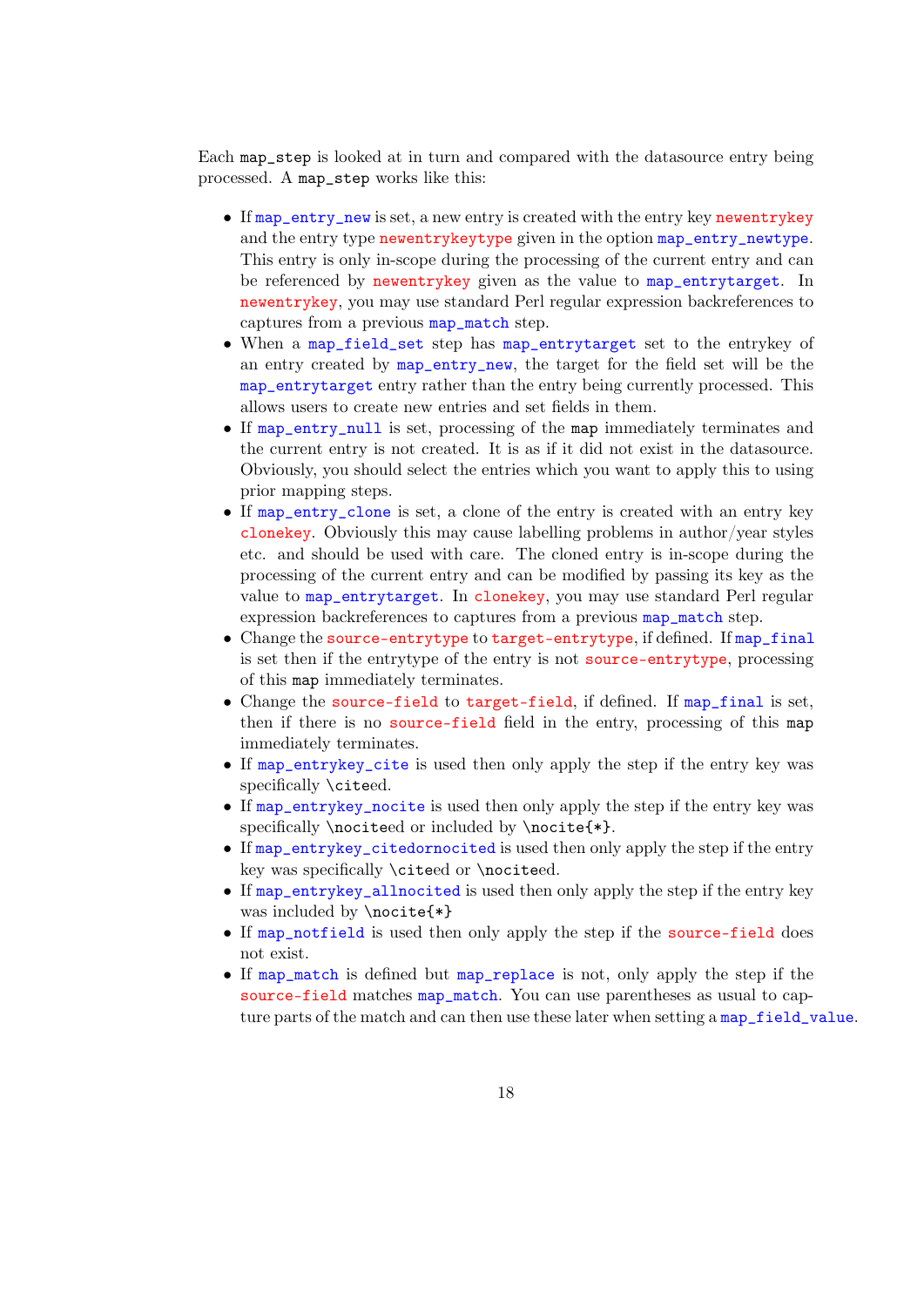Each `map_step` is looked at in turn and compared with the datasource entry being processed. A `map_step` works like this:

- If `map_entry_new` is set, a new entry is created with the entry key `newentrykey` and the entry type `newentrykeytype` given in the option `map_entry_newtype`. This entry is only in-scope during the processing of the current entry and can be referenced by `newentrykey` given as the value to `map_entrytarget`. In `newentrykey`, you may use standard Perl regular expression backreferences to captures from a previous `map_match` step.
- When a `map_field_set` step has `map_entrytarget` set to the entrykey of an entry created by `map_entry_new`, the target for the field set will be the `map_entrytarget` entry rather than the entry being currently processed. This allows users to create new entries and set fields in them.
- If `map_entry_null` is set, processing of the `map` immediately terminates and the current entry is not created. It is as if it did not exist in the datasource. Obviously, you should select the entries which you want to apply this to using prior mapping steps.
- If `map_entry_clone` is set, a clone of the entry is created with an entry key `clonekey`. Obviously this may cause labelling problems in author/year styles etc. and should be used with care. The cloned entry is in-scope during the processing of the current entry and can be modified by passing its key as the value to `map_entrytarget`. In `clonekey`, you may use standard Perl regular expression backreferences to captures from a previous `map_match` step.
- Change the `source-entrytype` to `target-entrytype`, if defined. If `map_final` is set then if the entrytype of the entry is not `source-entrytype`, processing of this `map` immediately terminates.
- Change the `source-field` to `target-field`, if defined. If `map_final` is set, then if there is no `source-field` field in the entry, processing of this `map` immediately terminates.
- If `map_entrykey_cite` is used then only apply the step if the entry key was specifically `\cite`ed.
- If `map_entrykey_nocite` is used then only apply the step if the entry key was specifically `\nocite`ed or included by `\nocite{*}`.
- If `map_entrykey_citedornocited` is used then only apply the step if the entry key was specifically `\cite`ed or `\nocite`ed.
- If `map_entrykey_allnocited` is used then only apply the step if the entry key was included by `\nocite{*}`
- If `map_notfield` is used then only apply the step if the `source-field` does not exist.
- If `map_match` is defined but `map_replace` is not, only apply the step if the `source-field` matches `map_match`. You can use parentheses as usual to capture parts of the match and can then use these later when setting a `map_field_value`.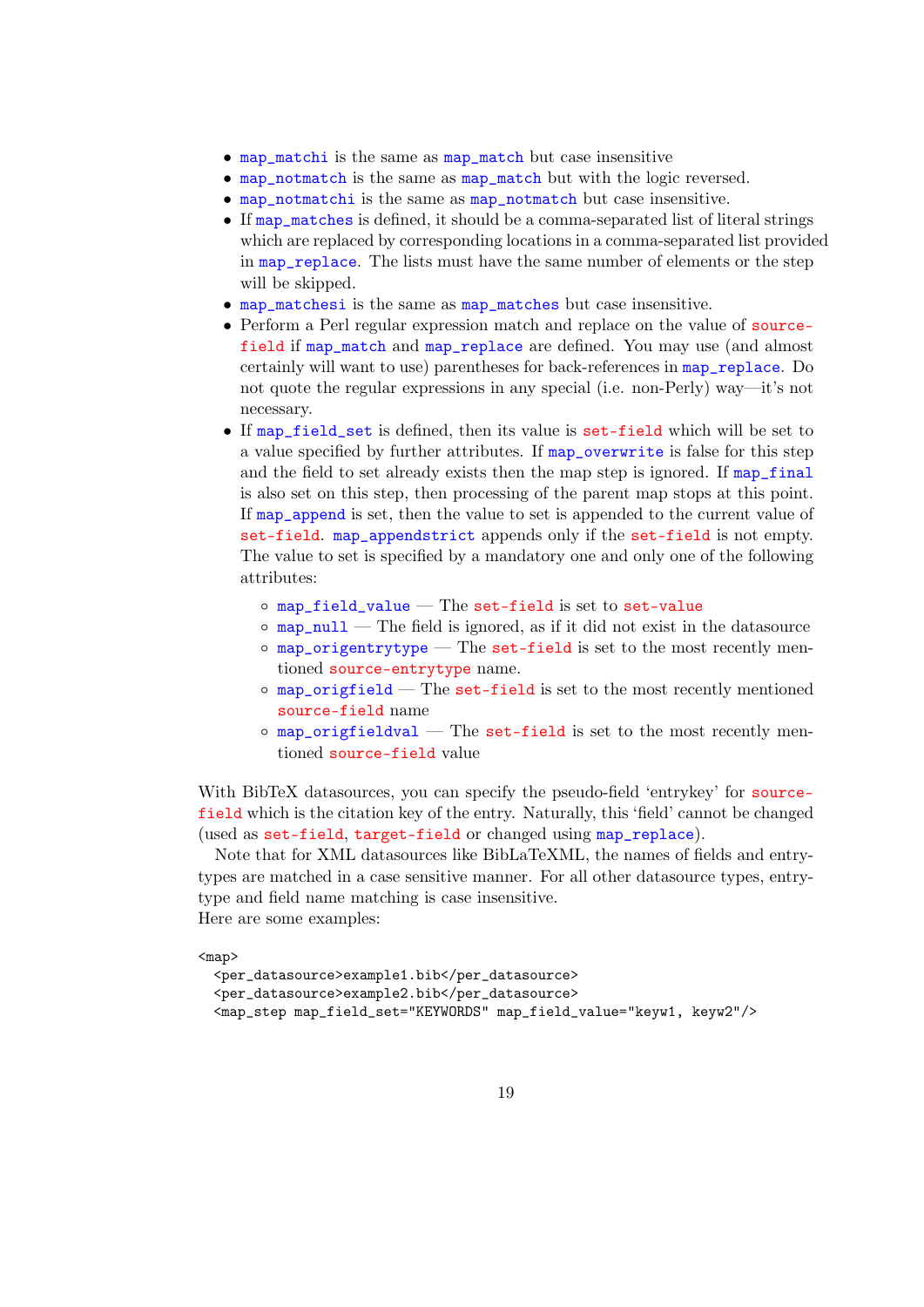- `map_matchi` is the same as `map_match` but case insensitive
- `map_notmatch` is the same as `map_match` but with the logic reversed.
- `map_notmatchi` is the same as `map_notmatch` but case insensitive.
- If `map_matches` is defined, it should be a comma-separated list of literal strings which are replaced by corresponding locations in a comma-separated list provided in `map_replace`. The lists must have the same number of elements or the step will be skipped.
- `map_matchesi` is the same as `map_matches` but case insensitive.
- Perform a Perl regular expression match and replace on the value of `source-field` if `map_match` and `map_replace` are defined. You may use (and almost certainly will want to use) parentheses for back-references in `map_replace`. Do not quote the regular expressions in any special (i.e. non-Perly) way—it's not necessary.
- If `map_field_set` is defined, then its value is `set-field` which will be set to a value specified by further attributes. If `map_overwrite` is false for this step and the field to set already exists then the map step is ignored. If `map_final` is also set on this step, then processing of the parent map stops at this point. If `map_append` is set, then the value to set is appended to the current value of `set-field`. `map_appendstrict` appends only if the `set-field` is not empty. The value to set is specified by a mandatory one and only one of the following attributes:
  - `map_field_value` — The `set-field` is set to `set-value`
  - `map_null` — The field is ignored, as if it did not exist in the datasource
  - `map_origentrytype` — The `set-field` is set to the most recently mentioned `source-entrytype` name.
  - `map_origfield` — The `set-field` is set to the most recently mentioned `source-field` name
  - `map_origfieldval` — The `set-field` is set to the most recently mentioned `source-field` value

With BibTeX datasources, you can specify the pseudo-field 'entrykey' for `source-field` which is the citation key of the entry. Naturally, this 'field' cannot be changed (used as `set-field`, `target-field` or changed using `map_replace`).

Note that for XML datasources like BibLaTeXML, the names of fields and entrytypes are matched in a case sensitive manner. For all other datasource types, entrytype and field name matching is case insensitive.

Here are some examples:

```
<map>
  <per_datasource>example1.bib</per_datasource>
  <per_datasource>example2.bib</per_datasource>
  <map_step map_field_set="KEYWORDS" map_field_value="keyw1, keyw2"/>
```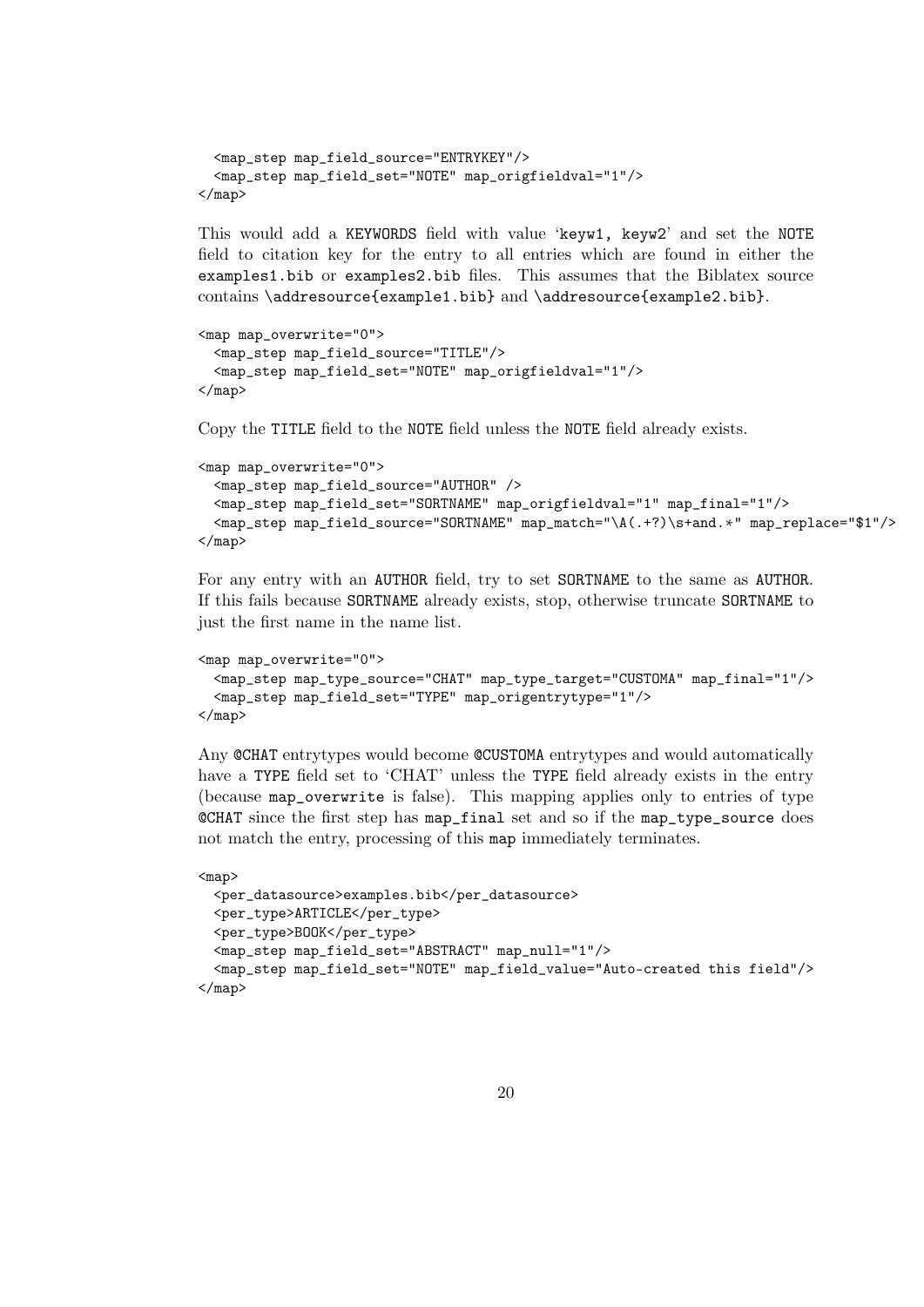```
  <map_step map_field_source="ENTRYKEY"/>
  <map_step map_field_set="NOTE" map_origfieldval="1"/>
</map>
```

This would add a `KEYWORDS` field with value '`keyw1, keyw2`' and set the `NOTE` field to citation key for the entry to all entries which are found in either the `examples1.bib` or `examples2.bib` files. This assumes that the Biblatex source contains `\addresource{example1.bib}` and `\addresource{example2.bib}`.

```
<map map_overwrite="0">
  <map_step map_field_source="TITLE"/>
  <map_step map_field_set="NOTE" map_origfieldval="1"/>
</map>
```

Copy the `TITLE` field to the `NOTE` field unless the `NOTE` field already exists.

```
<map map_overwrite="0">
  <map_step map_field_source="AUTHOR" />
  <map_step map_field_set="SORTNAME" map_origfieldval="1" map_final="1"/>
  <map_step map_field_source="SORTNAME" map_match="\A(.+?)\s+and.*" map_replace="$1"/>
</map>
```

For any entry with an `AUTHOR` field, try to set `SORTNAME` to the same as `AUTHOR`. If this fails because `SORTNAME` already exists, stop, otherwise truncate `SORTNAME` to just the first name in the name list.

```
<map map_overwrite="0">
  <map_step map_type_source="CHAT" map_type_target="CUSTOMA" map_final="1"/>
  <map_step map_field_set="TYPE" map_origentrytype="1"/>
</map>
```

Any `@CHAT` entrytypes would become `@CUSTOMA` entrytypes and would automatically have a `TYPE` field set to 'CHAT' unless the `TYPE` field already exists in the entry (because `map_overwrite` is false). This mapping applies only to entries of type `@CHAT` since the first step has `map_final` set and so if the `map_type_source` does not match the entry, processing of this `map` immediately terminates.

```
<map>
  <per_datasource>examples.bib</per_datasource>
  <per_type>ARTICLE</per_type>
  <per_type>BOOK</per_type>
  <map_step map_field_set="ABSTRACT" map_null="1"/>
  <map_step map_field_set="NOTE" map_field_value="Auto-created this field"/>
</map>
```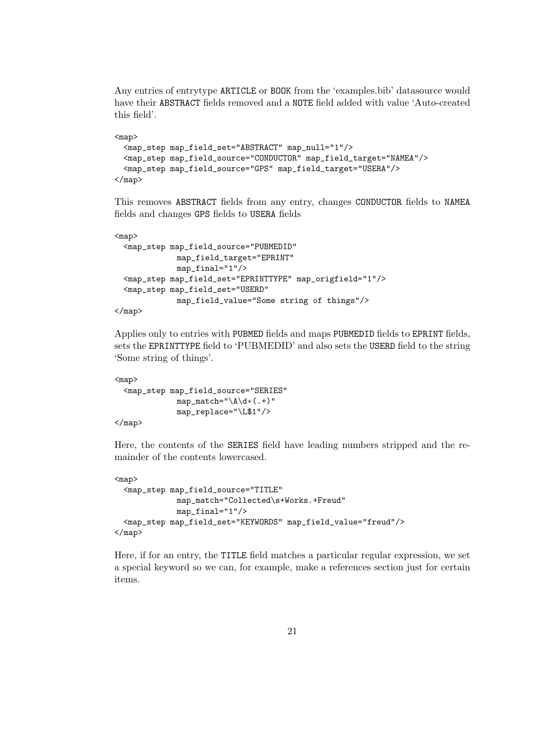Any entries of entrytype ARTICLE or BOOK from the 'examples.bib' datasource would have their ABSTRACT fields removed and a NOTE field added with value 'Auto-created this field'.

```
<map>
  <map_step map_field_set="ABSTRACT" map_null="1"/>
  <map_step map_field_source="CONDUCTOR" map_field_target="NAMEA"/>
  <map_step map_field_source="GPS" map_field_target="USERA"/>
</map>
```

This removes ABSTRACT fields from any entry, changes CONDUCTOR fields to NAMEA fields and changes GPS fields to USERA fields

```
<map>
  <map_step map_field_source="PUBMEDID"
            map_field_target="EPRINT"
            map_final="1"/>
  <map_step map_field_set="EPRINTTYPE" map_origfield="1"/>
  <map_step map_field_set="USERD"
            map_field_value="Some string of things"/>
</map>
```

Applies only to entries with PUBMED fields and maps PUBMEDID fields to EPRINT fields, sets the EPRINTTYPE field to 'PUBMEDID' and also sets the USERD field to the string 'Some string of things'.

```
<map>
  <map_step map_field_source="SERIES"
            map_match="\A\d*(.+)"
            map_replace="\L$1"/>
</map>
```

Here, the contents of the SERIES field have leading numbers stripped and the remainder of the contents lowercased.

```
<map>
  <map_step map_field_source="TITLE"
            map_match="Collected\s+Works.+Freud"
            map_final="1"/>
  <map_step map_field_set="KEYWORDS" map_field_value="freud"/>
</map>
```

Here, if for an entry, the TITLE field matches a particular regular expression, we set a special keyword so we can, for example, make a references section just for certain items.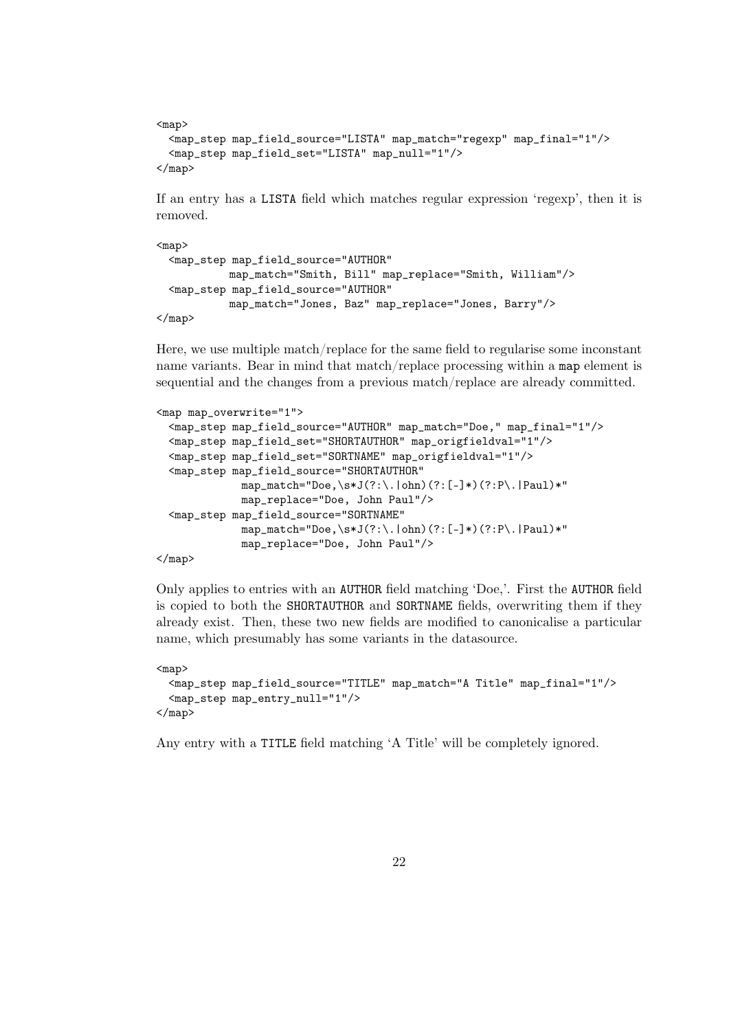```
<map>
  <map_step map_field_source="LISTA" map_match="regexp" map_final="1"/>
  <map_step map_field_set="LISTA" map_null="1"/>
</map>
```

If an entry has a `LISTA` field which matches regular expression 'regexp', then it is removed.

```
<map>
  <map_step map_field_source="AUTHOR"
           map_match="Smith, Bill" map_replace="Smith, William"/>
  <map_step map_field_source="AUTHOR"
           map_match="Jones, Baz" map_replace="Jones, Barry"/>
</map>
```

Here, we use multiple match/replace for the same field to regularise some inconstant name variants. Bear in mind that match/replace processing within a `map` element is sequential and the changes from a previous match/replace are already committed.

```
<map map_overwrite="1">
  <map_step map_field_source="AUTHOR" map_match="Doe," map_final="1"/>
  <map_step map_field_set="SHORTAUTHOR" map_origfieldval="1"/>
  <map_step map_field_set="SORTNAME" map_origfieldval="1"/>
  <map_step map_field_source="SHORTAUTHOR"
             map_match="Doe,\s*J(?:\.|ohn)(?:[-]*)(?:P\.|Paul)*"
             map_replace="Doe, John Paul"/>
  <map_step map_field_source="SORTNAME"
             map_match="Doe,\s*J(?:\.|ohn)(?:[-]*)(?:P\.|Paul)*"
             map_replace="Doe, John Paul"/>
</map>
```

Only applies to entries with an `AUTHOR` field matching 'Doe,'. First the `AUTHOR` field is copied to both the `SHORTAUTHOR` and `SORTNAME` fields, overwriting them if they already exist. Then, these two new fields are modified to canonicalise a particular name, which presumably has some variants in the datasource.

```
<map>
  <map_step map_field_source="TITLE" map_match="A Title" map_final="1"/>
  <map_step map_entry_null="1"/>
</map>
```

Any entry with a `TITLE` field matching 'A Title' will be completely ignored.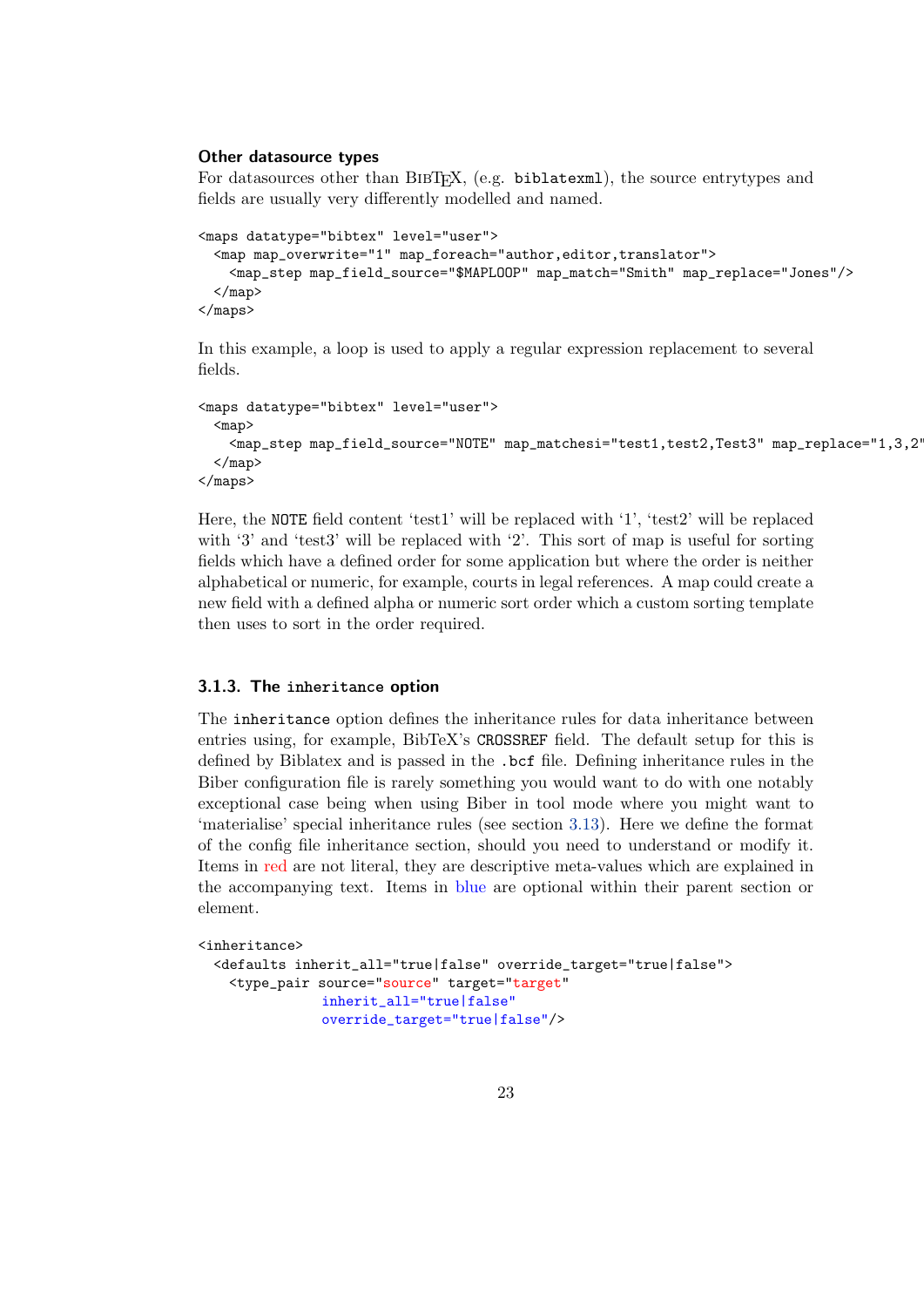**Other datasource types**

For datasources other than BibTeX, (e.g. `biblatexml`), the source entrytypes and fields are usually very differently modelled and named.

```
<maps datatype="bibtex" level="user">
  <map map_overwrite="1" map_foreach="author,editor,translator">
    <map_step map_field_source="$MAPLOOP" map_match="Smith" map_replace="Jones"/>
  </map>
</maps>
```

In this example, a loop is used to apply a regular expression replacement to several fields.

```
<maps datatype="bibtex" level="user">
  <map>
    <map_step map_field_source="NOTE" map_matchesi="test1,test2,Test3" map_replace="1,3,2"
  </map>
</maps>
```

Here, the `NOTE` field content 'test1' will be replaced with '1', 'test2' will be replaced with '3' and 'test3' will be replaced with '2'. This sort of map is useful for sorting fields which have a defined order for some application but where the order is neither alphabetical or numeric, for example, courts in legal references. A map could create a new field with a defined alpha or numeric sort order which a custom sorting template then uses to sort in the order required.

### 3.1.3. The `inheritance` option

The `inheritance` option defines the inheritance rules for data inheritance between entries using, for example, BibTeX's `CROSSREF` field. The default setup for this is defined by Biblatex and is passed in the `.bcf` file. Defining inheritance rules in the Biber configuration file is rarely something you would want to do with one notably exceptional case being when using Biber in tool mode where you might want to 'materialise' special inheritance rules (see section 3.13). Here we define the format of the config file inheritance section, should you need to understand or modify it. Items in red are not literal, they are descriptive meta-values which are explained in the accompanying text. Items in blue are optional within their parent section or element.

```
<inheritance>
  <defaults inherit_all="true|false" override_target="true|false">
    <type_pair source="source" target="target"
               inherit_all="true|false"
               override_target="true|false"/>
```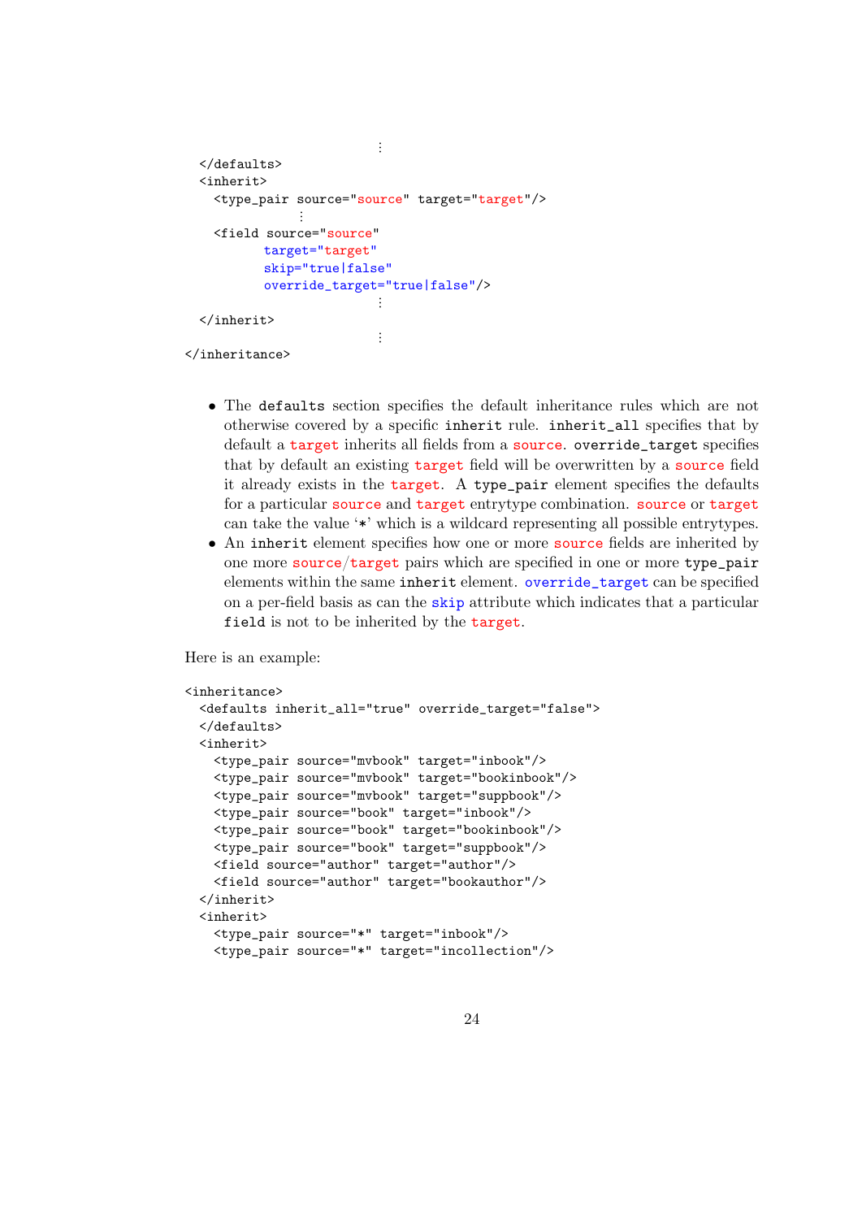```
                         ⋮
  </defaults>
  <inherit>
    <type_pair source="source" target="target"/>
              ⋮
    <field source="source"
           target="target"
           skip="true|false"
           override_target="true|false"/>
                         ⋮
  </inherit>
                         ⋮
</inheritance>
```

- The `defaults` section specifies the default inheritance rules which are not otherwise covered by a specific `inherit` rule. `inherit_all` specifies that by default a `target` inherits all fields from a `source`. `override_target` specifies that by default an existing `target` field will be overwritten by a `source` field it already exists in the `target`. A `type_pair` element specifies the defaults for a particular `source` and `target` entrytype combination. `source` or `target` can take the value '*' which is a wildcard representing all possible entrytypes.
- An `inherit` element specifies how one or more `source` fields are inherited by one more `source`/`target` pairs which are specified in one or more `type_pair` elements within the same `inherit` element. `override_target` can be specified on a per-field basis as can the `skip` attribute which indicates that a particular `field` is not to be inherited by the `target`.

Here is an example:

```
<inheritance>
  <defaults inherit_all="true" override_target="false">
  </defaults>
  <inherit>
    <type_pair source="mvbook" target="inbook"/>
    <type_pair source="mvbook" target="bookinbook"/>
    <type_pair source="mvbook" target="suppbook"/>
    <type_pair source="book" target="inbook"/>
    <type_pair source="book" target="bookinbook"/>
    <type_pair source="book" target="suppbook"/>
    <field source="author" target="author"/>
    <field source="author" target="bookauthor"/>
  </inherit>
  <inherit>
    <type_pair source="*" target="inbook"/>
    <type_pair source="*" target="incollection"/>
```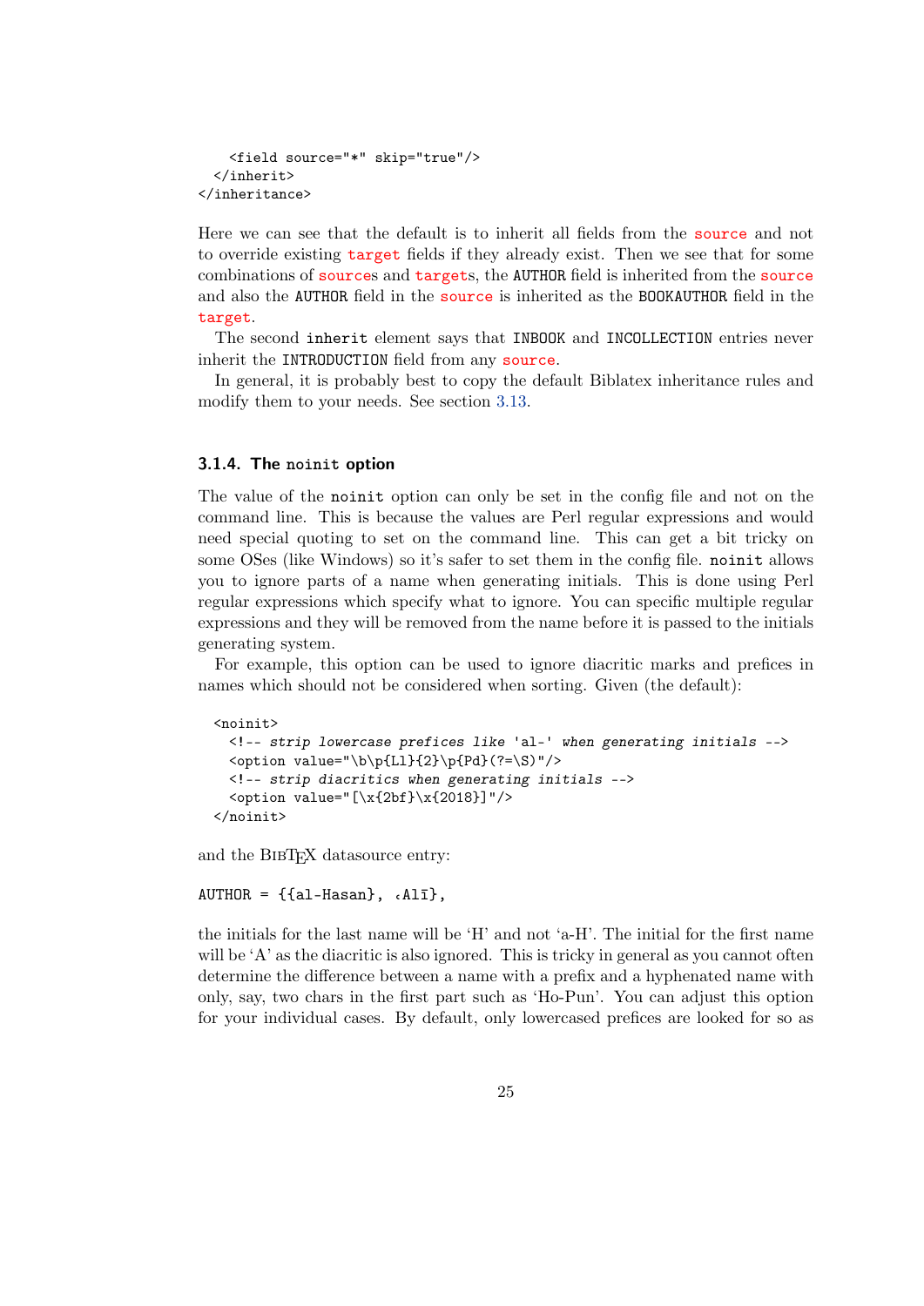```
    <field source="*" skip="true"/>
  </inherit>
</inheritance>
```

Here we can see that the default is to inherit all fields from the source and not to override existing target fields if they already exist. Then we see that for some combinations of sources and targets, the AUTHOR field is inherited from the source and also the AUTHOR field in the source is inherited as the BOOKAUTHOR field in the target.

The second inherit element says that INBOOK and INCOLLECTION entries never inherit the INTRODUCTION field from any source.

In general, it is probably best to copy the default Biblatex inheritance rules and modify them to your needs. See section 3.13.

### 3.1.4. The noinit option

The value of the noinit option can only be set in the config file and not on the command line. This is because the values are Perl regular expressions and would need special quoting to set on the command line. This can get a bit tricky on some OSes (like Windows) so it's safer to set them in the config file. noinit allows you to ignore parts of a name when generating initials. This is done using Perl regular expressions which specify what to ignore. You can specific multiple regular expressions and they will be removed from the name before it is passed to the initials generating system.

For example, this option can be used to ignore diacritic marks and prefices in names which should not be considered when sorting. Given (the default):

```
<noinit>
  <!-- strip lowercase prefices like 'al-' when generating initials -->
  <option value="\b\p{Ll}{2}\p{Pd}(?=\S)"/>
  <!-- strip diacritics when generating initials -->
  <option value="[\x{2bf}\x{2018}]"/>
</noinit>
```

and the BibTeX datasource entry:

```
AUTHOR = {{al-Hasan}, ʿAlī},
```

the initials for the last name will be 'H' and not 'a-H'. The initial for the first name will be 'A' as the diacritic is also ignored. This is tricky in general as you cannot often determine the difference between a name with a prefix and a hyphenated name with only, say, two chars in the first part such as 'Ho-Pun'. You can adjust this option for your individual cases. By default, only lowercased prefices are looked for so as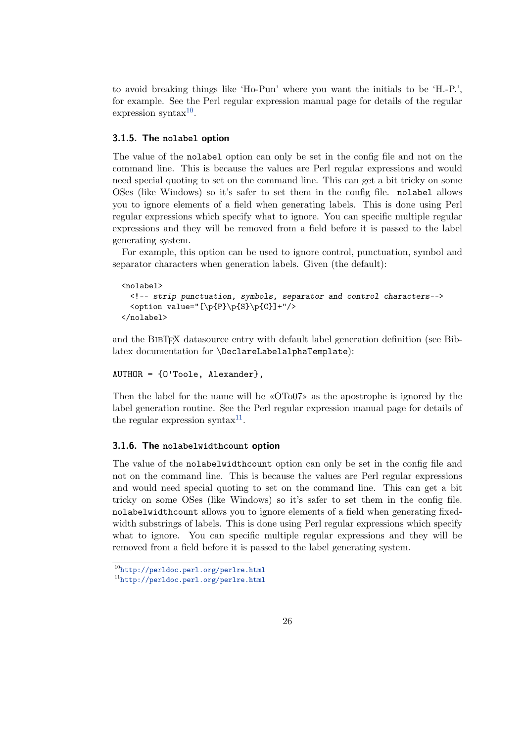to avoid breaking things like 'Ho-Pun' where you want the initials to be 'H.-P.', for example. See the Perl regular expression manual page for details of the regular expression syntax[10].

### 3.1.5. The `nolabel` option

The value of the `nolabel` option can only be set in the config file and not on the command line. This is because the values are Perl regular expressions and would need special quoting to set on the command line. This can get a bit tricky on some OSes (like Windows) so it's safer to set them in the config file. `nolabel` allows you to ignore elements of a field when generating labels. This is done using Perl regular expressions which specify what to ignore. You can specific multiple regular expressions and they will be removed from a field before it is passed to the label generating system.

For example, this option can be used to ignore control, punctuation, symbol and separator characters when generation labels. Given (the default):

```
<nolabel>
  <!-- strip punctuation, symbols, separator and control characters-->
  <option value="[\p{P}\p{S}\p{C}]+"/>
</nolabel>
```

and the BibTeX datasource entry with default label generation definition (see Biblatex documentation for `\DeclareLabelalphaTemplate`):

```
AUTHOR = {O'Toole, Alexander},
```

Then the label for the name will be «OTo07» as the apostrophe is ignored by the label generation routine. See the Perl regular expression manual page for details of the regular expression syntax[11].

### 3.1.6. The `nolabelwidthcount` option

The value of the `nolabelwidthcount` option can only be set in the config file and not on the command line. This is because the values are Perl regular expressions and would need special quoting to set on the command line. This can get a bit tricky on some OSes (like Windows) so it's safer to set them in the config file. `nolabelwidthcount` allows you to ignore elements of a field when generating fixed-width substrings of labels. This is done using Perl regular expressions which specify what to ignore. You can specific multiple regular expressions and they will be removed from a field before it is passed to the label generating system.

[10] http://perldoc.perl.org/perlre.html
[11] http://perldoc.perl.org/perlre.html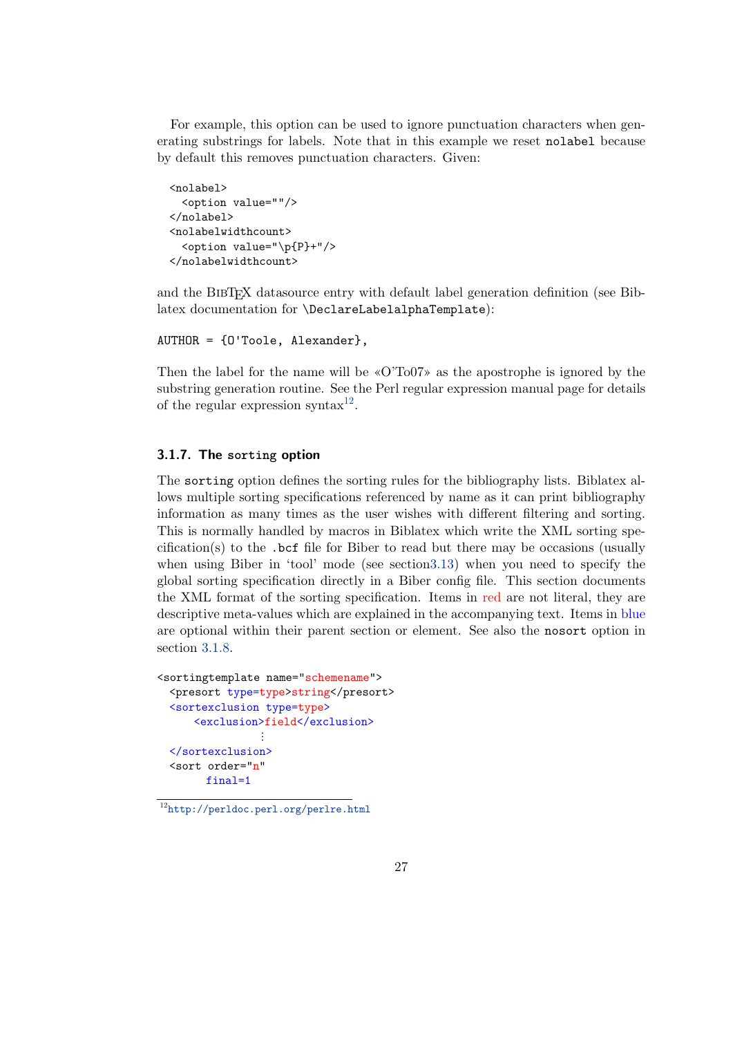For example, this option can be used to ignore punctuation characters when generating substrings for labels. Note that in this example we reset `nolabel` because by default this removes punctuation characters. Given:

```
<nolabel>
  <option value=""/>
</nolabel>
<nolabelwidthcount>
  <option value="\p{P}+"/>
</nolabelwidthcount>
```

and the BibTeX datasource entry with default label generation definition (see Biblatex documentation for `\DeclareLabelalphaTemplate`):

```
AUTHOR = {O'Toole, Alexander},
```

Then the label for the name will be «O'To07» as the apostrophe is ignored by the substring generation routine. See the Perl regular expression manual page for details of the regular expression syntax[12].

### 3.1.7. The `sorting` option

The `sorting` option defines the sorting rules for the bibliography lists. Biblatex allows multiple sorting specifications referenced by name as it can print bibliography information as many times as the user wishes with different filtering and sorting. This is normally handled by macros in Biblatex which write the XML sorting specification(s) to the `.bcf` file for Biber to read but there may be occasions (usually when using Biber in 'tool' mode (see section3.13) when you need to specify the global sorting specification directly in a Biber config file. This section documents the XML format of the sorting specification. Items in red are not literal, they are descriptive meta-values which are explained in the accompanying text. Items in blue are optional within their parent section or element. See also the `nosort` option in section 3.1.8.

```
<sortingtemplate name="schemename">
  <presort type=type>string</presort>
  <sortexclusion type=type>
      <exclusion>field</exclusion>
              ⋮
  </sortexclusion>
  <sort order="n"
       final=1
```

[12] http://perldoc.perl.org/perlre.html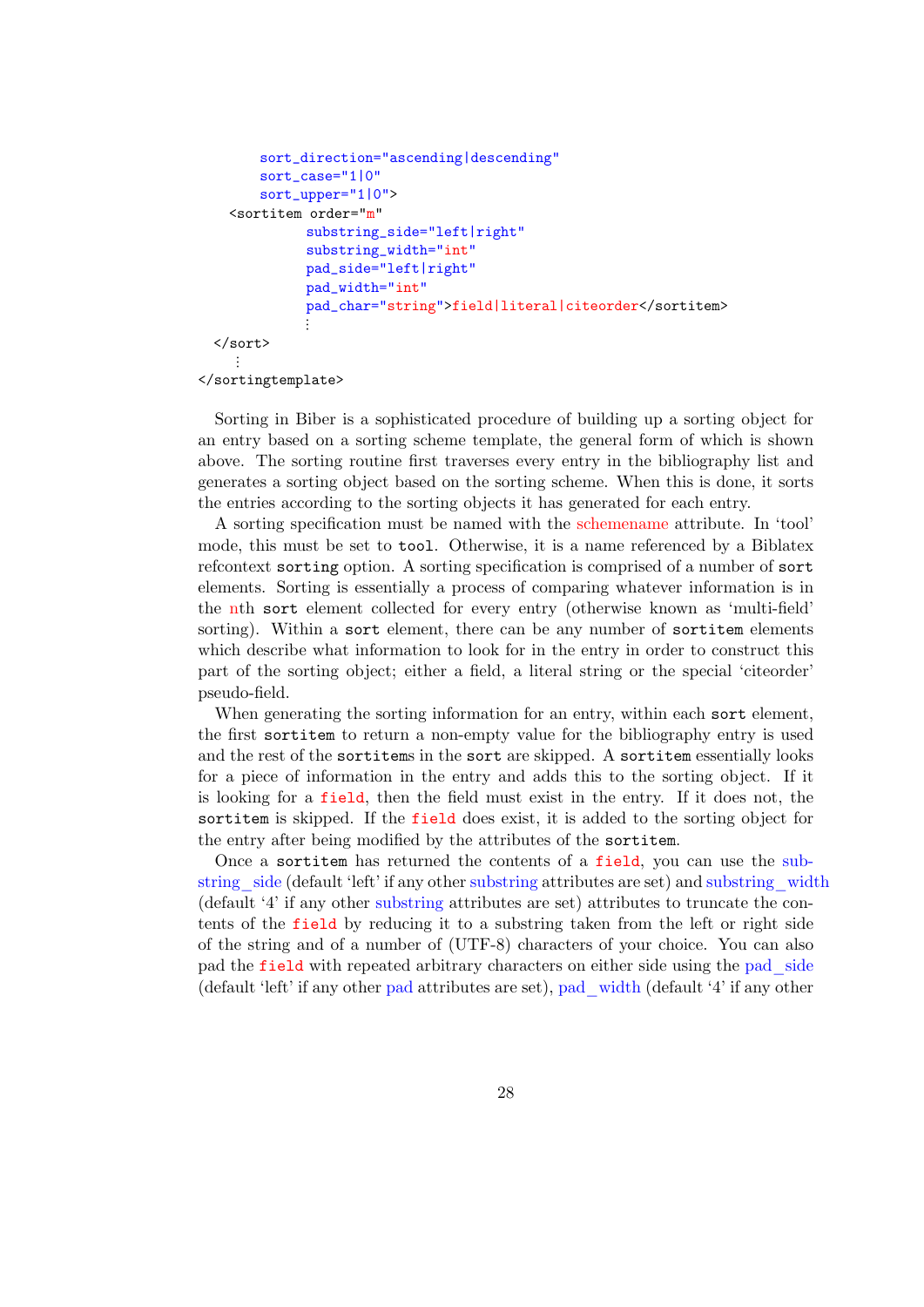```
      sort_direction="ascending|descending"
      sort_case="1|0"
      sort_upper="1|0">
    <sortitem order="m"
              substring_side="left|right"
              substring_width="int"
              pad_side="left|right"
              pad_width="int"
              pad_char="string">field|literal|citeorder</sortitem>
              ⋮
  </sort>
    ⋮
</sortingtemplate>
```

Sorting in Biber is a sophisticated procedure of building up a sorting object for an entry based on a sorting scheme template, the general form of which is shown above. The sorting routine first traverses every entry in the bibliography list and generates a sorting object based on the sorting scheme. When this is done, it sorts the entries according to the sorting objects it has generated for each entry.

A sorting specification must be named with the schemename attribute. In 'tool' mode, this must be set to `tool`. Otherwise, it is a name referenced by a Biblatex refcontext `sorting` option. A sorting specification is comprised of a number of `sort` elements. Sorting is essentially a process of comparing whatever information is in the nth `sort` element collected for every entry (otherwise known as 'multi-field' sorting). Within a `sort` element, there can be any number of `sortitem` elements which describe what information to look for in the entry in order to construct this part of the sorting object; either a field, a literal string or the special 'citeorder' pseudo-field.

When generating the sorting information for an entry, within each `sort` element, the first `sortitem` to return a non-empty value for the bibliography entry is used and the rest of the `sortitem`s in the `sort` are skipped. A `sortitem` essentially looks for a piece of information in the entry and adds this to the sorting object. If it is looking for a `field`, then the field must exist in the entry. If it does not, the `sortitem` is skipped. If the `field` does exist, it is added to the sorting object for the entry after being modified by the attributes of the `sortitem`.

Once a `sortitem` has returned the contents of a `field`, you can use the substring_side (default 'left' if any other substring attributes are set) and substring_width (default '4' if any other substring attributes are set) attributes to truncate the contents of the `field` by reducing it to a substring taken from the left or right side of the string and of a number of (UTF-8) characters of your choice. You can also pad the `field` with repeated arbitrary characters on either side using the pad_side (default 'left' if any other pad attributes are set), pad_width (default '4' if any other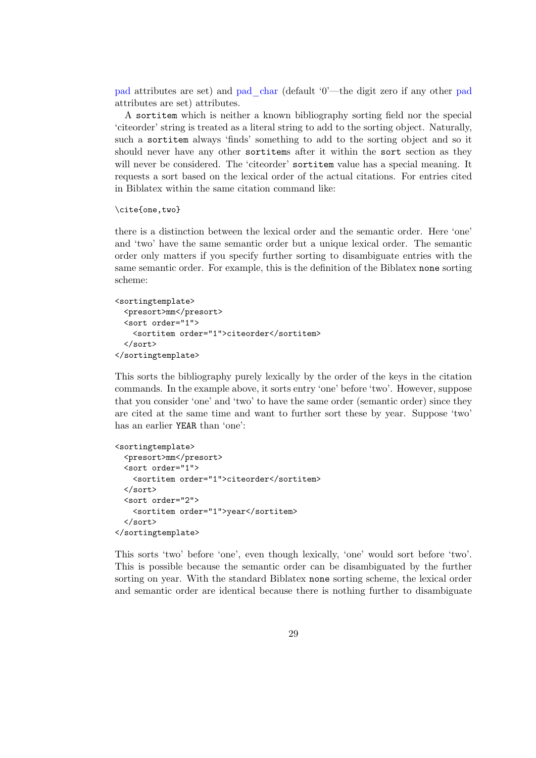pad attributes are set) and pad_char (default '0'—the digit zero if any other pad attributes are set) attributes.

A sortitem which is neither a known bibliography sorting field nor the special 'citeorder' string is treated as a literal string to add to the sorting object. Naturally, such a sortitem always 'finds' something to add to the sorting object and so it should never have any other sortitems after it within the sort section as they will never be considered. The 'citeorder' sortitem value has a special meaning. It requests a sort based on the lexical order of the actual citations. For entries cited in Biblatex within the same citation command like:

```
\cite{one,two}
```

there is a distinction between the lexical order and the semantic order. Here 'one' and 'two' have the same semantic order but a unique lexical order. The semantic order only matters if you specify further sorting to disambiguate entries with the same semantic order. For example, this is the definition of the Biblatex none sorting scheme:

```
<sortingtemplate>
  <presort>mm</presort>
  <sort order="1">
    <sortitem order="1">citeorder</sortitem>
  </sort>
</sortingtemplate>
```

This sorts the bibliography purely lexically by the order of the keys in the citation commands. In the example above, it sorts entry 'one' before 'two'. However, suppose that you consider 'one' and 'two' to have the same order (semantic order) since they are cited at the same time and want to further sort these by year. Suppose 'two' has an earlier YEAR than 'one':

```
<sortingtemplate>
  <presort>mm</presort>
  <sort order="1">
    <sortitem order="1">citeorder</sortitem>
  </sort>
  <sort order="2">
    <sortitem order="1">year</sortitem>
  </sort>
</sortingtemplate>
```

This sorts 'two' before 'one', even though lexically, 'one' would sort before 'two'. This is possible because the semantic order can be disambiguated by the further sorting on year. With the standard Biblatex none sorting scheme, the lexical order and semantic order are identical because there is nothing further to disambiguate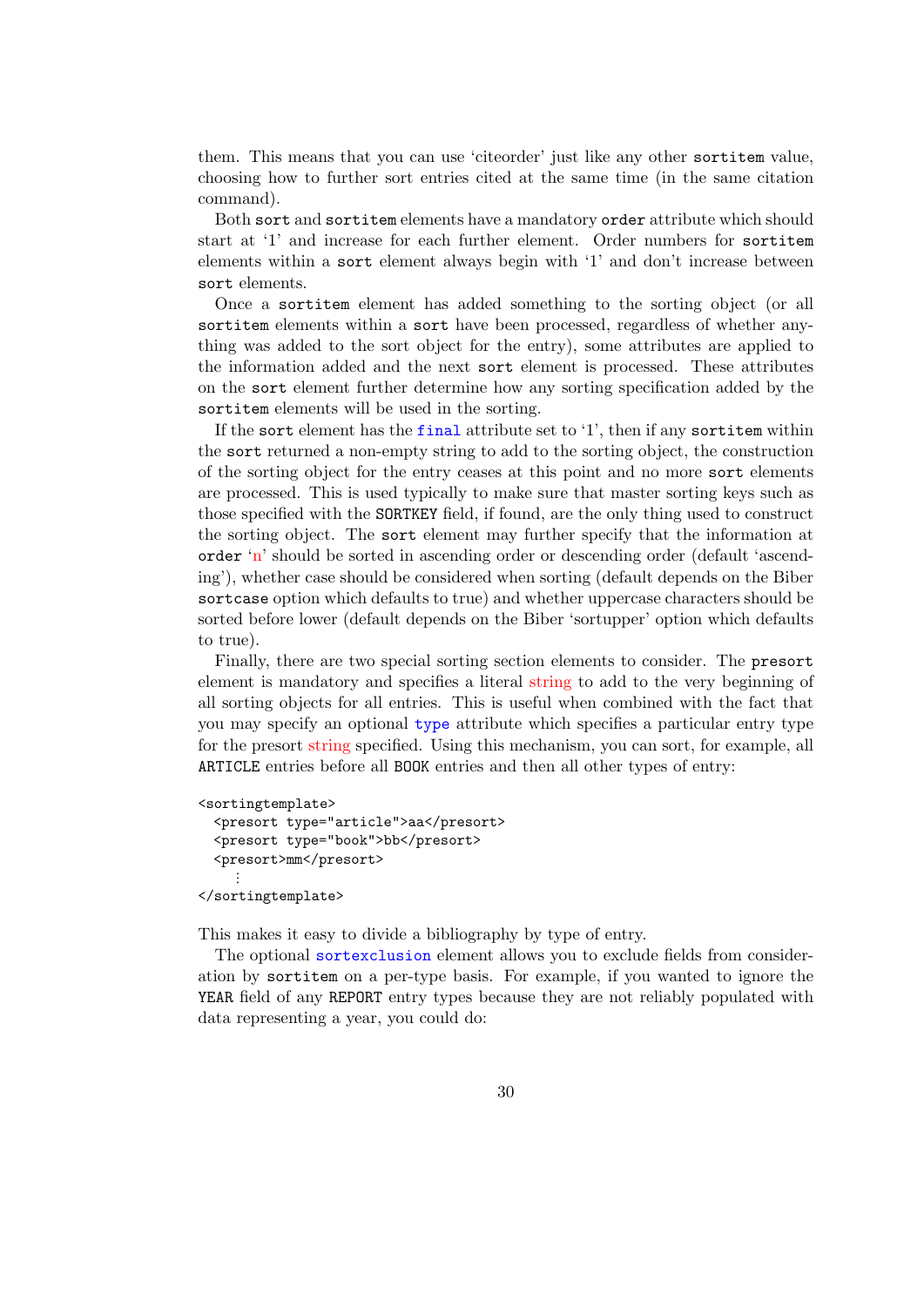them. This means that you can use 'citeorder' just like any other `sortitem` value, choosing how to further sort entries cited at the same time (in the same citation command).

Both `sort` and `sortitem` elements have a mandatory `order` attribute which should start at '1' and increase for each further element. Order numbers for `sortitem` elements within a `sort` element always begin with '1' and don't increase between `sort` elements.

Once a `sortitem` element has added something to the sorting object (or all `sortitem` elements within a `sort` have been processed, regardless of whether anything was added to the sort object for the entry), some attributes are applied to the information added and the next `sort` element is processed. These attributes on the `sort` element further determine how any sorting specification added by the `sortitem` elements will be used in the sorting.

If the `sort` element has the `final` attribute set to '1', then if any `sortitem` within the `sort` returned a non-empty string to add to the sorting object, the construction of the sorting object for the entry ceases at this point and no more `sort` elements are processed. This is used typically to make sure that master sorting keys such as those specified with the `SORTKEY` field, if found, are the only thing used to construct the sorting object. The `sort` element may further specify that the information at `order` 'n' should be sorted in ascending order or descending order (default 'ascending'), whether case should be considered when sorting (default depends on the Biber `sortcase` option which defaults to true) and whether uppercase characters should be sorted before lower (default depends on the Biber 'sortupper' option which defaults to true).

Finally, there are two special sorting section elements to consider. The `presort` element is mandatory and specifies a literal string to add to the very beginning of all sorting objects for all entries. This is useful when combined with the fact that you may specify an optional `type` attribute which specifies a particular entry type for the presort string specified. Using this mechanism, you can sort, for example, all `ARTICLE` entries before all `BOOK` entries and then all other types of entry:

```
<sortingtemplate>
  <presort type="article">aa</presort>
  <presort type="book">bb</presort>
  <presort>mm</presort>
     ⋮
</sortingtemplate>
```

This makes it easy to divide a bibliography by type of entry.

The optional `sortexclusion` element allows you to exclude fields from consideration by `sortitem` on a per-type basis. For example, if you wanted to ignore the `YEAR` field of any `REPORT` entry types because they are not reliably populated with data representing a year, you could do: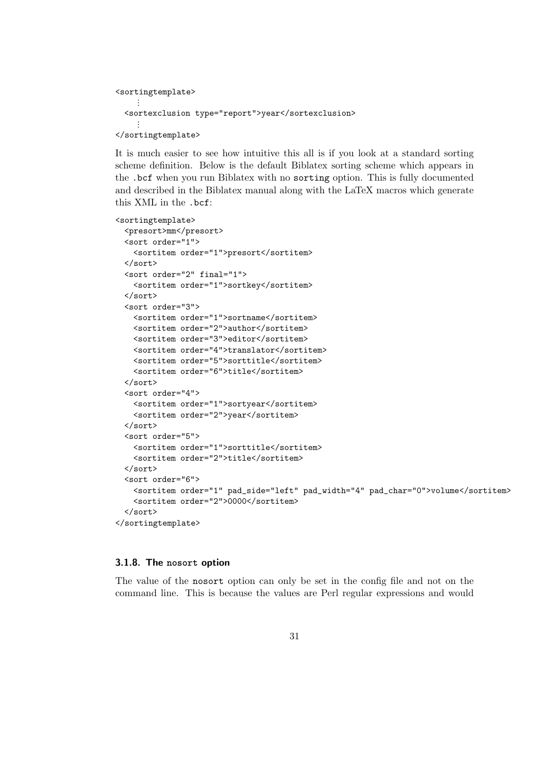```
<sortingtemplate>
    ⋮
  <sortexclusion type="report">year</sortexclusion>
    ⋮
</sortingtemplate>
```

It is much easier to see how intuitive this all is if you look at a standard sorting scheme definition. Below is the default Biblatex sorting scheme which appears in the `.bcf` when you run Biblatex with no `sorting` option. This is fully documented and described in the Biblatex manual along with the LaTeX macros which generate this XML in the `.bcf`:

```
<sortingtemplate>
  <presort>mm</presort>
  <sort order="1">
    <sortitem order="1">presort</sortitem>
  </sort>
  <sort order="2" final="1">
    <sortitem order="1">sortkey</sortitem>
  </sort>
  <sort order="3">
    <sortitem order="1">sortname</sortitem>
    <sortitem order="2">author</sortitem>
    <sortitem order="3">editor</sortitem>
    <sortitem order="4">translator</sortitem>
    <sortitem order="5">sorttitle</sortitem>
    <sortitem order="6">title</sortitem>
  </sort>
  <sort order="4">
    <sortitem order="1">sortyear</sortitem>
    <sortitem order="2">year</sortitem>
  </sort>
  <sort order="5">
    <sortitem order="1">sorttitle</sortitem>
    <sortitem order="2">title</sortitem>
  </sort>
  <sort order="6">
    <sortitem order="1" pad_side="left" pad_width="4" pad_char="0">volume</sortitem>
    <sortitem order="2">0000</sortitem>
  </sort>
</sortingtemplate>
```

### 3.1.8. The `nosort` option

The value of the `nosort` option can only be set in the config file and not on the command line. This is because the values are Perl regular expressions and would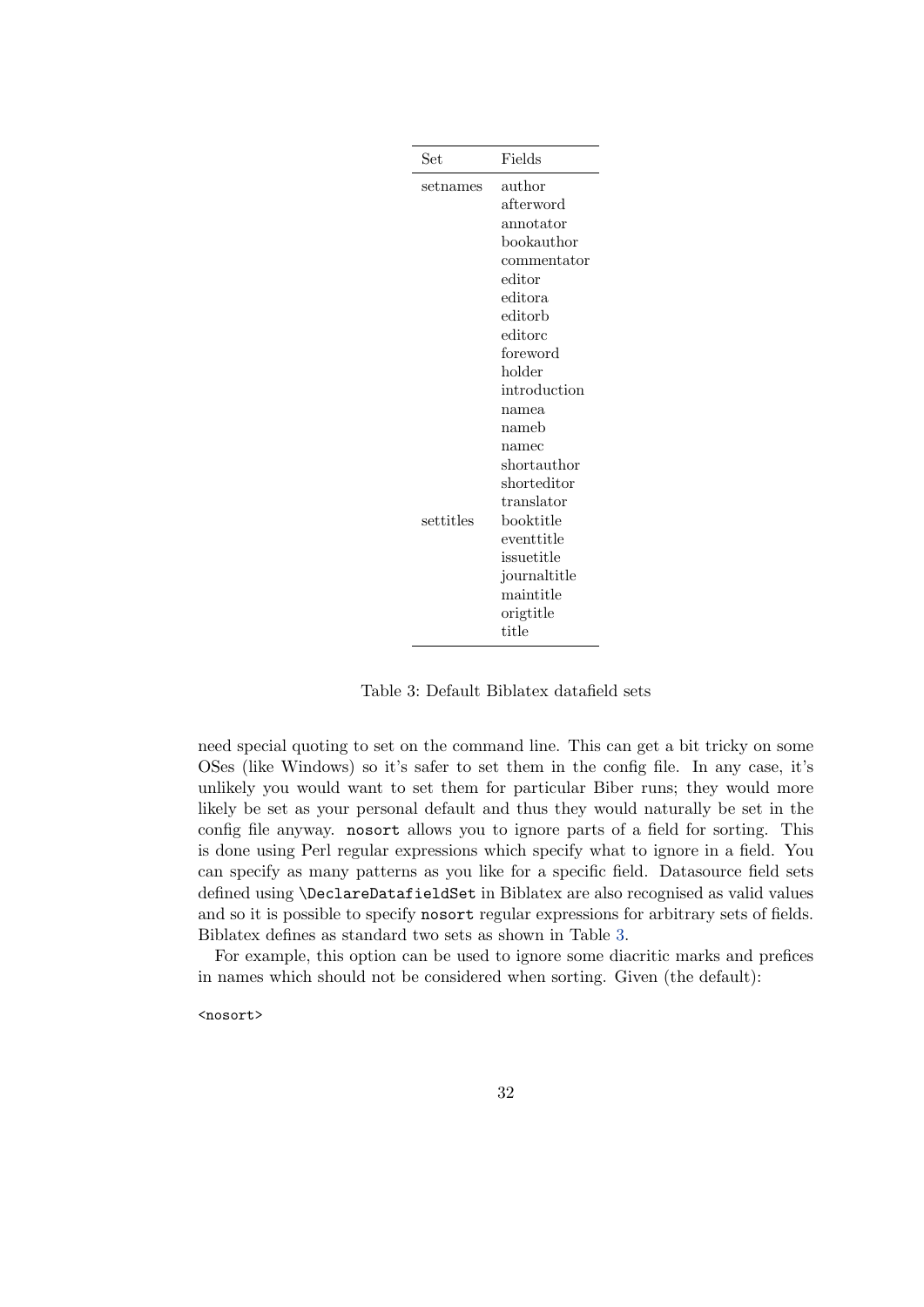| Set | Fields |
| --- | --- |
| setnames | author |
| | afterword |
| | annotator |
| | bookauthor |
| | commentator |
| | editor |
| | editora |
| | editorb |
| | editorc |
| | foreword |
| | holder |
| | introduction |
| | namea |
| | nameb |
| | namec |
| | shortauthor |
| | shorteditor |
| | translator |
| settitles | booktitle |
| | eventtitle |
| | issuetitle |
| | journaltitle |
| | maintitle |
| | origtitle |
| | title |

Table 3: Default Biblatex datafield sets

need special quoting to set on the command line. This can get a bit tricky on some OSes (like Windows) so it's safer to set them in the config file. In any case, it's unlikely you would want to set them for particular Biber runs; they would more likely be set as your personal default and thus they would naturally be set in the config file anyway. `nosort` allows you to ignore parts of a field for sorting. This is done using Perl regular expressions which specify what to ignore in a field. You can specify as many patterns as you like for a specific field. Datasource field sets defined using `\DeclareDatafieldSet` in Biblatex are also recognised as valid values and so it is possible to specify `nosort` regular expressions for arbitrary sets of fields. Biblatex defines as standard two sets as shown in Table 3.

For example, this option can be used to ignore some diacritic marks and prefices in names which should not be considered when sorting. Given (the default):

```
<nosort>
```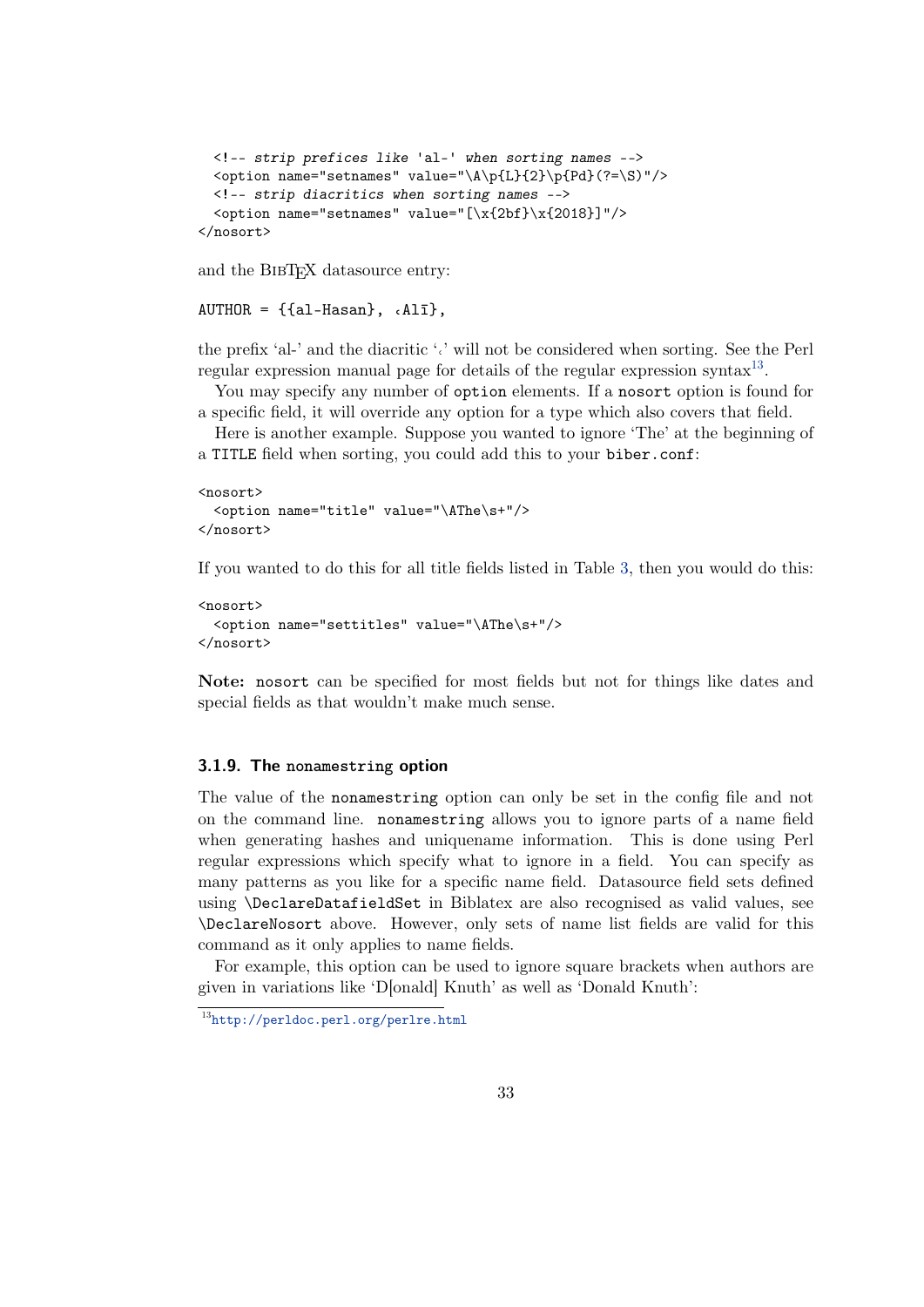```
  <!-- strip prefices like 'al-' when sorting names -->
  <option name="setnames" value="\A\p{L}{2}\p{Pd}(?=\S)"/>
  <!-- strip diacritics when sorting names -->
  <option name="setnames" value="[\x{2bf}\x{2018}]"/>
</nosort>
```

and the BibTeX datasource entry:

```
AUTHOR = {{al-Hasan}, ʿAlī},
```

the prefix 'al-' and the diacritic 'ʿ' will not be considered when sorting. See the Perl regular expression manual page for details of the regular expression syntax[13].

You may specify any number of `option` elements. If a `nosort` option is found for a specific field, it will override any option for a type which also covers that field.

Here is another example. Suppose you wanted to ignore 'The' at the beginning of a `TITLE` field when sorting, you could add this to your `biber.conf`:

```
<nosort>
  <option name="title" value="\AThe\s+"/>
</nosort>
```

If you wanted to do this for all title fields listed in Table 3, then you would do this:

```
<nosort>
  <option name="settitles" value="\AThe\s+"/>
</nosort>
```

**Note:** `nosort` can be specified for most fields but not for things like dates and special fields as that wouldn't much sense.

### 3.1.9. The `nonamestring` option

The value of the `nonamestring` option can only be set in the config file and not on the command line. `nonamestring` allows you to ignore parts of a name field when generating hashes and uniquename information. This is done using Perl regular expressions which specify what to ignore in a field. You can specify as many patterns as you like for a specific name field. Datasource field sets defined using `\DeclareDatafieldSet` in Biblatex are also recognised as valid values, see `\DeclareNosort` above. However, only sets of name list fields are valid for this command as it only applies to name fields.

For example, this option can be used to ignore square brackets when authors are given in variations like 'D[onald] Knuth' as well as 'Donald Knuth':

[13] http://perldoc.perl.org/perlre.html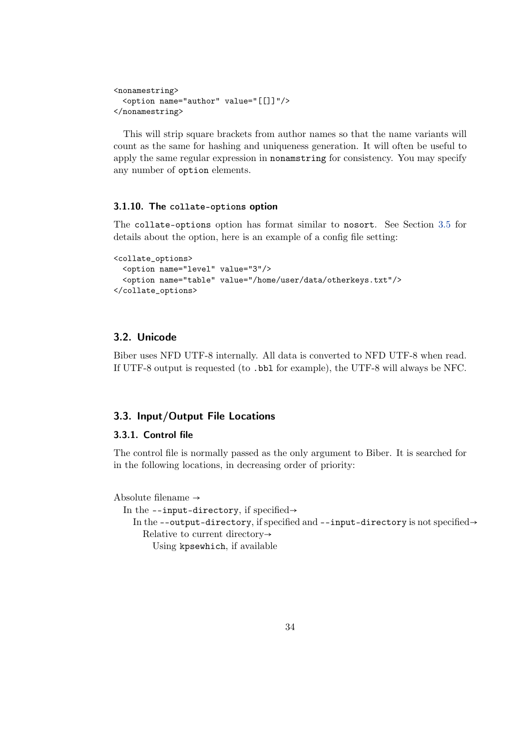```
<nonamestring>
  <option name="author" value="[[]]"/>
</nonamestring>
```

This will strip square brackets from author names so that the name variants will count as the same for hashing and uniqueness generation. It will often be useful to apply the same regular expression in `nonamstring` for consistency. You may specify any number of `option` elements.

### 3.1.10. The `collate-options` option

The `collate-options` option has format similar to `nosort`. See Section 3.5 for details about the option, here is an example of a config file setting:

```
<collate_options>
  <option name="level" value="3"/>
  <option name="table" value="/home/user/data/otherkeys.txt"/>
</collate_options>
```

## 3.2. Unicode

Biber uses NFD UTF-8 internally. All data is converted to NFD UTF-8 when read. If UTF-8 output is requested (to `.bbl` for example), the UTF-8 will always be NFC.

## 3.3. Input/Output File Locations

### 3.3.1. Control file

The control file is normally passed as the only argument to Biber. It is searched for in the following locations, in decreasing order of priority:

Absolute filename →
  In the `--input-directory`, if specified→
    In the `--output-directory`, if specified and `--input-directory` is not specified→
      Relative to current directory→
        Using `kpsewhich`, if available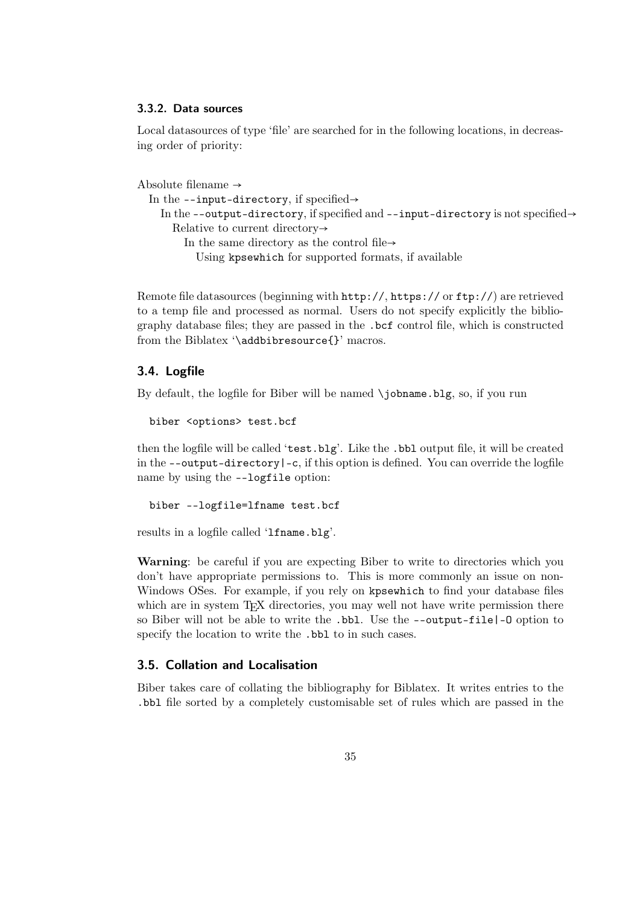### 3.3.2. Data sources

Local datasources of type 'file' are searched for in the following locations, in decreasing order of priority:

Absolute filename →
  In the `--input-directory`, if specified→
    In the `--output-directory`, if specified and `--input-directory` is not specified→
      Relative to current directory→
        In the same directory as the control file→
          Using `kpsewhich` for supported formats, if available

Remote file datasources (beginning with `http://`, `https://` or `ftp://`) are retrieved to a temp file and processed as normal. Users do not specify explicitly the bibliography database files; they are passed in the `.bcf` control file, which is constructed from the Biblatex '`\addbibresource{}`' macros.

## 3.4. Logfile

By default, the logfile for Biber will be named `\jobname.blg`, so, if you run

```
biber <options> test.bcf
```

then the logfile will be called '`test.blg`'. Like the `.bbl` output file, it will be created in the `--output-directory|-c`, if this option is defined. You can override the logfile name by using the `--logfile` option:

```
biber --logfile=lfname test.bcf
```

results in a logfile called '`lfname.blg`'.

**Warning**: be careful if you are expecting Biber to write to directories which you don't have appropriate permissions to. This is more commonly an issue on non-Windows OSes. For example, if you rely on `kpsewhich` to find your database files which are in system TeX directories, you may well not have write permission there so Biber will not be able to write the `.bbl`. Use the `--output-file|-O` option to specify the location to write the `.bbl` to in such cases.

## 3.5. Collation and Localisation

Biber takes care of collating the bibliography for Biblatex. It writes entries to the `.bbl` file sorted by a completely customisable set of rules which are passed in the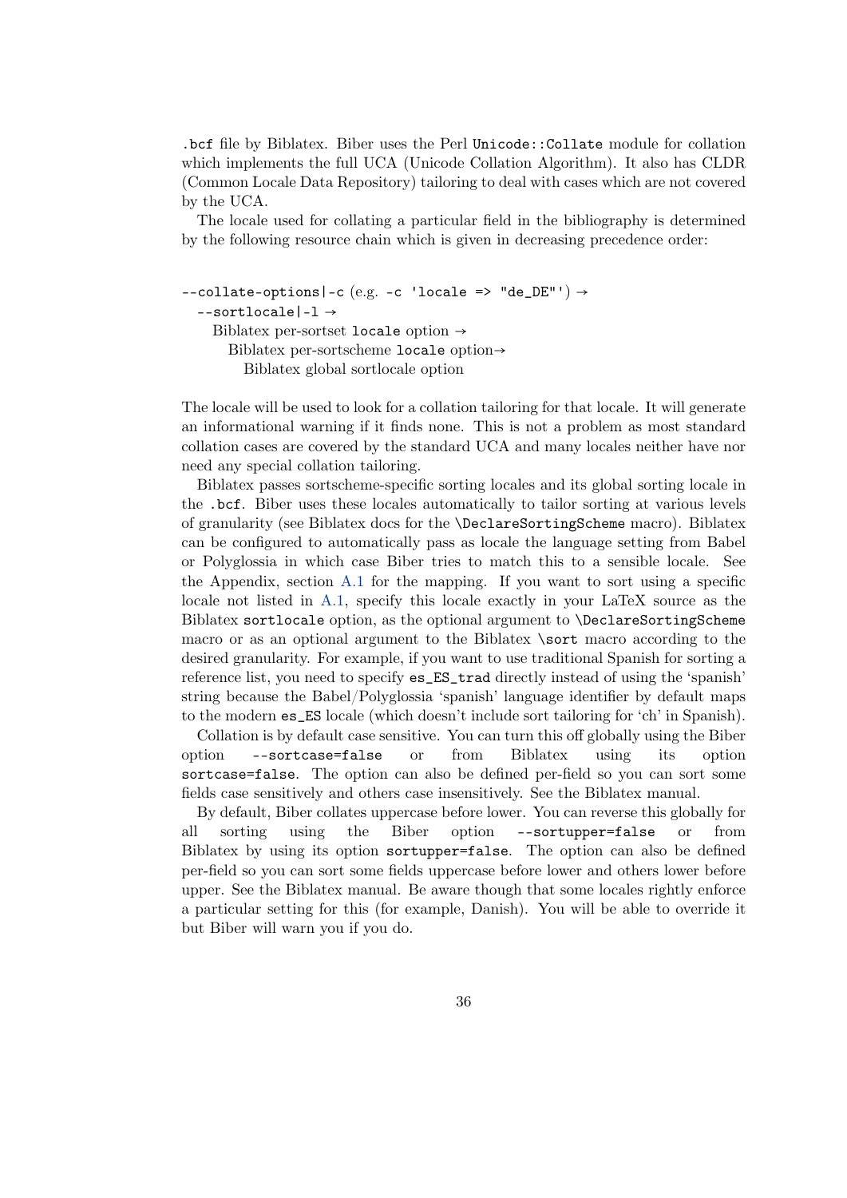.bcf file by Biblatex. Biber uses the Perl `Unicode::Collate` module for collation which implements the full UCA (Unicode Collation Algorithm). It also has CLDR (Common Locale Data Repository) tailoring to deal with cases which are not covered by the UCA.

The locale used for collating a particular field in the bibliography is determined by the following resource chain which is given in decreasing precedence order:

`--collate-options|-c` (e.g. `-c 'locale => "de_DE"'`) →
  `--sortlocale|-l` →
    Biblatex per-sortset `locale` option →
      Biblatex per-sortscheme `locale` option→
        Biblatex global sortlocale option

The locale will be used to look for a collation tailoring for that locale. It will generate an informational warning if it finds none. This is not a problem as most standard collation cases are covered by the standard UCA and many locales neither have nor need any special collation tailoring.

Biblatex passes sortscheme-specific sorting locales and its global sorting locale in the `.bcf`. Biber uses these locales automatically to tailor sorting at various levels of granularity (see Biblatex docs for the `\DeclareSortingScheme` macro). Biblatex can be configured to automatically pass as locale the language setting from Babel or Polyglossia in which case Biber tries to match this to a sensible locale. See the Appendix, section A.1 for the mapping. If you want to sort using a specific locale not listed in A.1, specify this locale exactly in your LaTeX source as the Biblatex `sortlocale` option, as the optional argument to `\DeclareSortingScheme` macro or as an optional argument to the Biblatex `\sort` macro according to the desired granularity. For example, if you want to use traditional Spanish for sorting a reference list, you need to specify `es_ES_trad` directly instead of using the 'spanish' string because the Babel/Polyglossia 'spanish' language identifier by default maps to the modern `es_ES` locale (which doesn't include sort tailoring for 'ch' in Spanish).

Collation is by default case sensitive. You can turn this off globally using the Biber option `--sortcase=false` or from Biblatex using its option `sortcase=false`. The option can also be defined per-field so you can sort some fields case sensitively and others case insensitively. See the Biblatex manual.

By default, Biber collates uppercase before lower. You can reverse this globally for all sorting using the Biber option `--sortupper=false` or from Biblatex by using its option `sortupper=false`. The option can also be defined per-field so you can sort some fields uppercase before lower and others lower before upper. See the Biblatex manual. Be aware though that some locales rightly enforce a particular setting for this (for example, Danish). You will be able to override it but Biber will warn you if you do.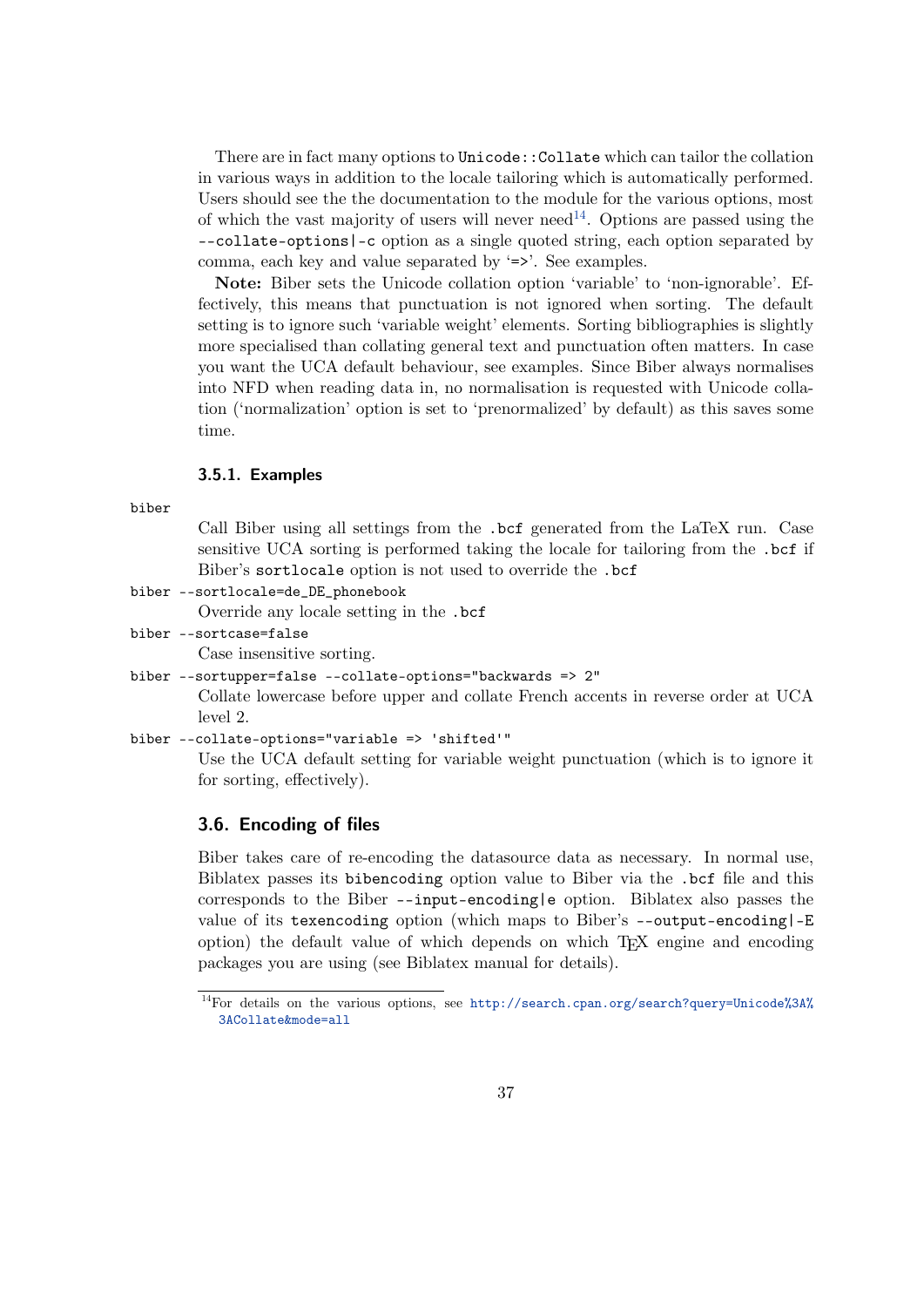There are in fact many options to `Unicode::Collate` which can tailor the collation in various ways in addition to the locale tailoring which is automatically performed. Users should see the the documentation to the module for the various options, most of which the vast majority of users will never need[14]. Options are passed using the `--collate-options|-c` option as a single quoted string, each option separated by comma, each key and value separated by '`=>`'. See examples.

**Note:** Biber sets the Unicode collation option 'variable' to 'non-ignorable'. Effectively, this means that punctuation is not ignored when sorting. The default setting is to ignore such 'variable weight' elements. Sorting bibliographies is slightly more specialised than collating general text and punctuation often matters. In case you want the UCA default behaviour, see examples. Since Biber always normalises into NFD when reading data in, no normalisation is requested with Unicode collation ('normalization' option is set to 'prenormalized' by default) as this saves some time.

### 3.5.1. Examples

`biber`
: Call Biber using all settings from the `.bcf` generated from the LaTeX run. Case sensitive UCA sorting is performed taking the locale for tailoring from the `.bcf` if Biber's `sortlocale` option is not used to override the `.bcf`

`biber --sortlocale=de_DE_phonebook`
: Override any locale setting in the `.bcf`

`biber --sortcase=false`
: Case insensitive sorting.

`biber --sortupper=false --collate-options="backwards => 2"`
: Collate lowercase before upper and collate French accents in reverse order at UCA level 2.

`biber --collate-options="variable => 'shifted'"`
: Use the UCA default setting for variable weight punctuation (which is to ignore it for sorting, effectively).

## 3.6. Encoding of files

Biber takes care of re-encoding the datasource data as necessary. In normal use, Biblatex passes its `bibencoding` option value to Biber via the `.bcf` file and this corresponds to the Biber `--input-encoding|e` option. Biblatex also passes the value of its `texencoding` option (which maps to Biber's `--output-encoding|-E` option) the default value of which depends on which TeX engine and encoding packages you are using (see Biblatex manual for details).

---

[14] For details on the various options, see http://search.cpan.org/search?query=Unicode%3A%3ACollate&mode=all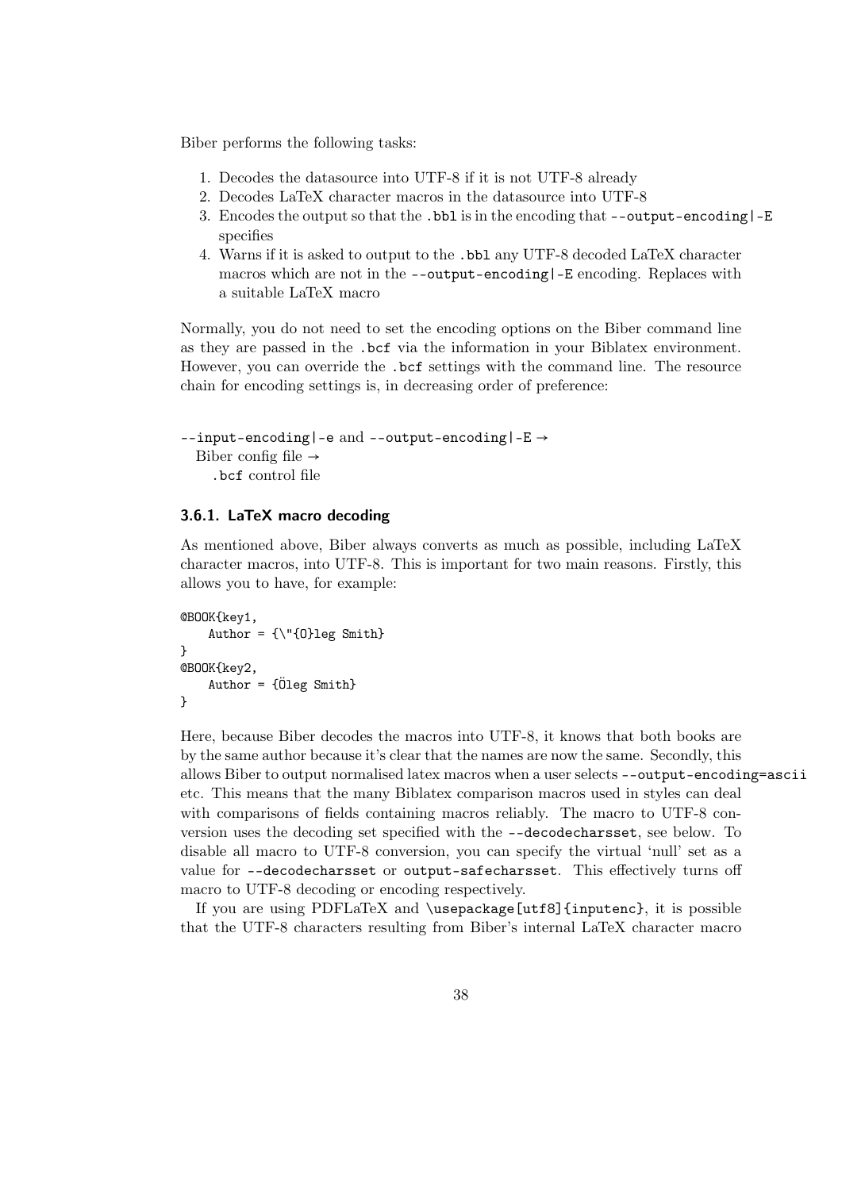Biber performs the following tasks:

1. Decodes the datasource into UTF-8 if it is not UTF-8 already
2. Decodes LaTeX character macros in the datasource into UTF-8
3. Encodes the output so that the `.bbl` is in the encoding that `--output-encoding|-E` specifies
4. Warns if it is asked to output to the `.bbl` any UTF-8 decoded LaTeX character macros which are not in the `--output-encoding|-E` encoding. Replaces with a suitable LaTeX macro

Normally, you do not need to set the encoding options on the Biber command line as they are passed in the `.bcf` via the information in your Biblatex environment. However, you can override the `.bcf` settings with the command line. The resource chain for encoding settings is, in decreasing order of preference:

`--input-encoding|-e` and `--output-encoding|-E` →
  Biber config file →
    `.bcf` control file

### 3.6.1. LaTeX macro decoding

As mentioned above, Biber always converts as much as possible, including LaTeX character macros, into UTF-8. This is important for two main reasons. Firstly, this allows you to have, for example:

```
@BOOK{key1,
    Author = {\"{O}leg Smith}
}
@BOOK{key2,
    Author = {Öleg Smith}
}
```

Here, because Biber decodes the macros into UTF-8, it knows that both books are by the same author because it's clear that the names are now the same. Secondly, this allows Biber to output normalised latex macros when a user selects `--output-encoding=ascii` etc. This means that the many Biblatex comparison macros used in styles can deal with comparisons of fields containing macros reliably. The macro to UTF-8 conversion uses the decoding set specified with the `--decodecharsset`, see below. To disable all macro to UTF-8 conversion, you can specify the virtual 'null' set as a value for `--decodecharsset` or `output-safecharsset`. This effectively turns off macro to UTF-8 decoding or encoding respectively.

If you are using PDFLaTeX and `\usepackage[utf8]{inputenc}`, it is possible that the UTF-8 characters resulting from Biber's internal LaTeX character macro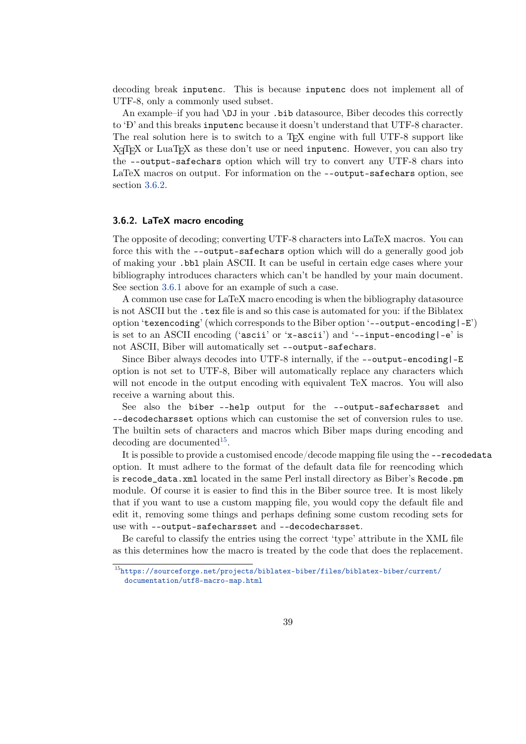decoding break `inputenc`. This is because `inputenc` does not implement all of UTF-8, only a commonly used subset.

An example–if you had `\DJ` in your `.bib` datasource, Biber decodes this correctly to 'Đ' and this breaks `inputenc` because it doesn't understand that UTF-8 character. The real solution here is to switch to a TeX engine with full UTF-8 support like XeTeX or LuaTeX as these don't use or need `inputenc`. However, you can also try the `--output-safechars` option which will try to convert any UTF-8 chars into LaTeX macros on output. For information on the `--output-safechars` option, see section 3.6.2.

### 3.6.2. LaTeX macro encoding

The opposite of decoding; converting UTF-8 characters into LaTeX macros. You can force this with the `--output-safechars` option which will do a generally good job of making your `.bbl` plain ASCII. It can be useful in certain edge cases where your bibliography introduces characters which can't be handled by your main document. See section 3.6.1 above for an example of such a case.

A common use case for LaTeX macro encoding is when the bibliography datasource is not ASCII but the `.tex` file is and so this case is automated for you: if the Biblatex option '`texencoding`' (which corresponds to the Biber option '`--output-encoding|-E`') is set to an ASCII encoding ('`ascii`' or '`x-ascii`') and '`--input-encoding|-e`' is not ASCII, Biber will automatically set `--output-safechars`.

Since Biber always decodes into UTF-8 internally, if the `--output-encoding|-E` option is not set to UTF-8, Biber will automatically replace any characters which will not encode in the output encoding with equivalent TeX macros. You will also receive a warning about this.

See also the `biber --help` output for the `--output-safecharsset` and `--decodecharsset` options which can customise the set of conversion rules to use. The builtin sets of characters and macros which Biber maps during encoding and decoding are documented[15].

It is possible to provide a customised encode/decode mapping file using the `--recodedata` option. It must adhere to the format of the default data file for reencoding which is `recode_data.xml` located in the same Perl install directory as Biber's `Recode.pm` module. Of course it is easier to find this in the Biber source tree. It is most likely that if you want to use a custom mapping file, you would copy the default file and edit it, removing some things and perhaps defining some custom recoding sets for use with `--output-safecharsset` and `--decodecharsset`.

Be careful to classify the entries using the correct 'type' attribute in the XML file as this determines how the macro is treated by the code that does the replacement.

---

[15] https://sourceforge.net/projects/biblatex-biber/files/biblatex-biber/current/documentation/utf8-macro-map.html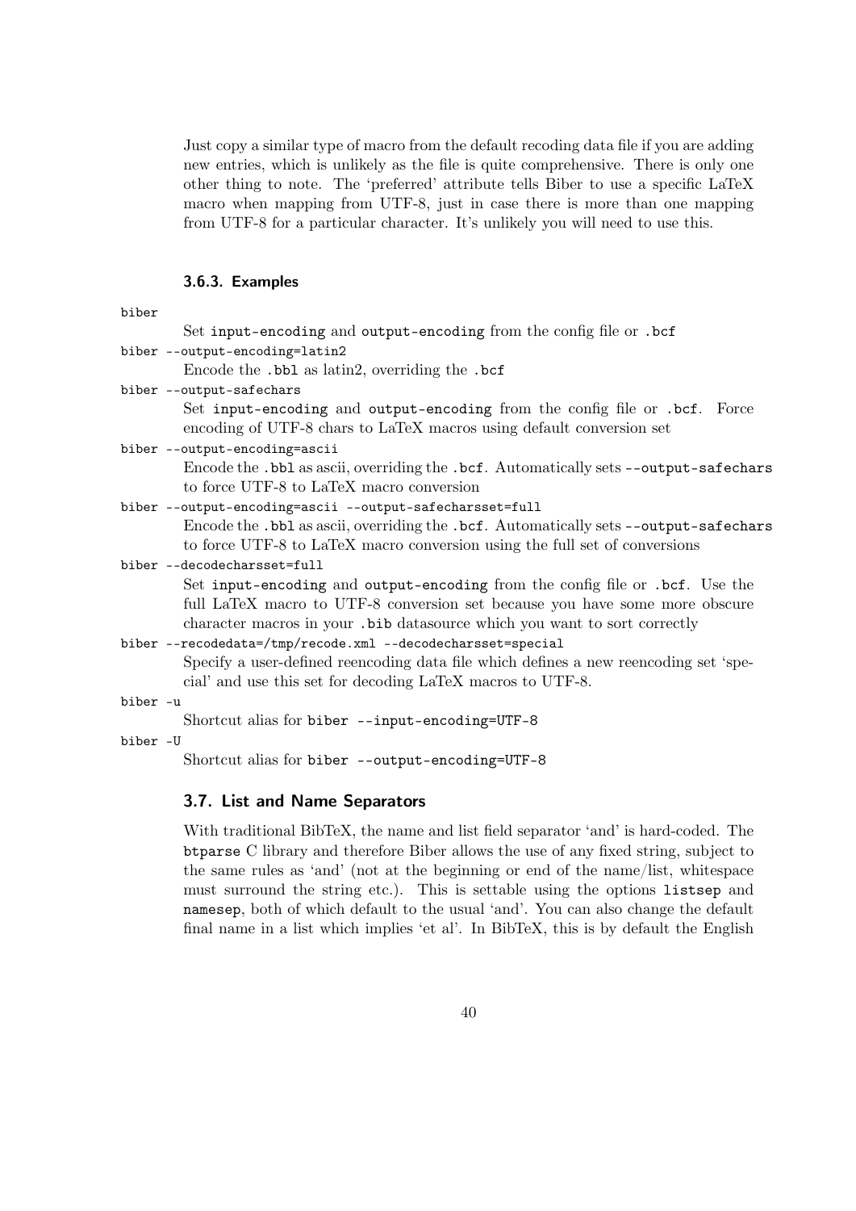Just copy a similar type of macro from the default recoding data file if you are adding new entries, which is unlikely as the file is quite comprehensive. There is only one other thing to note. The 'preferred' attribute tells Biber to use a specific LaTeX macro when mapping from UTF-8, just in case there is more than one mapping from UTF-8 for a particular character. It's unlikely you will need to use this.

### 3.6.3. Examples

`biber`
: Set `input-encoding` and `output-encoding` from the config file or `.bcf`

`biber --output-encoding=latin2`
: Encode the `.bbl` as latin2, overriding the `.bcf`

`biber --output-safechars`
: Set `input-encoding` and `output-encoding` from the config file or `.bcf`. Force encoding of UTF-8 chars to LaTeX macros using default conversion set

`biber --output-encoding=ascii`
: Encode the `.bbl` as ascii, overriding the `.bcf`. Automatically sets `--output-safechars` to force UTF-8 to LaTeX macro conversion

`biber --output-encoding=ascii --output-safecharsset=full`
: Encode the `.bbl` as ascii, overriding the `.bcf`. Automatically sets `--output-safechars` to force UTF-8 to LaTeX macro conversion using the full set of conversions

`biber --decodecharsset=full`
: Set `input-encoding` and `output-encoding` from the config file or `.bcf`. Use the full LaTeX macro to UTF-8 conversion set because you have some more obscure character macros in your `.bib` datasource which you want to sort correctly

`biber --recodedata=/tmp/recode.xml --decodecharsset=special`
: Specify a user-defined reencoding data file which defines a new reencoding set 'special' and use this set for decoding LaTeX macros to UTF-8.

`biber -u`
: Shortcut alias for `biber --input-encoding=UTF-8`

`biber -U`
: Shortcut alias for `biber --output-encoding=UTF-8`

## 3.7. List and Name Separators

With traditional BibTeX, the name and list field separator 'and' is hard-coded. The `btparse` C library and therefore Biber allows the use of any fixed string, subject to the same rules as 'and' (not at the beginning or end of the name/list, whitespace must surround the string etc.). This is settable using the options `listsep` and `namesep`, both of which default to the usual 'and'. You can also change the default final name in a list which implies 'et al'. In BibTeX, this is by default the English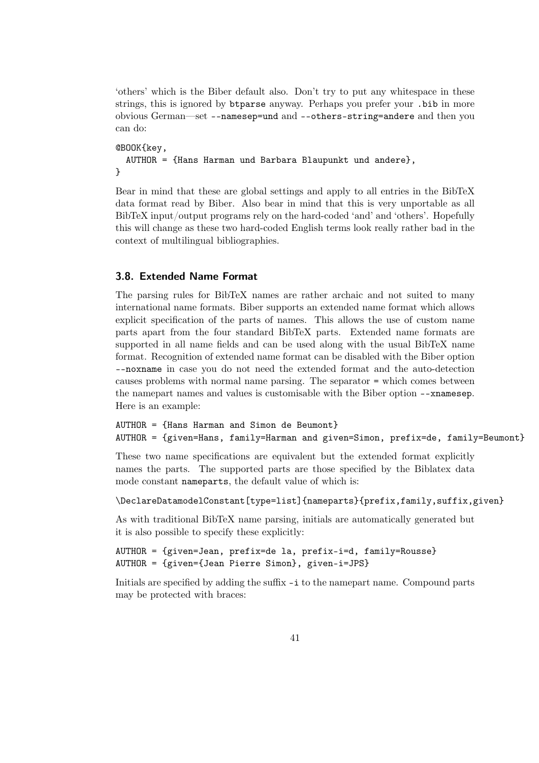'others' which is the Biber default also. Don't try to put any whitespace in these strings, this is ignored by `btparse` anyway. Perhaps you prefer your `.bib` in more obvious German—set `--namesep=und` and `--others-string=andere` and then you can do:

```
@BOOK{key,
  AUTHOR = {Hans Harman und Barbara Blaupunkt und andere},
}
```

Bear in mind that these are global settings and apply to all entries in the BibTeX data format read by Biber. Also bear in mind that this is very unportable as all BibTeX input/output programs rely on the hard-coded 'and' and 'others'. Hopefully this will change as these two hard-coded English terms look really rather bad in the context of multilingual bibliographies.

### 3.8. Extended Name Format

The parsing rules for BibTeX names are rather archaic and not suited to many international name formats. Biber supports an extended name format which allows explicit specification of the parts of names. This allows the use of custom name parts apart from the four standard BibTeX parts. Extended name formats are supported in all name fields and can be used along with the usual BibTeX name format. Recognition of extended name format can be disabled with the Biber option `--noxname` in case you do not need the extended format and the auto-detection causes problems with normal name parsing. The separator `=` which comes between the namepart names and values is customisable with the Biber option `--xnamesep`. Here is an example:

```
AUTHOR = {Hans Harman and Simon de Beumont}
AUTHOR = {given=Hans, family=Harman and given=Simon, prefix=de, family=Beumont}
```

These two name specifications are equivalent but the extended format explicitly names the parts. The supported parts are those specified by the Biblatex data mode constant `nameparts`, the default value of which is:

```
\DeclareDatamodelConstant[type=list]{nameparts}{prefix,family,suffix,given}
```

As with traditional BibTeX name parsing, initials are automatically generated but it is also possible to specify these explicitly:

```
AUTHOR = {given=Jean, prefix=de la, prefix-i=d, family=Rousse}
AUTHOR = {given={Jean Pierre Simon}, given-i=JPS}
```

Initials are specified by adding the suffix `-i` to the namepart name. Compound parts may be protected with braces: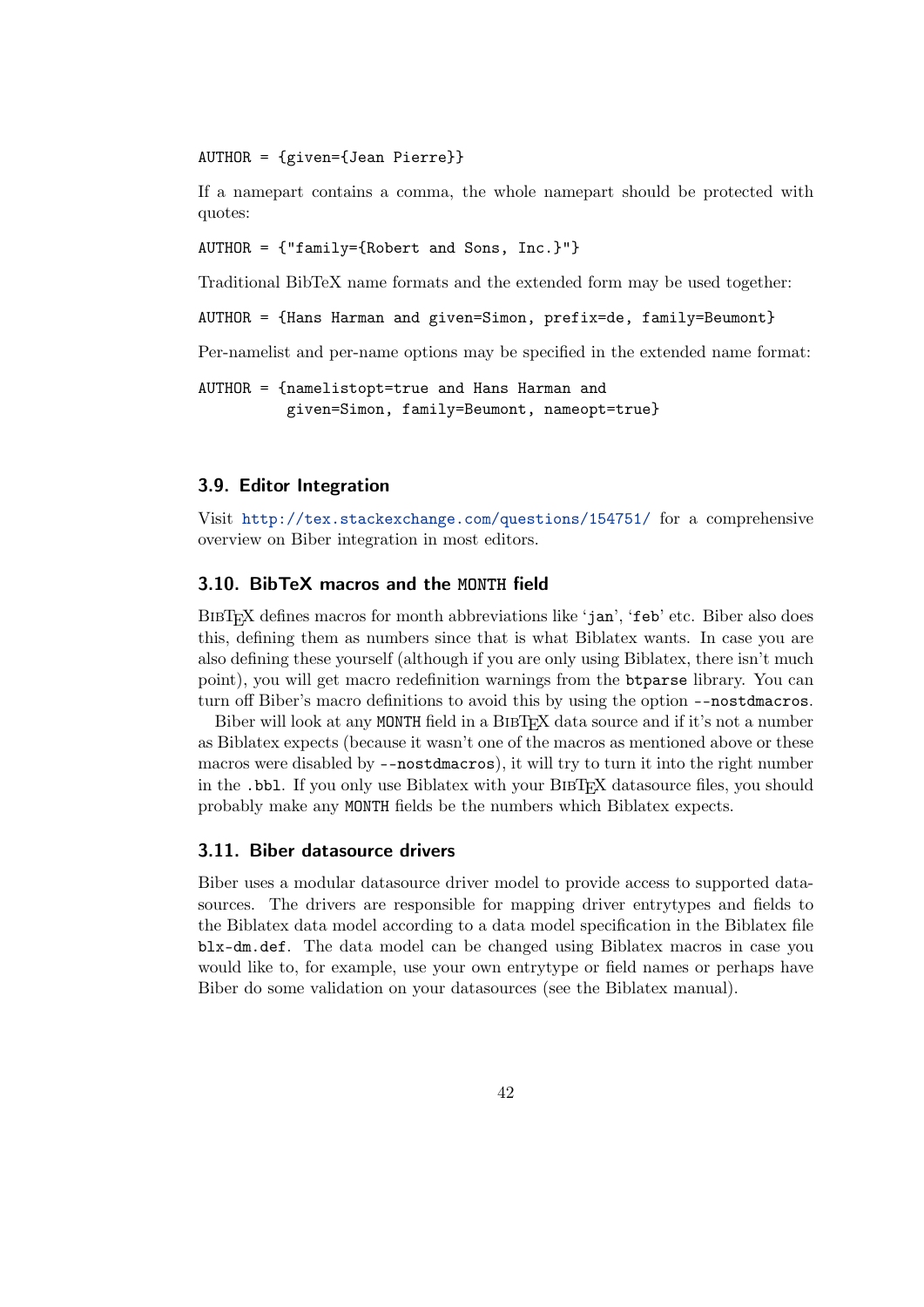```
AUTHOR = {given={Jean Pierre}}
```

If a namepart contains a comma, the whole namepart should be protected with quotes:

```
AUTHOR = {"family={Robert and Sons, Inc.}"}
```

Traditional BibTeX name formats and the extended form may be used together:

```
AUTHOR = {Hans Harman and given=Simon, prefix=de, family=Beumont}
```

Per-namelist and per-name options may be specified in the extended name format:

```
AUTHOR = {namelistopt=true and Hans Harman and
          given=Simon, family=Beumont, nameopt=true}
```

## 3.9. Editor Integration

Visit http://tex.stackexchange.com/questions/154751/ for a comprehensive overview on Biber integration in most editors.

## 3.10. BibTeX macros and the `MONTH` field

BibTeX defines macros for month abbreviations like '`jan`', '`feb`' etc. Biber also does this, defining them as numbers since that is what Biblatex wants. In case you are also defining these yourself (although if you are only using Biblatex, there isn't much point), you will get macro redefinition warnings from the `btparse` library. You can turn off Biber's macro definitions to avoid this by using the option `--nostdmacros`.

Biber will look at any `MONTH` field in a BibTeX data source and if it's not a number as Biblatex expects (because it wasn't one of the macros as mentioned above or these macros were disabled by `--nostdmacros`), it will try to turn it into the right number in the `.bbl`. If you only use Biblatex with your BibTeX datasource files, you should probably make any `MONTH` fields be the numbers which Biblatex expects.

## 3.11. Biber datasource drivers

Biber uses a modular datasource driver model to provide access to supported datasources. The drivers are responsible for mapping driver entrytypes and fields to the Biblatex data model according to a data model specification in the Biblatex file `blx-dm.def`. The data model can be changed using Biblatex macros in case you would like to, for example, use your own entrytype or field names or perhaps have Biber do some validation on your datasources (see the Biblatex manual).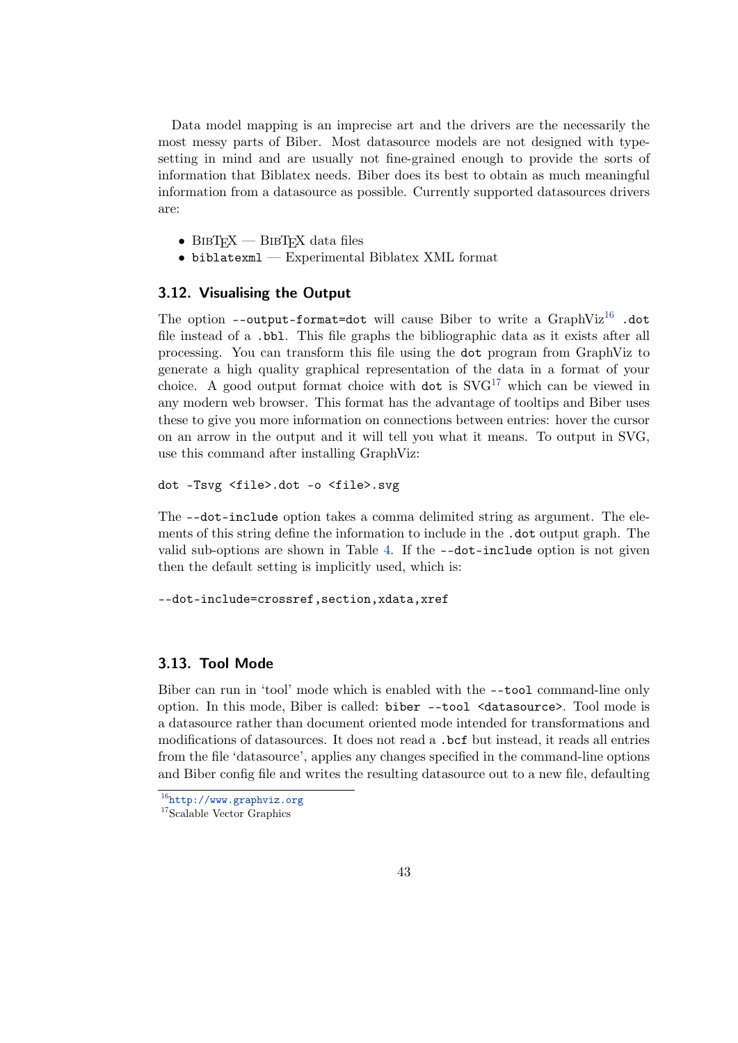Data model mapping is an imprecise art and the drivers are the necessarily the most messy parts of Biber. Most datasource models are not designed with typesetting in mind and are usually not fine-grained enough to provide the sorts of information that Biblatex needs. Biber does its best to obtain as much meaningful information from a datasource as possible. Currently supported datasources drivers are:

- BibTeX — BibTeX data files
- `biblatexml` — Experimental Biblatex XML format

### 3.12. Visualising the Output

The option `--output-format=dot` will cause Biber to write a GraphViz[16] `.dot` file instead of a `.bbl`. This file graphs the bibliographic data as it exists after all processing. You can transform this file using the `dot` program from GraphViz to generate a high quality graphical representation of the data in a format of your choice. A good output format choice with `dot` is SVG[17] which can be viewed in any modern web browser. This format has the advantage of tooltips and Biber uses these to give you more information on connections between entries: hover the cursor on an arrow in the output and it will tell you what it means. To output in SVG, use this command after installing GraphViz:

```
dot -Tsvg <file>.dot -o <file>.svg
```

The `--dot-include` option takes a comma delimited string as argument. The elements of this string define the information to include in the `.dot` output graph. The valid sub-options are shown in Table 4. If the `--dot-include` option is not given then the default setting is implicitly used, which is:

```
--dot-include=crossref,section,xdata,xref
```

### 3.13. Tool Mode

Biber can run in 'tool' mode which is enabled with the `--tool` command-line only option. In this mode, Biber is called: `biber --tool <datasource>`. Tool mode is a datasource rather than document oriented mode intended for transformations and modifications of datasources. It does not read a `.bcf` but instead, it reads all entries from the file 'datasource', applies any changes specified in the command-line options and Biber config file and writes the resulting datasource out to a new file, defaulting

[16] http://www.graphviz.org

[17] Scalable Vector Graphics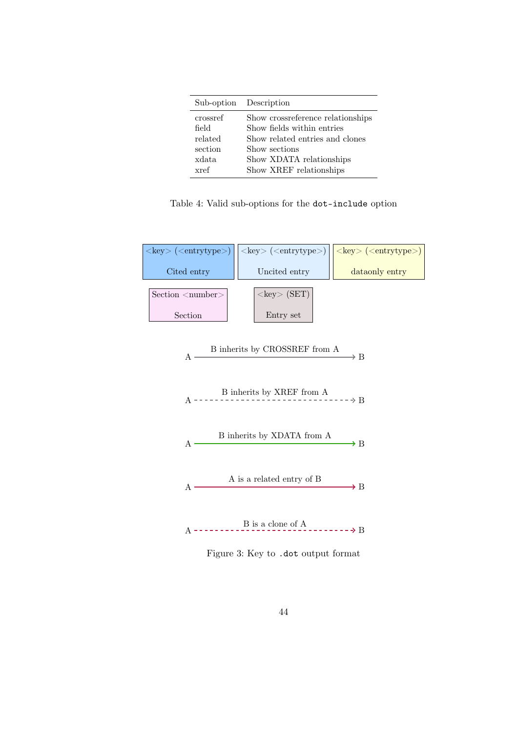| Sub-option | Description |
|---|---|
| crossref | Show crossreference relationships |
| field | Show fields within entries |
| related | Show related entries and clones |
| section | Show sections |
| xdata | Show XDATA relationships |
| xref | Show XREF relationships |

Table 4: Valid sub-options for the `dot-include` option

<key> (<entrytype>)

Cited entry

<key> (<entrytype>)

Uncited entry

<key> (<entrytype>)

dataonly entry

Section <number>

Section

<key> (SET)

Entry set

A → B: B inherits by CROSSREF from A

A - - → B: B inherits by XREF from A

A → B: B inherits by XDATA from A

A → B: A is a related entry of B

A - - → B: B is a clone of A

Figure 3: Key to `.dot` output format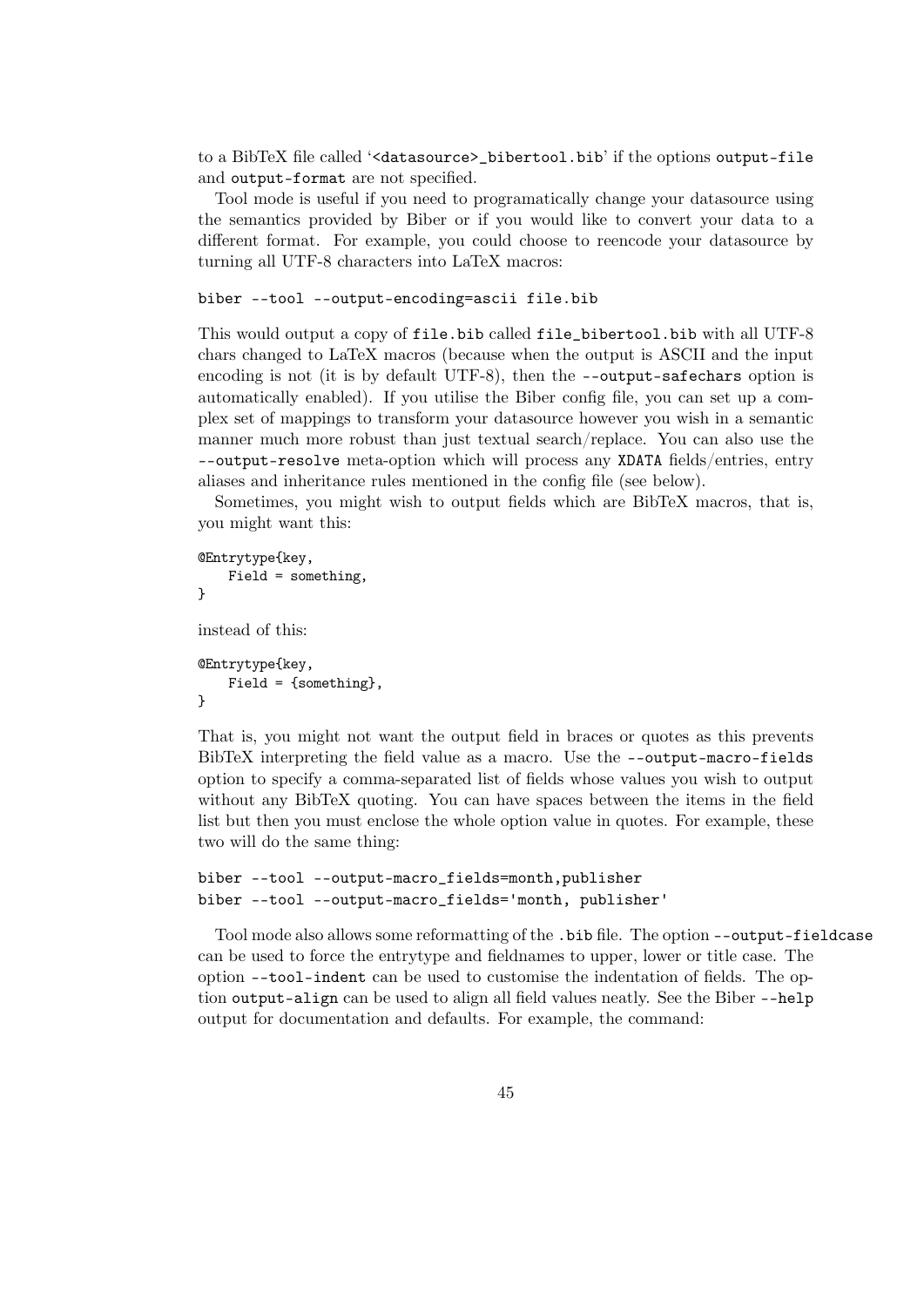to a BibTeX file called '`<datasource>_bibertool.bib`' if the options `output-file` and `output-format` are not specified.

Tool mode is useful if you need to programatically change your datasource using the semantics provided by Biber or if you would like to convert your data to a different format. For example, you could choose to reencode your datasource by turning all UTF-8 characters into LaTeX macros:

```
biber --tool --output-encoding=ascii file.bib
```

This would output a copy of `file.bib` called `file_bibertool.bib` with all UTF-8 chars changed to LaTeX macros (because when the output is ASCII and the input encoding is not (it is by default UTF-8), then the `--output-safechars` option is automatically enabled). If you utilise the Biber config file, you can set up a complex set of mappings to transform your datasource however you wish in a semantic manner much more robust than just textual search/replace. You can also use the `--output-resolve` meta-option which will process any `XDATA` fields/entries, entry aliases and inheritance rules mentioned in the config file (see below).

Sometimes, you might wish to output fields which are BibTeX macros, that is, you might want this:

```
@Entrytype{key,
    Field = something,
}
```

instead of this:

```
@Entrytype{key,
    Field = {something},
}
```

That is, you might not want the output field in braces or quotes as this prevents BibTeX interpreting the field value as a macro. Use the `--output-macro-fields` option to specify a comma-separated list of fields whose values you wish to output without any BibTeX quoting. You can have spaces between the items in the field list but then you must enclose the whole option value in quotes. For example, these two will do the same thing:

```
biber --tool --output-macro_fields=month,publisher
biber --tool --output-macro_fields='month, publisher'
```

Tool mode also allows some reformatting of the `.bib` file. The option `--output-fieldcase` can be used to force the entrytype and fieldnames to upper, lower or title case. The option `--tool-indent` can be used to customise the indentation of fields. The option `output-align` can be used to align all field values neatly. See the Biber `--help` output for documentation and defaults. For example, the command: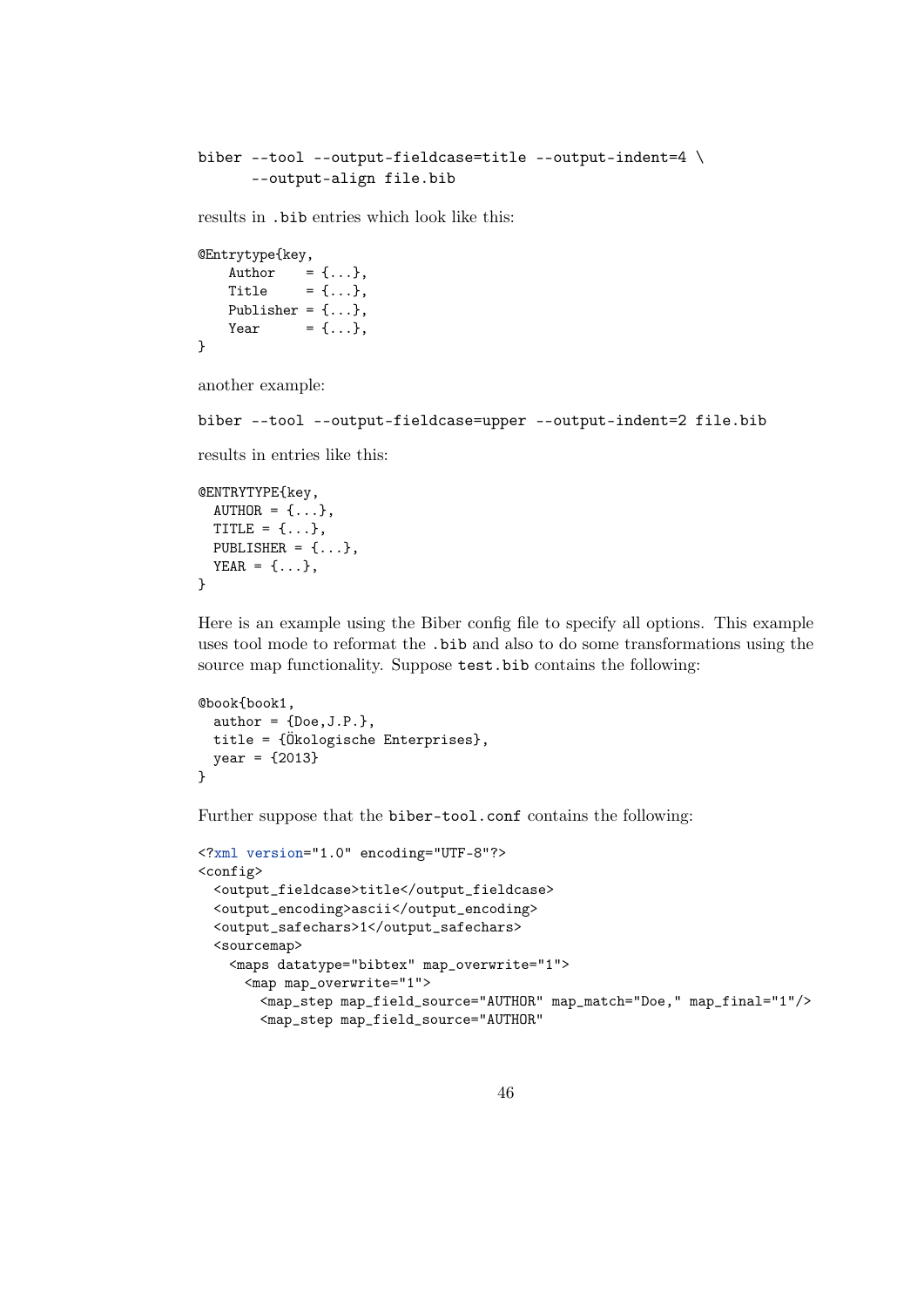```
biber --tool --output-fieldcase=title --output-indent=4 \
      --output-align file.bib
```

results in .bib entries which look like this:

```
@Entrytype{key,
    Author    = {...},
    Title     = {...},
    Publisher = {...},
    Year      = {...},
}
```

another example:

```
biber --tool --output-fieldcase=upper --output-indent=2 file.bib
```

results in entries like this:

```
@ENTRYTYPE{key,
  AUTHOR = {...},
  TITLE = {...},
  PUBLISHER = {...},
  YEAR = {...},
}
```

Here is an example using the Biber config file to specify all options. This example uses tool mode to reformat the .bib and also to do some transformations using the source map functionality. Suppose test.bib contains the following:

```
@book{book1,
  author = {Doe,J.P.},
  title = {Ökologische Enterprises},
  year = {2013}
}
```

Further suppose that the biber-tool.conf contains the following:

```
<?xml version="1.0" encoding="UTF-8"?>
<config>
  <output_fieldcase>title</output_fieldcase>
  <output_encoding>ascii</output_encoding>
  <output_safechars>1</output_safechars>
  <sourcemap>
    <maps datatype="bibtex" map_overwrite="1">
      <map map_overwrite="1">
        <map_step map_field_source="AUTHOR" map_match="Doe," map_final="1"/>
        <map_step map_field_source="AUTHOR"
```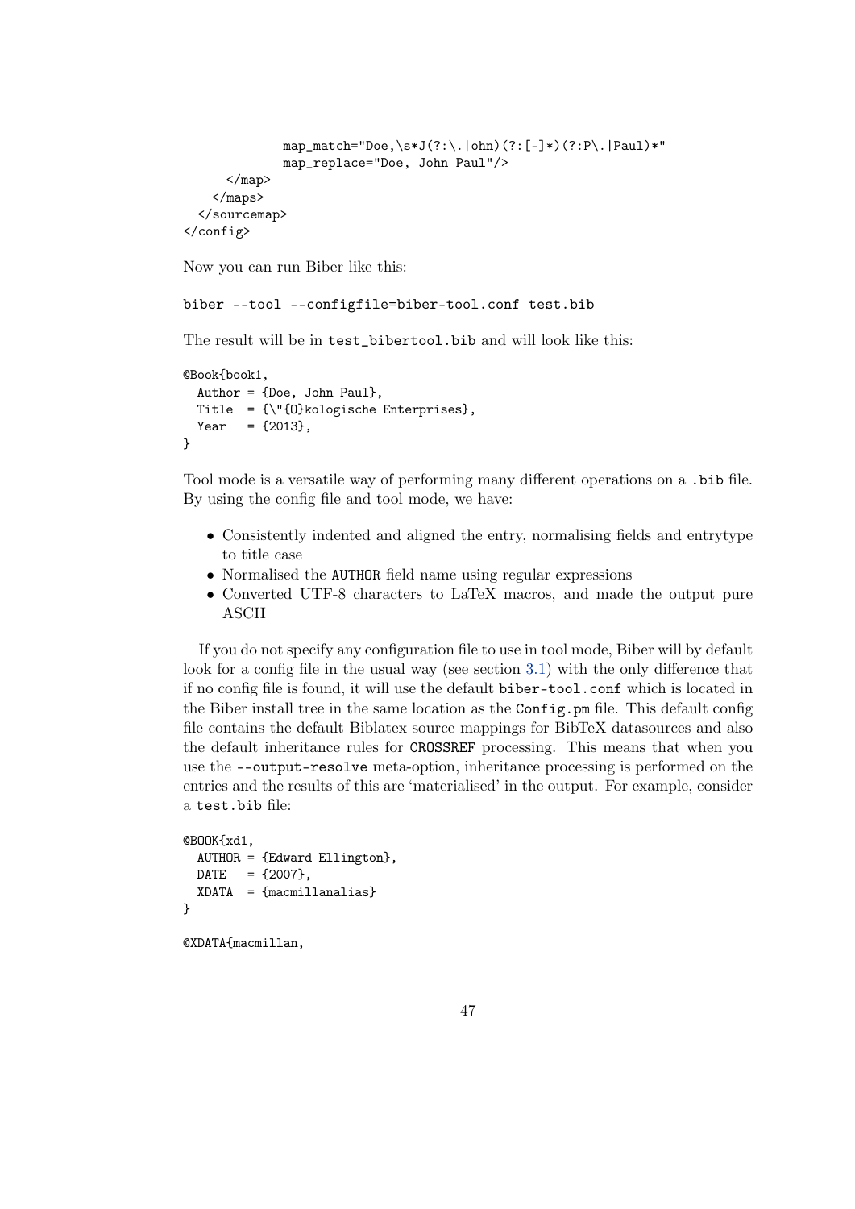```
            map_match="Doe,\s*J(?:\.|ohn)(?:[-]*)(?:P\.|Paul)*"
            map_replace="Doe, John Paul"/>
      </map>
    </maps>
  </sourcemap>
</config>
```

Now you can run Biber like this:

```
biber --tool --configfile=biber-tool.conf test.bib
```

The result will be in `test_bibertool.bib` and will look like this:

```
@Book{book1,
  Author = {Doe, John Paul},
  Title  = {\"{O}kologische Enterprises},
  Year   = {2013},
}
```

Tool mode is a versatile way of performing many different operations on a `.bib` file. By using the config file and tool mode, we have:

- Consistently indented and aligned the entry, normalising fields and entrytype to title case
- Normalised the `AUTHOR` field name using regular expressions
- Converted UTF-8 characters to LaTeX macros, and made the output pure ASCII

If you do not specify any configuration file to use in tool mode, Biber will by default look for a config file in the usual way (see section 3.1) with the only difference that if no config file is found, it will use the default `biber-tool.conf` which is located in the Biber install tree in the same location as the `Config.pm` file. This default config file contains the default Biblatex source mappings for BibTeX datasources and also the default inheritance rules for `CROSSREF` processing. This means that when you use the `--output-resolve` meta-option, inheritance processing is performed on the entries and the results of this are 'materialised' in the output. For example, consider a `test.bib` file:

```
@BOOK{xd1,
  AUTHOR = {Edward Ellington},
  DATE   = {2007},
  XDATA  = {macmillanalias}
}

@XDATA{macmillan,
```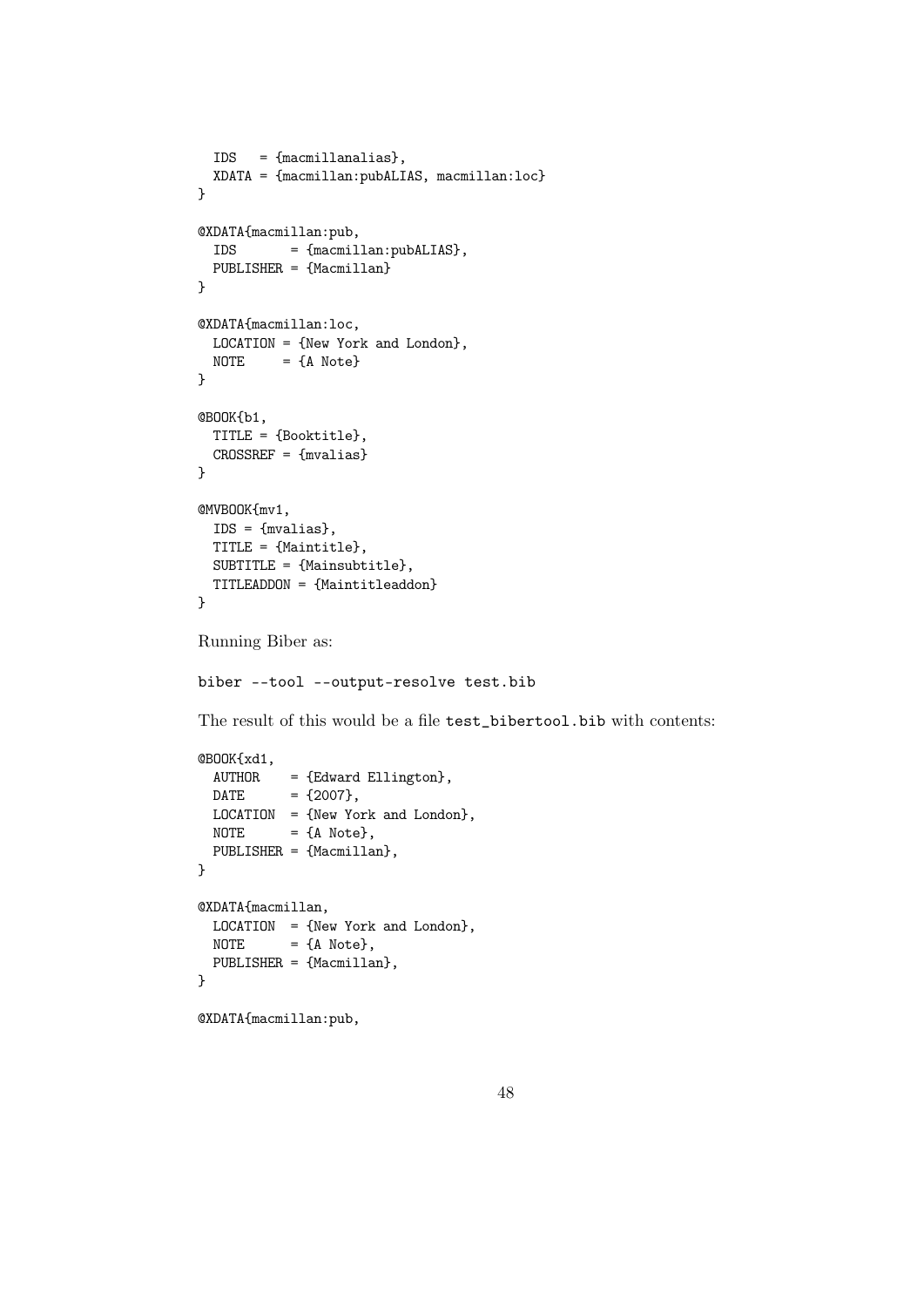```
  IDS   = {macmillanalias},
  XDATA = {macmillan:pubALIAS, macmillan:loc}
}

@XDATA{macmillan:pub,
  IDS       = {macmillan:pubALIAS},
  PUBLISHER = {Macmillan}
}

@XDATA{macmillan:loc,
  LOCATION = {New York and London},
  NOTE     = {A Note}
}

@BOOK{b1,
  TITLE = {Booktitle},
  CROSSREF = {mvalias}
}

@MVBOOK{mv1,
  IDS = {mvalias},
  TITLE = {Maintitle},
  SUBTITLE = {Mainsubtitle},
  TITLEADDON = {Maintitleaddon}
}
```

Running Biber as:

```
biber --tool --output-resolve test.bib
```

The result of this would be a file `test_bibertool.bib` with contents:

```
@BOOK{xd1,
  AUTHOR    = {Edward Ellington},
  DATE      = {2007},
  LOCATION  = {New York and London},
  NOTE      = {A Note},
  PUBLISHER = {Macmillan},
}

@XDATA{macmillan,
  LOCATION  = {New York and London},
  NOTE      = {A Note},
  PUBLISHER = {Macmillan},
}

@XDATA{macmillan:pub,
```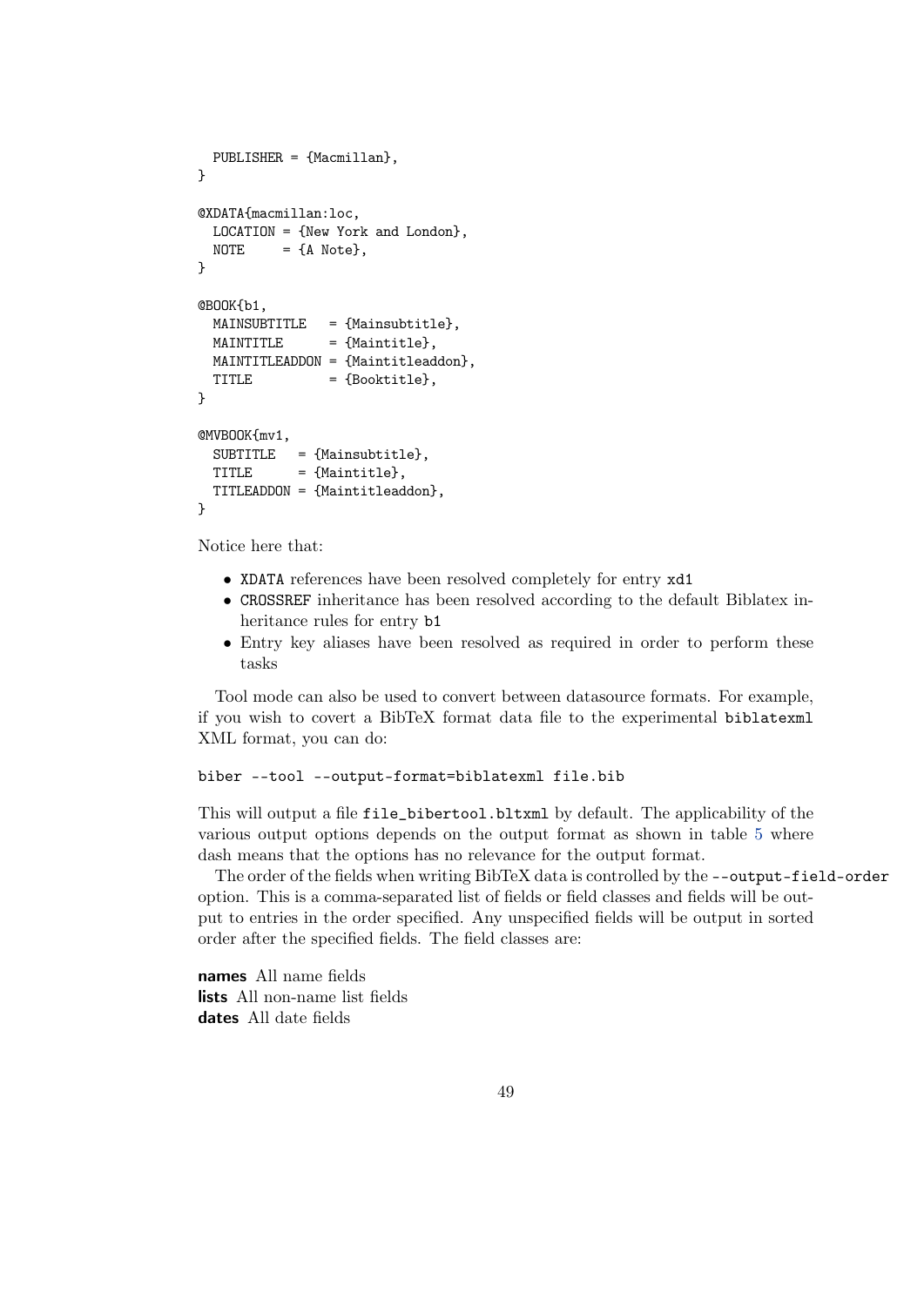```
  PUBLISHER = {Macmillan},
}

@XDATA{macmillan:loc,
  LOCATION = {New York and London},
  NOTE     = {A Note},
}

@BOOK{b1,
  MAINSUBTITLE   = {Mainsubtitle},
  MAINTITLE      = {Maintitle},
  MAINTITLEADDON = {Maintitleaddon},
  TITLE          = {Booktitle},
}

@MVBOOK{mv1,
  SUBTITLE   = {Mainsubtitle},
  TITLE      = {Maintitle},
  TITLEADDON = {Maintitleaddon},
}
```

Notice here that:

- `XDATA` references have been resolved completely for entry `xd1`
- `CROSSREF` inheritance has been resolved according to the default Biblatex inheritance rules for entry `b1`
- Entry key aliases have been resolved as required in order to perform these tasks

Tool mode can also be used to convert between datasource formats. For example, if you wish to covert a BibTeX format data file to the experimental `biblatexml` XML format, you can do:

```
biber --tool --output-format=biblatexml file.bib
```

This will output a file `file_bibertool.bltxml` by default. The applicability of the various output options depends on the output format as shown in table 5 where dash means that the options has no relevance for the output format.

The order of the fields when writing BibTeX data is controlled by the `--output-field-order` option. This is a comma-separated list of fields or field classes and fields will be output to entries in the order specified. Any unspecified fields will be output in sorted order after the specified fields. The field classes are:

**names** All name fields
**lists** All non-name list fields
**dates** All date fields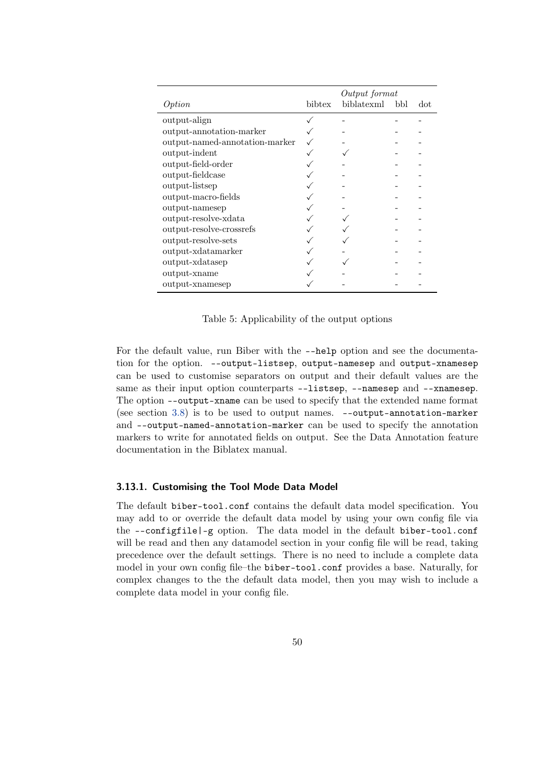| Option | bibtex | *Output format* biblatexml | bbl | dot |
|---|---|---|---|---|
| output-align | ✓ | - | - | - |
| output-annotation-marker | ✓ | - | - | - |
| output-named-annotation-marker | ✓ | - | - | - |
| output-indent | ✓ | ✓ | - | - |
| output-field-order | ✓ | - | - | - |
| output-fieldcase | ✓ | - | - | - |
| output-listsep | ✓ | - | - | - |
| output-macro-fields | ✓ | - | - | - |
| output-namesep | ✓ | - | - | - |
| output-resolve-xdata | ✓ | ✓ | - | - |
| output-resolve-crossrefs | ✓ | ✓ | - | - |
| output-resolve-sets | ✓ | ✓ | - | - |
| output-xdatamarker | ✓ | - | - | - |
| output-xdatasep | ✓ | ✓ | - | - |
| output-xname | ✓ | - | - | - |
| output-xnamesep | ✓ | - | - | - |

Table 5: Applicability of the output options

For the default value, run Biber with the `--help` option and see the documentation for the option. `--output-listsep`, `output-namesep` and `output-xnamesep` can be used to customise separators on output and their default values are the same as their input option counterparts `--listsep`, `--namesep` and `--xnamesep`. The option `--output-xname` can be used to specify that the extended name format (see section 3.8) is to be used to output names. `--output-annotation-marker` and `--output-named-annotation-marker` can be used to specify the annotation markers to write for annotated fields on output. See the Data Annotation feature documentation in the Biblatex manual.

### 3.13.1. Customising the Tool Mode Data Model

The default `biber-tool.conf` contains the default data model specification. You may add to or override the default data model by using your own config file via the `--configfile|-g` option. The data model in the default `biber-tool.conf` will be read and then any datamodel section in your config file will be read, taking precedence over the default settings. There is no need to include a complete data model in your own config file–the `biber-tool.conf` provides a base. Naturally, for complex changes to the the default data model, then you may wish to include a complete data model in your config file.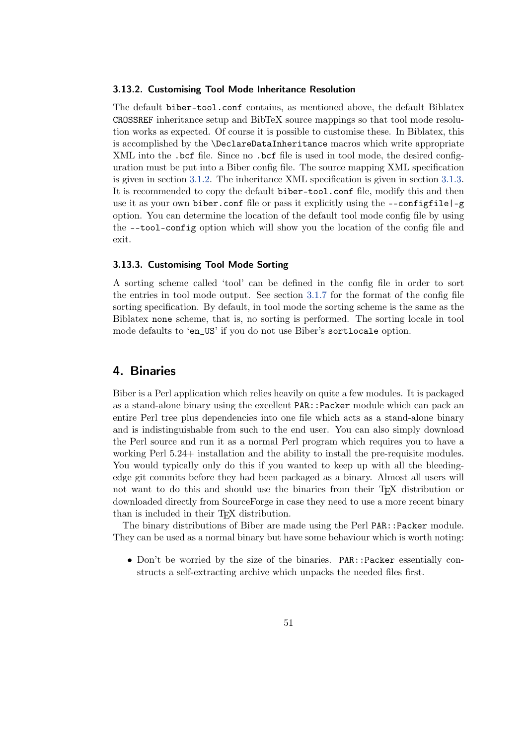### 3.13.2. Customising Tool Mode Inheritance Resolution

The default `biber-tool.conf` contains, as mentioned above, the default Biblatex `CROSSREF` inheritance setup and BibTeX source mappings so that tool mode resolution works as expected. Of course it is possible to customise these. In Biblatex, this is accomplished by the `\DeclareDataInheritance` macros which write appropriate XML into the `.bcf` file. Since no `.bcf` file is used in tool mode, the desired configuration must be put into a Biber config file. The source mapping XML specification is given in section 3.1.2. The inheritance XML specification is given in section 3.1.3. It is recommended to copy the default `biber-tool.conf` file, modify this and then use it as your own `biber.conf` file or pass it explicitly using the `--configfile|-g` option. You can determine the location of the default tool mode config file by using the `--tool-config` option which will show you the location of the config file and exit.

### 3.13.3. Customising Tool Mode Sorting

A sorting scheme called 'tool' can be defined in the config file in order to sort the entries in tool mode output. See section 3.1.7 for the format of the config file sorting specification. By default, in tool mode the sorting scheme is the same as the Biblatex `none` scheme, that is, no sorting is performed. The sorting locale in tool mode defaults to '`en_US`' if you do not use Biber's `sortlocale` option.

## 4. Binaries

Biber is a Perl application which relies heavily on quite a few modules. It is packaged as a stand-alone binary using the excellent `PAR::Packer` module which can pack an entire Perl tree plus dependencies into one file which acts as a stand-alone binary and is indistinguishable from such to the end user. You can also simply download the Perl source and run it as a normal Perl program which requires you to have a working Perl 5.24+ installation and the ability to install the pre-requisite modules. You would typically only do this if you wanted to keep up with all the bleeding-edge git commits before they had been packaged as a binary. Almost all users will not want to do this and should use the binaries from their TeX distribution or downloaded directly from SourceForge in case they need to use a more recent binary than is included in their TeX distribution.

The binary distributions of Biber are made using the Perl `PAR::Packer` module. They can be used as a normal binary but have some behaviour which is worth noting:

- Don't be worried by the size of the binaries. `PAR::Packer` essentially constructs a self-extracting archive which unpacks the needed files first.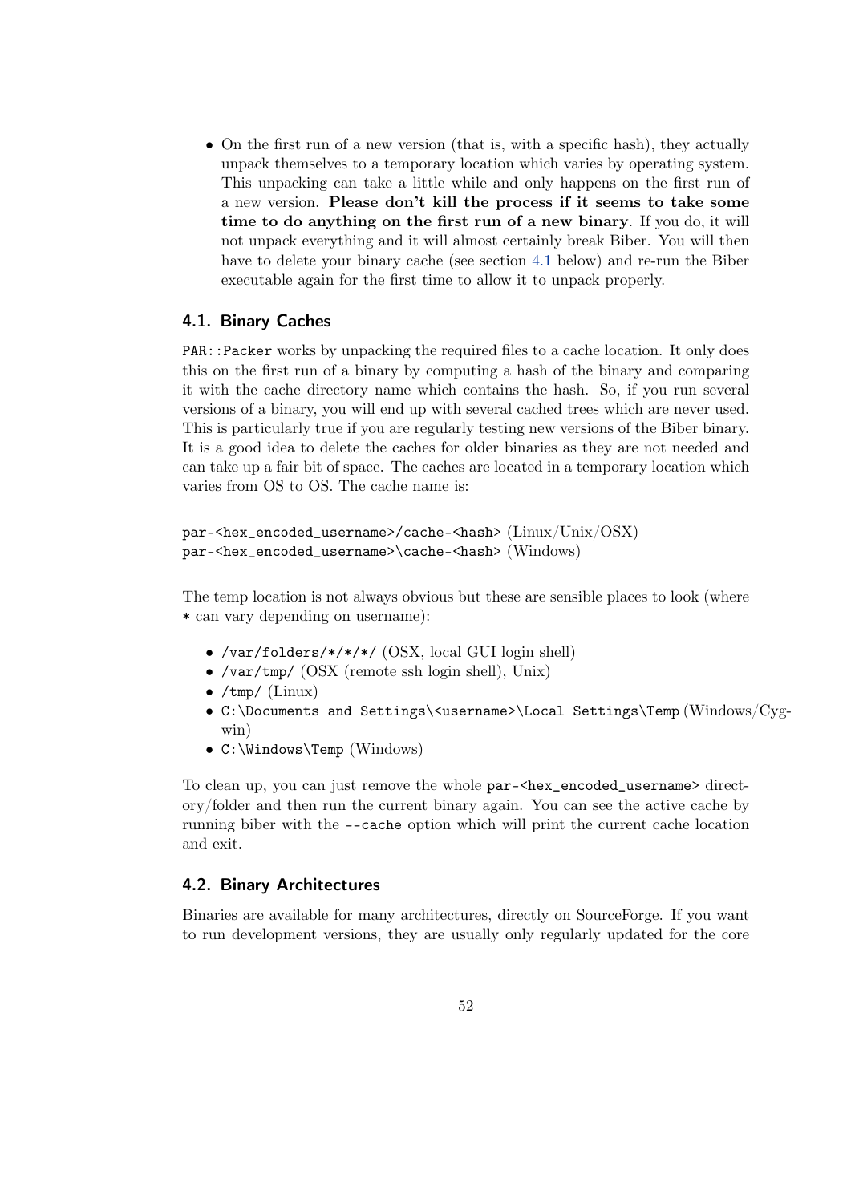- On the first run of a new version (that is, with a specific hash), they actually unpack themselves to a temporary location which varies by operating system. This unpacking can take a little while and only happens on the first run of a new version. **Please don't kill the process if it seems to take some time to do anything on the first run of a new binary**. If you do, it will not unpack everything and it will almost certainly break Biber. You will then have to delete your binary cache (see section 4.1 below) and re-run the Biber executable again for the first time to allow it to unpack properly.

### 4.1. Binary Caches

`PAR::Packer` works by unpacking the required files to a cache location. It only does this on the first run of a binary by computing a hash of the binary and comparing it with the cache directory name which contains the hash. So, if you run several versions of a binary, you will end up with several cached trees which are never used. This is particularly true if you are regularly testing new versions of the Biber binary. It is a good idea to delete the caches for older binaries as they are not needed and can take up a fair bit of space. The caches are located in a temporary location which varies from OS to OS. The cache name is:

`par-<hex_encoded_username>/cache-<hash>` (Linux/Unix/OSX)
`par-<hex_encoded_username>\cache-<hash>` (Windows)

The temp location is not always obvious but these are sensible places to look (where `*` can vary depending on username):

- `/var/folders/*/*/*/` (OSX, local GUI login shell)
- `/var/tmp/` (OSX (remote ssh login shell), Unix)
- `/tmp/` (Linux)
- `C:\Documents and Settings\<username>\Local Settings\Temp` (Windows/Cygwin)
- `C:\Windows\Temp` (Windows)

To clean up, you can just remove the whole `par-<hex_encoded_username>` directory/folder and then run the current binary again. You can see the active cache by running biber with the `--cache` option which will print the current cache location and exit.

### 4.2. Binary Architectures

Binaries are available for many architectures, directly on SourceForge. If you want to run development versions, they are usually only regularly updated for the core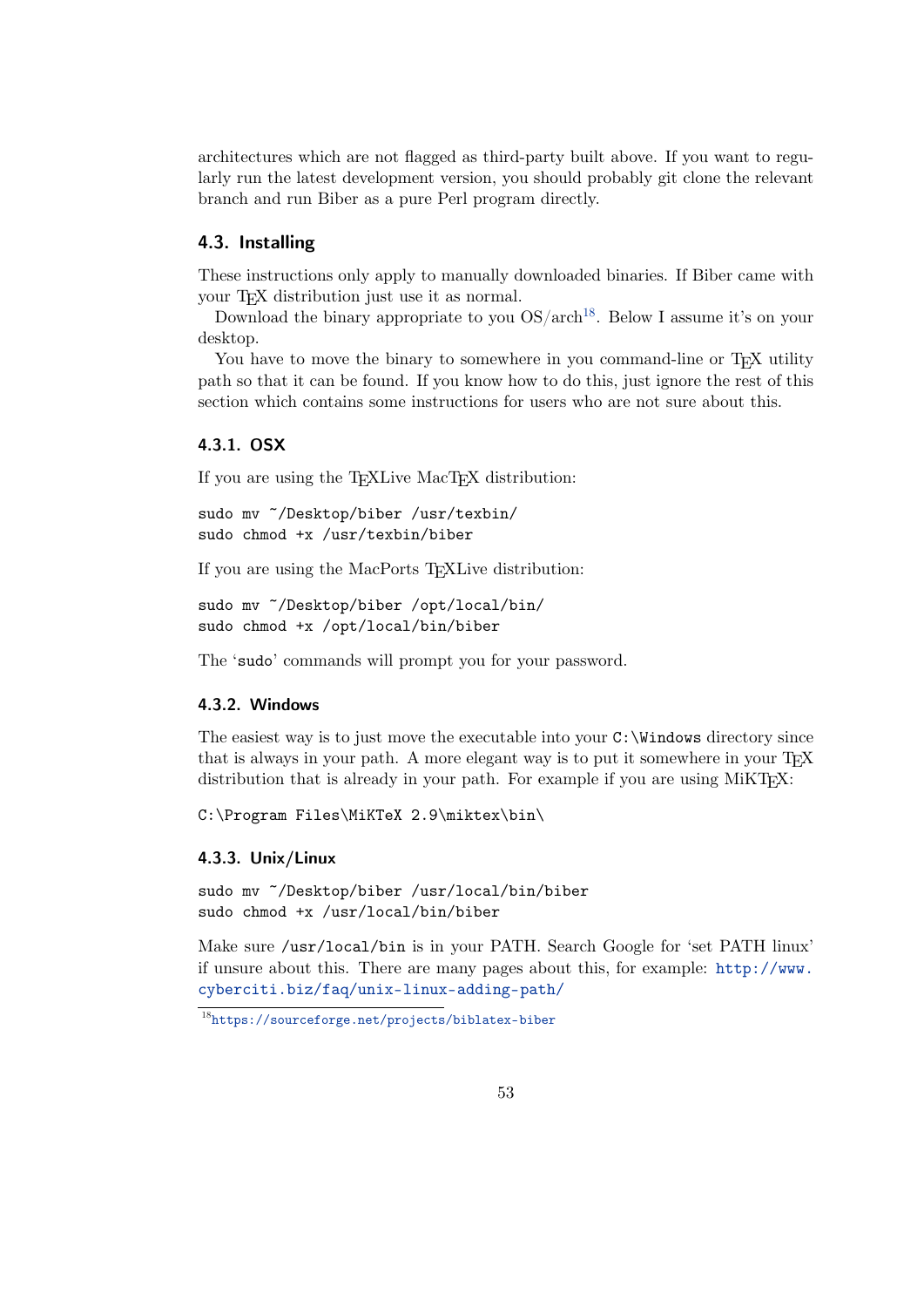architectures which are not flagged as third-party built above. If you want to regularly run the latest development version, you should probably git clone the relevant branch and run Biber as a pure Perl program directly.

## 4.3. Installing

These instructions only apply to manually downloaded binaries. If Biber came with your TeX distribution just use it as normal.

Download the binary appropriate to you OS/arch[18]. Below I assume it's on your desktop.

You have to move the binary to somewhere in you command-line or TeX utility path so that it can be found. If you know how to do this, just ignore the rest of this section which contains some instructions for users who are not sure about this.

### 4.3.1. OSX

If you are using the TeXLive MacTeX distribution:

```
sudo mv ~/Desktop/biber /usr/texbin/
sudo chmod +x /usr/texbin/biber
```

If you are using the MacPorts TeXLive distribution:

```
sudo mv ~/Desktop/biber /opt/local/bin/
sudo chmod +x /opt/local/bin/biber
```

The 'sudo' commands will prompt you for your password.

### 4.3.2. Windows

The easiest way is to just move the executable into your C:\Windows directory since that is always in your path. A more elegant way is to put it somewhere in your TeX distribution that is already in your path. For example if you are using MiKTeX:

```
C:\Program Files\MiKTeX 2.9\miktex\bin\
```

### 4.3.3. Unix/Linux

```
sudo mv ~/Desktop/biber /usr/local/bin/biber
sudo chmod +x /usr/local/bin/biber
```

Make sure /usr/local/bin is in your PATH. Search Google for 'set PATH linux' if unsure about this. There are many pages about this, for example: http://www.cyberciti.biz/faq/unix-linux-adding-path/

[18] https://sourceforge.net/projects/biblatex-biber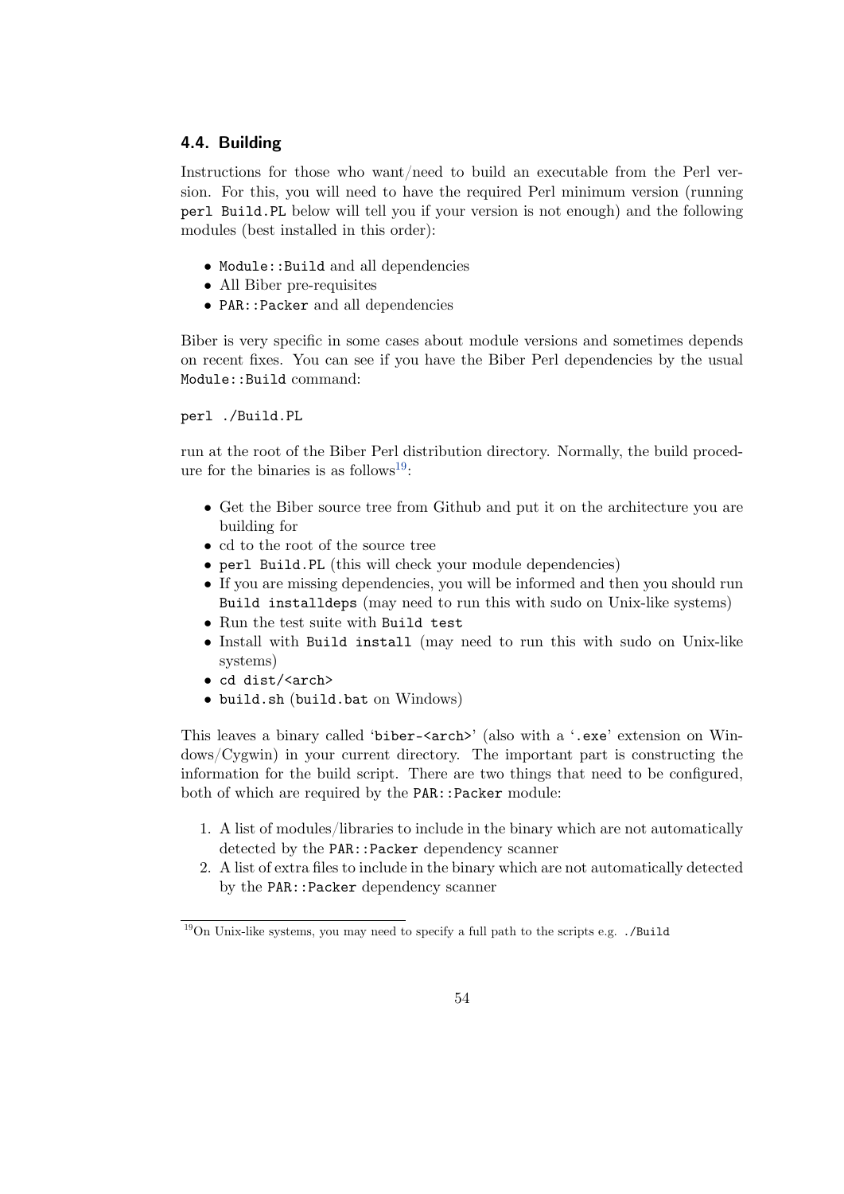### 4.4. Building

Instructions for those who want/need to build an executable from the Perl version. For this, you will need to have the required Perl minimum version (running `perl Build.PL` below will tell you if your version is not enough) and the following modules (best installed in this order):

- `Module::Build` and all dependencies
- All Biber pre-requisites
- `PAR::Packer` and all dependencies

Biber is very specific in some cases about module versions and sometimes depends on recent fixes. You can see if you have the Biber Perl dependencies by the usual `Module::Build` command:

```
perl ./Build.PL
```

run at the root of the Biber Perl distribution directory. Normally, the build procedure for the binaries is as follows[19]:

- Get the Biber source tree from Github and put it on the architecture you are building for
- cd to the root of the source tree
- `perl Build.PL` (this will check your module dependencies)
- If you are missing dependencies, you will be informed and then you should run `Build installdeps` (may need to run this with sudo on Unix-like systems)
- Run the test suite with `Build test`
- Install with `Build install` (may need to run this with sudo on Unix-like systems)
- `cd dist/<arch>`
- `build.sh` (`build.bat` on Windows)

This leaves a binary called '`biber-<arch>`' (also with a '`.exe`' extension on Windows/Cygwin) in your current directory. The important part is constructing the information for the build script. There are two things that need to be configured, both of which are required by the `PAR::Packer` module:

1. A list of modules/libraries to include in the binary which are not automatically detected by the `PAR::Packer` dependency scanner
2. A list of extra files to include in the binary which are not automatically detected by the `PAR::Packer` dependency scanner

---

[19] On Unix-like systems, you may need to specify a full path to the scripts e.g. `./Build`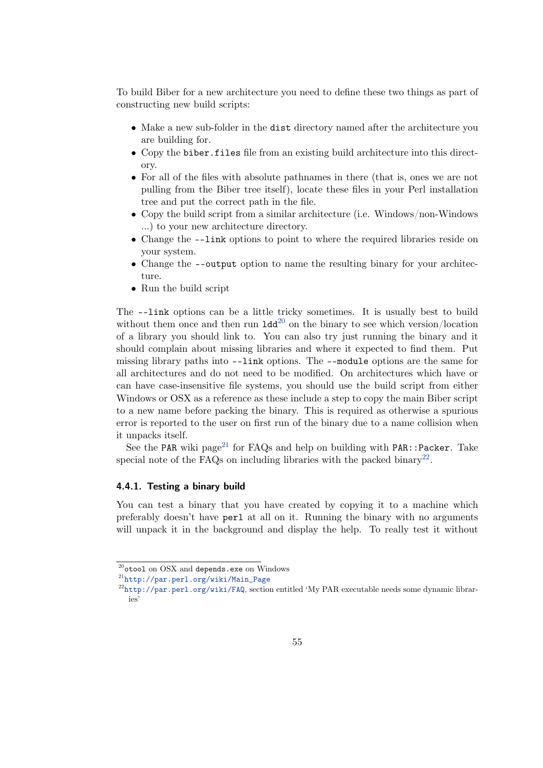To build Biber for a new architecture you need to define these two things as part of constructing new build scripts:

- Make a new sub-folder in the `dist` directory named after the architecture you are building for.
- Copy the `biber.files` file from an existing build architecture into this directory.
- For all of the files with absolute pathnames in there (that is, ones we are not pulling from the Biber tree itself), locate these files in your Perl installation tree and put the correct path in the file.
- Copy the build script from a similar architecture (i.e. Windows/non-Windows ...) to your new architecture directory.
- Change the `--link` options to point to where the required libraries reside on your system.
- Change the `--output` option to name the resulting binary for your architecture.
- Run the build script

The `--link` options can be a little tricky sometimes. It is usually best to build without them once and then run `ldd`[20] on the binary to see which version/location of a library you should link to. You can also try just running the binary and it should complain about missing libraries and where it expected to find them. Put missing library paths into `--link` options. The `--module` options are the same for all architectures and do not need to be modified. On architectures which have or can have case-insensitive file systems, you should use the build script from either Windows or OSX as a reference as these include a step to copy the main Biber script to a new name before packing the binary. This is required as otherwise a spurious error is reported to the user on first run of the binary due to a name collision when it unpacks itself.

See the `PAR` wiki page[21] for FAQs and help on building with `PAR::Packer`. Take special note of the FAQs on including libraries with the packed binary[22].

### 4.4.1. Testing a binary build

You can test a binary that you have created by copying it to a machine which preferably doesn't have `perl` at all on it. Running the binary with no arguments will unpack it in the background and display the help. To really test it without

---

[20] `otool` on OSX and `depends.exe` on Windows

[21] http://par.perl.org/wiki/Main_Page

[22] http://par.perl.org/wiki/FAQ, section entitled 'My PAR executable needs some dynamic libraries'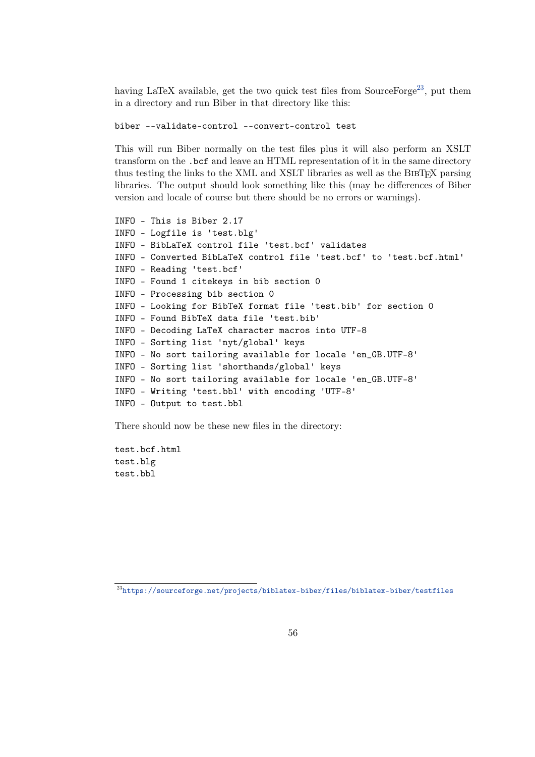having LaTeX available, get the two quick test files from SourceForge[23], put them in a directory and run Biber in that directory like this:

```
biber --validate-control --convert-control test
```

This will run Biber normally on the test files plus it will also perform an XSLT transform on the `.bcf` and leave an HTML representation of it in the same directory thus testing the links to the XML and XSLT libraries as well as the BibTeX parsing libraries. The output should look something like this (may be differences of Biber version and locale of course but there should be no errors or warnings).

```
INFO - This is Biber 2.17
INFO - Logfile is 'test.blg'
INFO - BibLaTeX control file 'test.bcf' validates
INFO - Converted BibLaTeX control file 'test.bcf' to 'test.bcf.html'
INFO - Reading 'test.bcf'
INFO - Found 1 citekeys in bib section 0
INFO - Processing bib section 0
INFO - Looking for BibTeX format file 'test.bib' for section 0
INFO - Found BibTeX data file 'test.bib'
INFO - Decoding LaTeX character macros into UTF-8
INFO - Sorting list 'nyt/global' keys
INFO - No sort tailoring available for locale 'en_GB.UTF-8'
INFO - Sorting list 'shorthands/global' keys
INFO - No sort tailoring available for locale 'en_GB.UTF-8'
INFO - Writing 'test.bbl' with encoding 'UTF-8'
INFO - Output to test.bbl
```

There should now be these new files in the directory:

```
test.bcf.html
test.blg
test.bbl
```

[23] https://sourceforge.net/projects/biblatex-biber/files/biblatex-biber/testfiles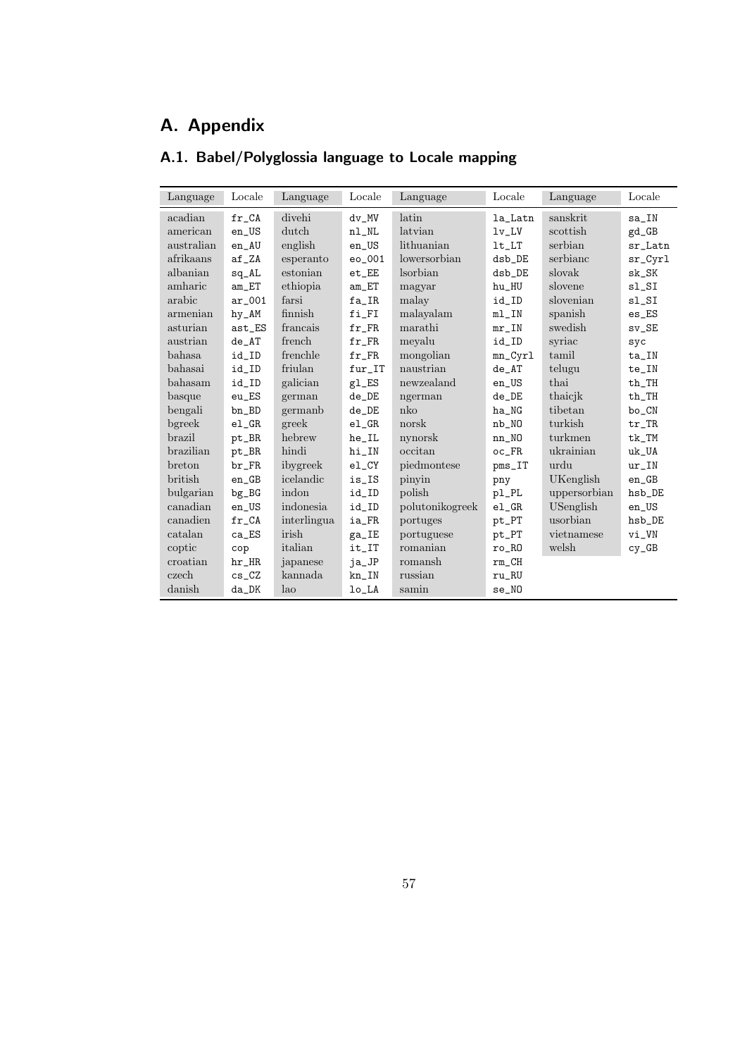# A. Appendix

## A.1. Babel/Polyglossia language to Locale mapping

| Language | Locale | Language | Locale | Language | Locale | Language | Locale |
|---|---|---|---|---|---|---|---|
| acadian | fr_CA | divehi | dv_MV | latin | la_Latn | sanskrit | sa_IN |
| american | en_US | dutch | nl_NL | latvian | lv_LV | scottish | gd_GB |
| australian | en_AU | english | en_US | lithuanian | lt_LT | serbian | sr_Latn |
| afrikaans | af_ZA | esperanto | eo_001 | lowersorbian | dsb_DE | serbianc | sr_Cyrl |
| albanian | sq_AL | estonian | et_EE | lsorbian | dsb_DE | slovak | sk_SK |
| amharic | am_ET | ethiopia | am_ET | magyar | hu_HU | slovene | sl_SI |
| arabic | ar_001 | farsi | fa_IR | malay | id_ID | slovenian | sl_SI |
| armenian | hy_AM | finnish | fi_FI | malayalam | ml_IN | spanish | es_ES |
| asturian | ast_ES | francais | fr_FR | marathi | mr_IN | swedish | sv_SE |
| austrian | de_AT | french | fr_FR | meyalu | id_ID | syriac | syc |
| bahasa | id_ID | frenchle | fr_FR | mongolian | mn_Cyrl | tamil | ta_IN |
| bahasai | id_ID | friulan | fur_IT | naustrian | de_AT | telugu | te_IN |
| bahasam | id_ID | galician | gl_ES | newzealand | en_US | thai | th_TH |
| basque | eu_ES | german | de_DE | ngerman | de_DE | thaicjk | th_TH |
| bengali | bn_BD | germanb | de_DE | nko | ha_NG | tibetan | bo_CN |
| bgreek | el_GR | greek | el_GR | norsk | nb_NO | turkish | tr_TR |
| brazil | pt_BR | hebrew | he_IL | nynorsk | nn_NO | turkmen | tk_TM |
| brazilian | pt_BR | hindi | hi_IN | occitan | oc_FR | ukrainian | uk_UA |
| breton | br_FR | ibygreek | el_CY | piedmontese | pms_IT | urdu | ur_IN |
| british | en_GB | icelandic | is_IS | pinyin | pny | UKenglish | en_GB |
| bulgarian | bg_BG | indon | id_ID | polish | pl_PL | uppersorbian | hsb_DE |
| canadian | en_US | indonesia | id_ID | polutonikogreek | el_GR | USenglish | en_US |
| canadien | fr_CA | interlingua | ia_FR | portuges | pt_PT | usorbian | hsb_DE |
| catalan | ca_ES | irish | ga_IE | portuguese | pt_PT | vietnamese | vi_VN |
| coptic | cop | italian | it_IT | romanian | ro_RO | welsh | cy_GB |
| croatian | hr_HR | japanese | ja_JP | romansh | rm_CH | | |
| czech | cs_CZ | kannada | kn_IN | russian | ru_RU | | |
| danish | da_DK | lao | lo_LA | samin | se_NO | | |